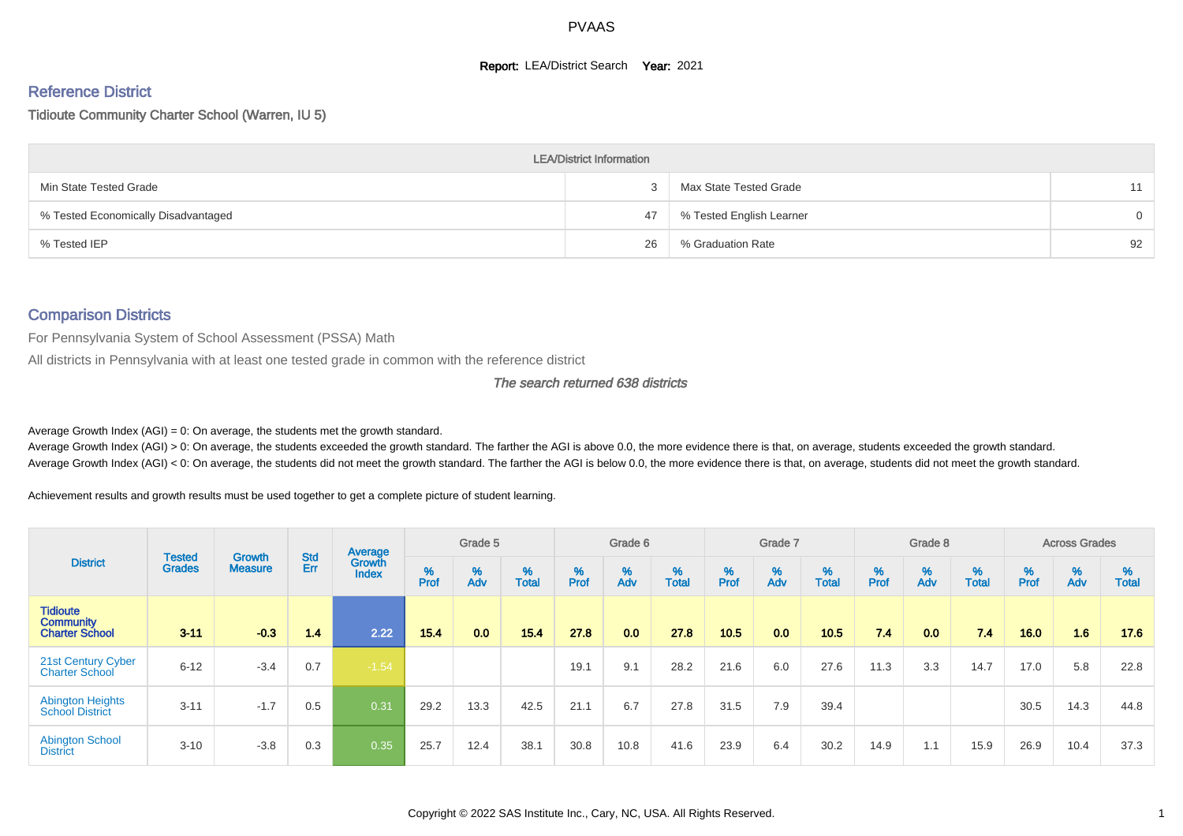# PVAAS

**Report:** LEA/District Search **Year:** 2021

## Reference District

Tidioute Community Charter School (Warren, IU 5)

| LEA/District Information | | | |
|---|---|---|---|
| Min State Tested Grade | 3 | Max State Tested Grade | 11 |
| % Tested Economically Disadvantaged | 47 | % Tested English Learner | 0 |
| % Tested IEP | 26 | % Graduation Rate | 92 |

## Comparison Districts

For Pennsylvania System of School Assessment (PSSA) Math

All districts in Pennsylvania with at least one tested grade in common with the reference district

*The search returned 638 districts*

Average Growth Index (AGI) = 0: On average, the students met the growth standard.
Average Growth Index (AGI) > 0: On average, the students exceeded the growth standard. The farther the AGI is above 0.0, the more evidence there is that, on average, students exceeded the growth standard.
Average Growth Index (AGI) < 0: On average, the students did not meet the growth standard. The farther the AGI is below 0.0, the more evidence there is that, on average, students did not meet the growth standard.

Achievement results and growth results must be used together to get a complete picture of student learning.

| District | Tested Grades | Growth Measure | Std Err | Average Growth Index | Grade 5 | | | Grade 6 | | | Grade 7 | | | Grade 8 | | | Across Grades | | |
|---|---|---|---|---|---|---|---|---|---|---|---|---|---|---|---|---|---|---|---|
| | | | | | % Prof | % Adv | % Total | % Prof | % Adv | % Total | % Prof | % Adv | % Total | % Prof | % Adv | % Total | % Prof | % Adv | % Total |
| **Tidioute Community Charter School** | **3-11** | **-0.3** | **1.4** | **2.22** | **15.4** | **0.0** | **15.4** | **27.8** | **0.0** | **27.8** | **10.5** | **0.0** | **10.5** | **7.4** | **0.0** | **7.4** | **16.0** | **1.6** | **17.6** |
| 21st Century Cyber Charter School | 6-12 | -3.4 | 0.7 | -1.54 | | | | 19.1 | 9.1 | 28.2 | 21.6 | 6.0 | 27.6 | 11.3 | 3.3 | 14.7 | 17.0 | 5.8 | 22.8 |
| Abington Heights School District | 3-11 | -1.7 | 0.5 | 0.31 | 29.2 | 13.3 | 42.5 | 21.1 | 6.7 | 27.8 | 31.5 | 7.9 | 39.4 | | | | 30.5 | 14.3 | 44.8 |
| Abington School District | 3-10 | -3.8 | 0.3 | 0.35 | 25.7 | 12.4 | 38.1 | 30.8 | 10.8 | 41.6 | 23.9 | 6.4 | 30.2 | 14.9 | 1.1 | 15.9 | 26.9 | 10.4 | 37.3 |

Copyright © 2022 SAS Institute Inc., Cary, NC, USA. All Rights Reserved.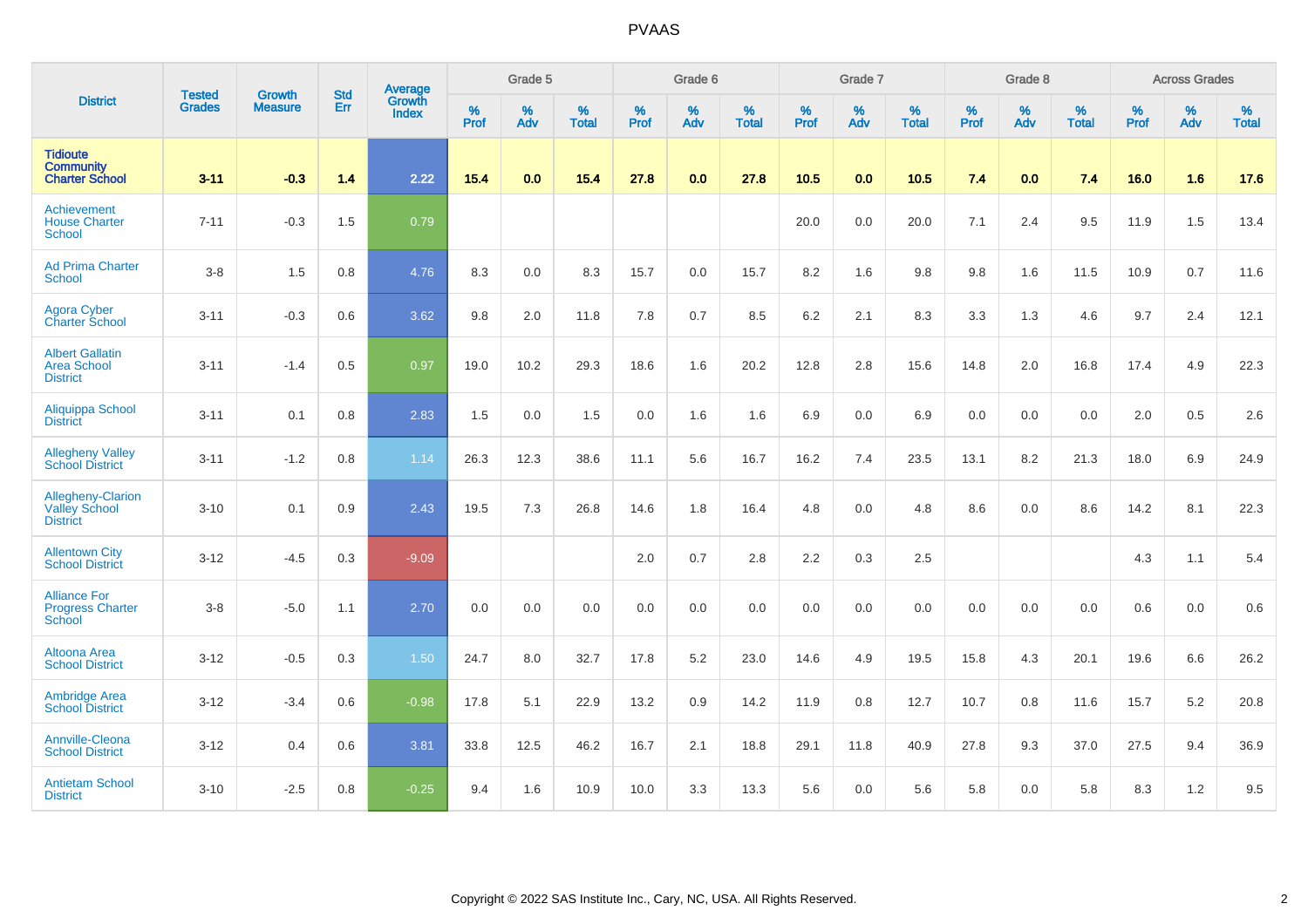| District | Tested Grades | Growth Measure | Std Err | Average Growth Index | Grade 5 | | | Grade 6 | | | Grade 7 | | | Grade 8 | | | Across Grades | | |
|---|---|---|---|---|---|---|---|---|---|---|---|---|---|---|---|---|---|---|---|
| | | | | | % Prof | % Adv | % Total | % Prof | % Adv | % Total | % Prof | % Adv | % Total | % Prof | % Adv | % Total | % Prof | % Adv | % Total |
| **Tidioute Community Charter School** | **3-11** | **-0.3** | **1.4** | **2.22** | **15.4** | **0.0** | **15.4** | **27.8** | **0.0** | **27.8** | **10.5** | **0.0** | **10.5** | **7.4** | **0.0** | **7.4** | **16.0** | **1.6** | **17.6** |
| Achievement House Charter School | 7-11 | -0.3 | 1.5 | 0.79 | | | | | | | 20.0 | 0.0 | 20.0 | 7.1 | 2.4 | 9.5 | 11.9 | 1.5 | 13.4 |
| Ad Prima Charter School | 3-8 | 1.5 | 0.8 | 4.76 | 8.3 | 0.0 | 8.3 | 15.7 | 0.0 | 15.7 | 8.2 | 1.6 | 9.8 | 9.8 | 1.6 | 11.5 | 10.9 | 0.7 | 11.6 |
| Agora Cyber Charter School | 3-11 | -0.3 | 0.6 | 3.62 | 9.8 | 2.0 | 11.8 | 7.8 | 0.7 | 8.5 | 6.2 | 2.1 | 8.3 | 3.3 | 1.3 | 4.6 | 9.7 | 2.4 | 12.1 |
| Albert Gallatin Area School District | 3-11 | -1.4 | 0.5 | 0.97 | 19.0 | 10.2 | 29.3 | 18.6 | 1.6 | 20.2 | 12.8 | 2.8 | 15.6 | 14.8 | 2.0 | 16.8 | 17.4 | 4.9 | 22.3 |
| Aliquippa School District | 3-11 | 0.1 | 0.8 | 2.83 | 1.5 | 0.0 | 1.5 | 0.0 | 1.6 | 1.6 | 6.9 | 0.0 | 6.9 | 0.0 | 0.0 | 0.0 | 2.0 | 0.5 | 2.6 |
| Allegheny Valley School District | 3-11 | -1.2 | 0.8 | 1.14 | 26.3 | 12.3 | 38.6 | 11.1 | 5.6 | 16.7 | 16.2 | 7.4 | 23.5 | 13.1 | 8.2 | 21.3 | 18.0 | 6.9 | 24.9 |
| Allegheny-Clarion Valley School District | 3-10 | 0.1 | 0.9 | 2.43 | 19.5 | 7.3 | 26.8 | 14.6 | 1.8 | 16.4 | 4.8 | 0.0 | 4.8 | 8.6 | 0.0 | 8.6 | 14.2 | 8.1 | 22.3 |
| Allentown City School District | 3-12 | -4.5 | 0.3 | -9.09 | | | | 2.0 | 0.7 | 2.8 | 2.2 | 0.3 | 2.5 | | | | 4.3 | 1.1 | 5.4 |
| Alliance For Progress Charter School | 3-8 | -5.0 | 1.1 | 2.70 | 0.0 | 0.0 | 0.0 | 0.0 | 0.0 | 0.0 | 0.0 | 0.0 | 0.0 | 0.0 | 0.0 | 0.0 | 0.6 | 0.0 | 0.6 |
| Altoona Area School District | 3-12 | -0.5 | 0.3 | 1.50 | 24.7 | 8.0 | 32.7 | 17.8 | 5.2 | 23.0 | 14.6 | 4.9 | 19.5 | 15.8 | 4.3 | 20.1 | 19.6 | 6.6 | 26.2 |
| Ambridge Area School District | 3-12 | -3.4 | 0.6 | -0.98 | 17.8 | 5.1 | 22.9 | 13.2 | 0.9 | 14.2 | 11.9 | 0.8 | 12.7 | 10.7 | 0.8 | 11.6 | 15.7 | 5.2 | 20.8 |
| Annville-Cleona School District | 3-12 | 0.4 | 0.6 | 3.81 | 33.8 | 12.5 | 46.2 | 16.7 | 2.1 | 18.8 | 29.1 | 11.8 | 40.9 | 27.8 | 9.3 | 37.0 | 27.5 | 9.4 | 36.9 |
| Antietam School District | 3-10 | -2.5 | 0.8 | -0.25 | 9.4 | 1.6 | 10.9 | 10.0 | 3.3 | 13.3 | 5.6 | 0.0 | 5.6 | 5.8 | 0.0 | 5.8 | 8.3 | 1.2 | 9.5 |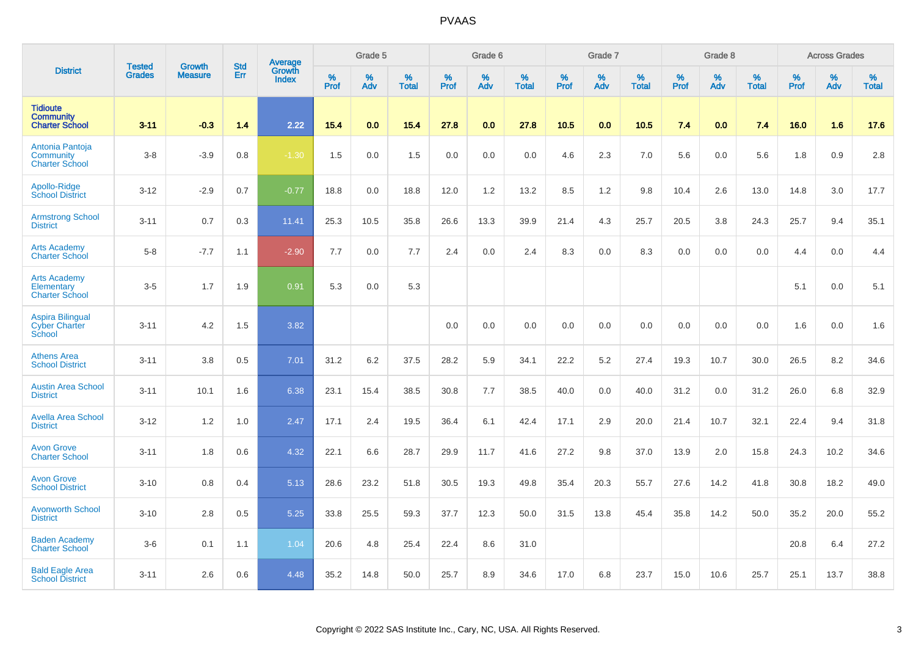| District | Tested Grades | Growth Measure | Std Err | Average Growth Index | Grade 5 | | | Grade 6 | | | Grade 7 | | | Grade 8 | | | Across Grades | | |
|---|---|---|---|---|---|---|---|---|---|---|---|---|---|---|---|---|---|---|---|
| | | | | | % Prof | % Adv | % Total | % Prof | % Adv | % Total | % Prof | % Adv | % Total | % Prof | % Adv | % Total | % Prof | % Adv | % Total |
| **Tidioute Community Charter School** | **3-11** | **-0.3** | **1.4** | **2.22** | **15.4** | **0.0** | **15.4** | **27.8** | **0.0** | **27.8** | **10.5** | **0.0** | **10.5** | **7.4** | **0.0** | **7.4** | **16.0** | **1.6** | **17.6** |
| Antonia Pantoja Community Charter School | 3-8 | -3.9 | 0.8 | -1.30 | 1.5 | 0.0 | 1.5 | 0.0 | 0.0 | 0.0 | 4.6 | 2.3 | 7.0 | 5.6 | 0.0 | 5.6 | 1.8 | 0.9 | 2.8 |
| Apollo-Ridge School District | 3-12 | -2.9 | 0.7 | -0.77 | 18.8 | 0.0 | 18.8 | 12.0 | 1.2 | 13.2 | 8.5 | 1.2 | 9.8 | 10.4 | 2.6 | 13.0 | 14.8 | 3.0 | 17.7 |
| Armstrong School District | 3-11 | 0.7 | 0.3 | 11.41 | 25.3 | 10.5 | 35.8 | 26.6 | 13.3 | 39.9 | 21.4 | 4.3 | 25.7 | 20.5 | 3.8 | 24.3 | 25.7 | 9.4 | 35.1 |
| Arts Academy Charter School | 5-8 | -7.7 | 1.1 | -2.90 | 7.7 | 0.0 | 7.7 | 2.4 | 0.0 | 2.4 | 8.3 | 0.0 | 8.3 | 0.0 | 0.0 | 0.0 | 4.4 | 0.0 | 4.4 |
| Arts Academy Elementary Charter School | 3-5 | 1.7 | 1.9 | 0.91 | 5.3 | 0.0 | 5.3 | | | | | | | | | | 5.1 | 0.0 | 5.1 |
| Aspira Bilingual Cyber Charter School | 3-11 | 4.2 | 1.5 | 3.82 | | | | 0.0 | 0.0 | 0.0 | 0.0 | 0.0 | 0.0 | 0.0 | 0.0 | 0.0 | 1.6 | 0.0 | 1.6 |
| Athens Area School District | 3-11 | 3.8 | 0.5 | 7.01 | 31.2 | 6.2 | 37.5 | 28.2 | 5.9 | 34.1 | 22.2 | 5.2 | 27.4 | 19.3 | 10.7 | 30.0 | 26.5 | 8.2 | 34.6 |
| Austin Area School District | 3-11 | 10.1 | 1.6 | 6.38 | 23.1 | 15.4 | 38.5 | 30.8 | 7.7 | 38.5 | 40.0 | 0.0 | 40.0 | 31.2 | 0.0 | 31.2 | 26.0 | 6.8 | 32.9 |
| Avella Area School District | 3-12 | 1.2 | 1.0 | 2.47 | 17.1 | 2.4 | 19.5 | 36.4 | 6.1 | 42.4 | 17.1 | 2.9 | 20.0 | 21.4 | 10.7 | 32.1 | 22.4 | 9.4 | 31.8 |
| Avon Grove Charter School | 3-11 | 1.8 | 0.6 | 4.32 | 22.1 | 6.6 | 28.7 | 29.9 | 11.7 | 41.6 | 27.2 | 9.8 | 37.0 | 13.9 | 2.0 | 15.8 | 24.3 | 10.2 | 34.6 |
| Avon Grove School District | 3-10 | 0.8 | 0.4 | 5.13 | 28.6 | 23.2 | 51.8 | 30.5 | 19.3 | 49.8 | 35.4 | 20.3 | 55.7 | 27.6 | 14.2 | 41.8 | 30.8 | 18.2 | 49.0 |
| Avonworth School District | 3-10 | 2.8 | 0.5 | 5.25 | 33.8 | 25.5 | 59.3 | 37.7 | 12.3 | 50.0 | 31.5 | 13.8 | 45.4 | 35.8 | 14.2 | 50.0 | 35.2 | 20.0 | 55.2 |
| Baden Academy Charter School | 3-6 | 0.1 | 1.1 | 1.04 | 20.6 | 4.8 | 25.4 | 22.4 | 8.6 | 31.0 | | | | | | | 20.8 | 6.4 | 27.2 |
| Bald Eagle Area School District | 3-11 | 2.6 | 0.6 | 4.48 | 35.2 | 14.8 | 50.0 | 25.7 | 8.9 | 34.6 | 17.0 | 6.8 | 23.7 | 15.0 | 10.6 | 25.7 | 25.1 | 13.7 | 38.8 |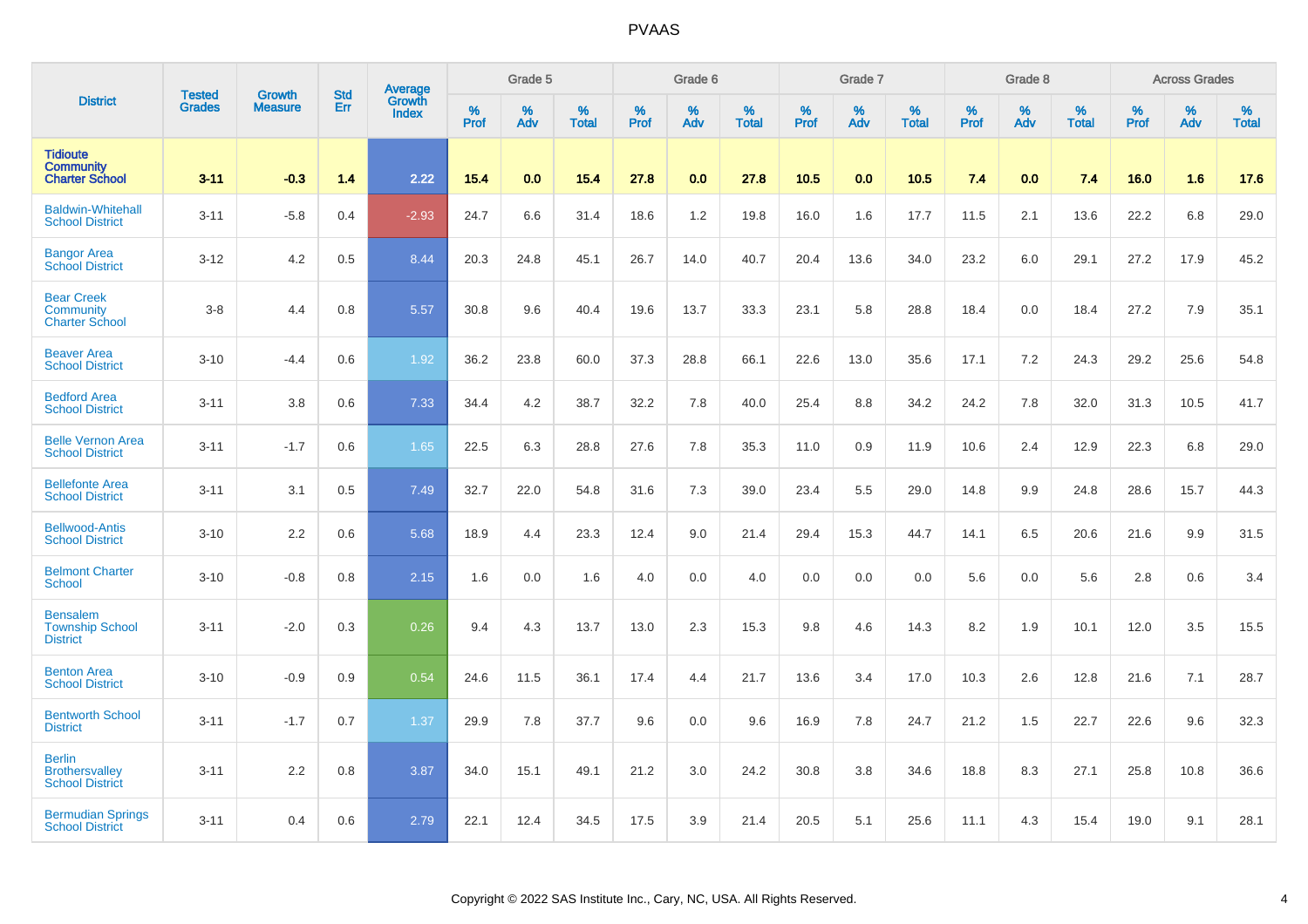| District | Tested Grades | Growth Measure | Std Err | Average Growth Index | Grade 5 | | | Grade 6 | | | Grade 7 | | | Grade 8 | | | Across Grades | | |
|---|---|---|---|---|---|---|---|---|---|---|---|---|---|---|---|---|---|---|---|
| | | | | | % Prof | % Adv | % Total | % Prof | % Adv | % Total | % Prof | % Adv | % Total | % Prof | % Adv | % Total | % Prof | % Adv | % Total |
| **Tidioute Community Charter School** | **3-11** | **-0.3** | **1.4** | **2.22** | **15.4** | **0.0** | **15.4** | **27.8** | **0.0** | **27.8** | **10.5** | **0.0** | **10.5** | **7.4** | **0.0** | **7.4** | **16.0** | **1.6** | **17.6** |
| Baldwin-Whitehall School District | 3-11 | -5.8 | 0.4 | -2.93 | 24.7 | 6.6 | 31.4 | 18.6 | 1.2 | 19.8 | 16.0 | 1.6 | 17.7 | 11.5 | 2.1 | 13.6 | 22.2 | 6.8 | 29.0 |
| Bangor Area School District | 3-12 | 4.2 | 0.5 | 8.44 | 20.3 | 24.8 | 45.1 | 26.7 | 14.0 | 40.7 | 20.4 | 13.6 | 34.0 | 23.2 | 6.0 | 29.1 | 27.2 | 17.9 | 45.2 |
| Bear Creek Community Charter School | 3-8 | 4.4 | 0.8 | 5.57 | 30.8 | 9.6 | 40.4 | 19.6 | 13.7 | 33.3 | 23.1 | 5.8 | 28.8 | 18.4 | 0.0 | 18.4 | 27.2 | 7.9 | 35.1 |
| Beaver Area School District | 3-10 | -4.4 | 0.6 | 1.92 | 36.2 | 23.8 | 60.0 | 37.3 | 28.8 | 66.1 | 22.6 | 13.0 | 35.6 | 17.1 | 7.2 | 24.3 | 29.2 | 25.6 | 54.8 |
| Bedford Area School District | 3-11 | 3.8 | 0.6 | 7.33 | 34.4 | 4.2 | 38.7 | 32.2 | 7.8 | 40.0 | 25.4 | 8.8 | 34.2 | 24.2 | 7.8 | 32.0 | 31.3 | 10.5 | 41.7 |
| Belle Vernon Area School District | 3-11 | -1.7 | 0.6 | 1.65 | 22.5 | 6.3 | 28.8 | 27.6 | 7.8 | 35.3 | 11.0 | 0.9 | 11.9 | 10.6 | 2.4 | 12.9 | 22.3 | 6.8 | 29.0 |
| Bellefonte Area School District | 3-11 | 3.1 | 0.5 | 7.49 | 32.7 | 22.0 | 54.8 | 31.6 | 7.3 | 39.0 | 23.4 | 5.5 | 29.0 | 14.8 | 9.9 | 24.8 | 28.6 | 15.7 | 44.3 |
| Bellwood-Antis School District | 3-10 | 2.2 | 0.6 | 5.68 | 18.9 | 4.4 | 23.3 | 12.4 | 9.0 | 21.4 | 29.4 | 15.3 | 44.7 | 14.1 | 6.5 | 20.6 | 21.6 | 9.9 | 31.5 |
| Belmont Charter School | 3-10 | -0.8 | 0.8 | 2.15 | 1.6 | 0.0 | 1.6 | 4.0 | 0.0 | 4.0 | 0.0 | 0.0 | 0.0 | 5.6 | 0.0 | 5.6 | 2.8 | 0.6 | 3.4 |
| Bensalem Township School District | 3-11 | -2.0 | 0.3 | 0.26 | 9.4 | 4.3 | 13.7 | 13.0 | 2.3 | 15.3 | 9.8 | 4.6 | 14.3 | 8.2 | 1.9 | 10.1 | 12.0 | 3.5 | 15.5 |
| Benton Area School District | 3-10 | -0.9 | 0.9 | 0.54 | 24.6 | 11.5 | 36.1 | 17.4 | 4.4 | 21.7 | 13.6 | 3.4 | 17.0 | 10.3 | 2.6 | 12.8 | 21.6 | 7.1 | 28.7 |
| Bentworth School District | 3-11 | -1.7 | 0.7 | 1.37 | 29.9 | 7.8 | 37.7 | 9.6 | 0.0 | 9.6 | 16.9 | 7.8 | 24.7 | 21.2 | 1.5 | 22.7 | 22.6 | 9.6 | 32.3 |
| Berlin Brothersvalley School District | 3-11 | 2.2 | 0.8 | 3.87 | 34.0 | 15.1 | 49.1 | 21.2 | 3.0 | 24.2 | 30.8 | 3.8 | 34.6 | 18.8 | 8.3 | 27.1 | 25.8 | 10.8 | 36.6 |
| Bermudian Springs School District | 3-11 | 0.4 | 0.6 | 2.79 | 22.1 | 12.4 | 34.5 | 17.5 | 3.9 | 21.4 | 20.5 | 5.1 | 25.6 | 11.1 | 4.3 | 15.4 | 19.0 | 9.1 | 28.1 |

Copyright © 2022 SAS Institute Inc., Cary, NC, USA. All Rights Reserved.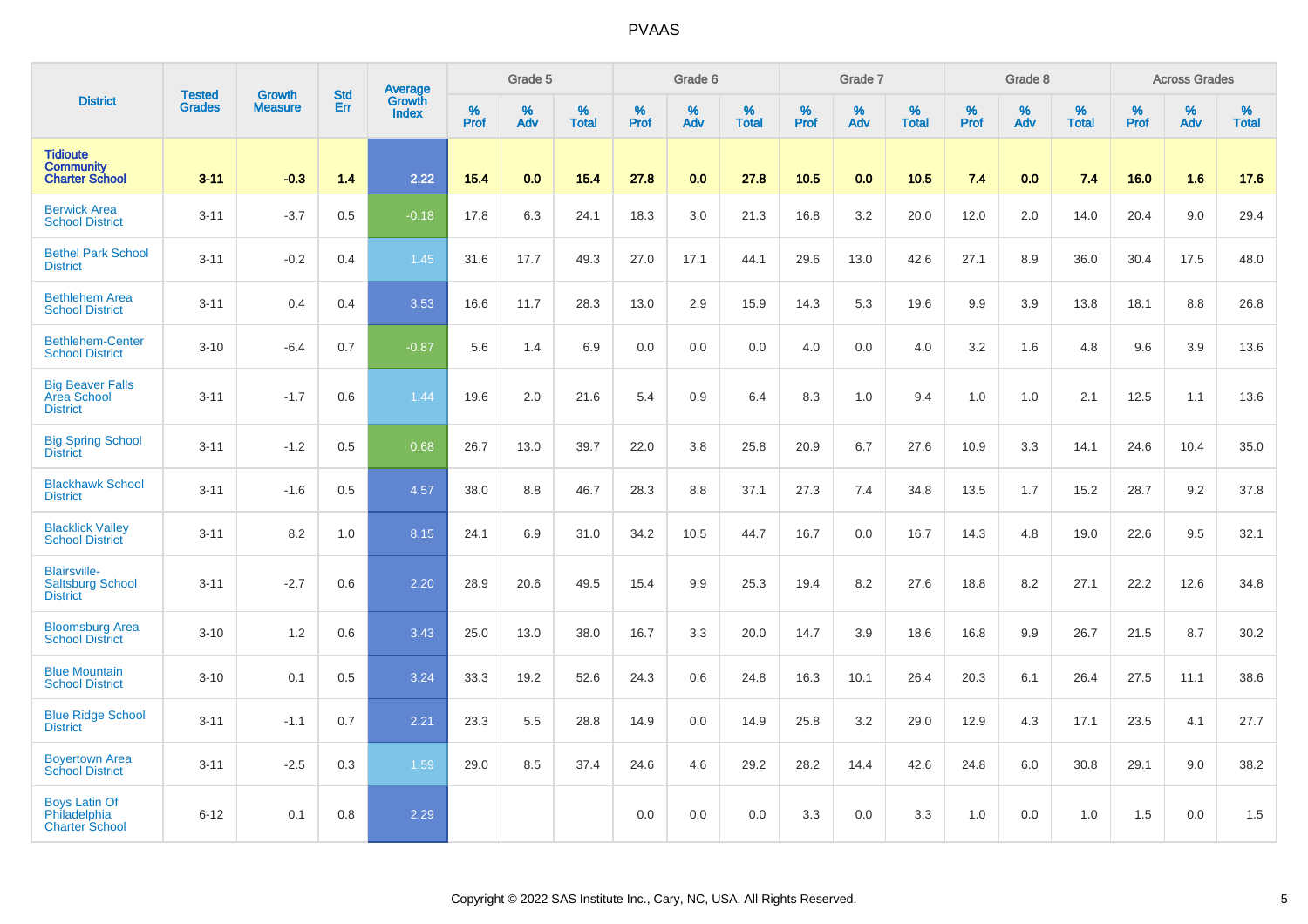# PVAAS

| District | Tested Grades | Growth Measure | Std Err | Average Growth Index | Grade 5 | | | Grade 6 | | | Grade 7 | | | Grade 8 | | | Across Grades | | |
|---|---|---|---|---|---|---|---|---|---|---|---|---|---|---|---|---|---|---|---|
| | | | | | % Prof | % Adv | % Total | % Prof | % Adv | % Total | % Prof | % Adv | % Total | % Prof | % Adv | % Total | % Prof | % Adv | % Total |
| **Tidioute Community Charter School** | **3-11** | **-0.3** | **1.4** | **2.22** | **15.4** | **0.0** | **15.4** | **27.8** | **0.0** | **27.8** | **10.5** | **0.0** | **10.5** | **7.4** | **0.0** | **7.4** | **16.0** | **1.6** | **17.6** |
| Berwick Area School District | 3-11 | -3.7 | 0.5 | -0.18 | 17.8 | 6.3 | 24.1 | 18.3 | 3.0 | 21.3 | 16.8 | 3.2 | 20.0 | 12.0 | 2.0 | 14.0 | 20.4 | 9.0 | 29.4 |
| Bethel Park School District | 3-11 | -0.2 | 0.4 | 1.45 | 31.6 | 17.7 | 49.3 | 27.0 | 17.1 | 44.1 | 29.6 | 13.0 | 42.6 | 27.1 | 8.9 | 36.0 | 30.4 | 17.5 | 48.0 |
| Bethlehem Area School District | 3-11 | 0.4 | 0.4 | 3.53 | 16.6 | 11.7 | 28.3 | 13.0 | 2.9 | 15.9 | 14.3 | 5.3 | 19.6 | 9.9 | 3.9 | 13.8 | 18.1 | 8.8 | 26.8 |
| Bethlehem-Center School District | 3-10 | -6.4 | 0.7 | -0.87 | 5.6 | 1.4 | 6.9 | 0.0 | 0.0 | 0.0 | 4.0 | 0.0 | 4.0 | 3.2 | 1.6 | 4.8 | 9.6 | 3.9 | 13.6 |
| Big Beaver Falls Area School District | 3-11 | -1.7 | 0.6 | 1.44 | 19.6 | 2.0 | 21.6 | 5.4 | 0.9 | 6.4 | 8.3 | 1.0 | 9.4 | 1.0 | 1.0 | 2.1 | 12.5 | 1.1 | 13.6 |
| Big Spring School District | 3-11 | -1.2 | 0.5 | 0.68 | 26.7 | 13.0 | 39.7 | 22.0 | 3.8 | 25.8 | 20.9 | 6.7 | 27.6 | 10.9 | 3.3 | 14.1 | 24.6 | 10.4 | 35.0 |
| Blackhawk School District | 3-11 | -1.6 | 0.5 | 4.57 | 38.0 | 8.8 | 46.7 | 28.3 | 8.8 | 37.1 | 27.3 | 7.4 | 34.8 | 13.5 | 1.7 | 15.2 | 28.7 | 9.2 | 37.8 |
| Blacklick Valley School District | 3-11 | 8.2 | 1.0 | 8.15 | 24.1 | 6.9 | 31.0 | 34.2 | 10.5 | 44.7 | 16.7 | 0.0 | 16.7 | 14.3 | 4.8 | 19.0 | 22.6 | 9.5 | 32.1 |
| Blairsville-Saltsburg School District | 3-11 | -2.7 | 0.6 | 2.20 | 28.9 | 20.6 | 49.5 | 15.4 | 9.9 | 25.3 | 19.4 | 8.2 | 27.6 | 18.8 | 8.2 | 27.1 | 22.2 | 12.6 | 34.8 |
| Bloomsburg Area School District | 3-10 | 1.2 | 0.6 | 3.43 | 25.0 | 13.0 | 38.0 | 16.7 | 3.3 | 20.0 | 14.7 | 3.9 | 18.6 | 16.8 | 9.9 | 26.7 | 21.5 | 8.7 | 30.2 |
| Blue Mountain School District | 3-10 | 0.1 | 0.5 | 3.24 | 33.3 | 19.2 | 52.6 | 24.3 | 0.6 | 24.8 | 16.3 | 10.1 | 26.4 | 20.3 | 6.1 | 26.4 | 27.5 | 11.1 | 38.6 |
| Blue Ridge School District | 3-11 | -1.1 | 0.7 | 2.21 | 23.3 | 5.5 | 28.8 | 14.9 | 0.0 | 14.9 | 25.8 | 3.2 | 29.0 | 12.9 | 4.3 | 17.1 | 23.5 | 4.1 | 27.7 |
| Boyertown Area School District | 3-11 | -2.5 | 0.3 | 1.59 | 29.0 | 8.5 | 37.4 | 24.6 | 4.6 | 29.2 | 28.2 | 14.4 | 42.6 | 24.8 | 6.0 | 30.8 | 29.1 | 9.0 | 38.2 |
| Boys Latin Of Philadelphia Charter School | 6-12 | 0.1 | 0.8 | 2.29 | | | | 0.0 | 0.0 | 0.0 | 3.3 | 0.0 | 3.3 | 1.0 | 0.0 | 1.0 | 1.5 | 0.0 | 1.5 |

Copyright © 2022 SAS Institute Inc., Cary, NC, USA. All Rights Reserved.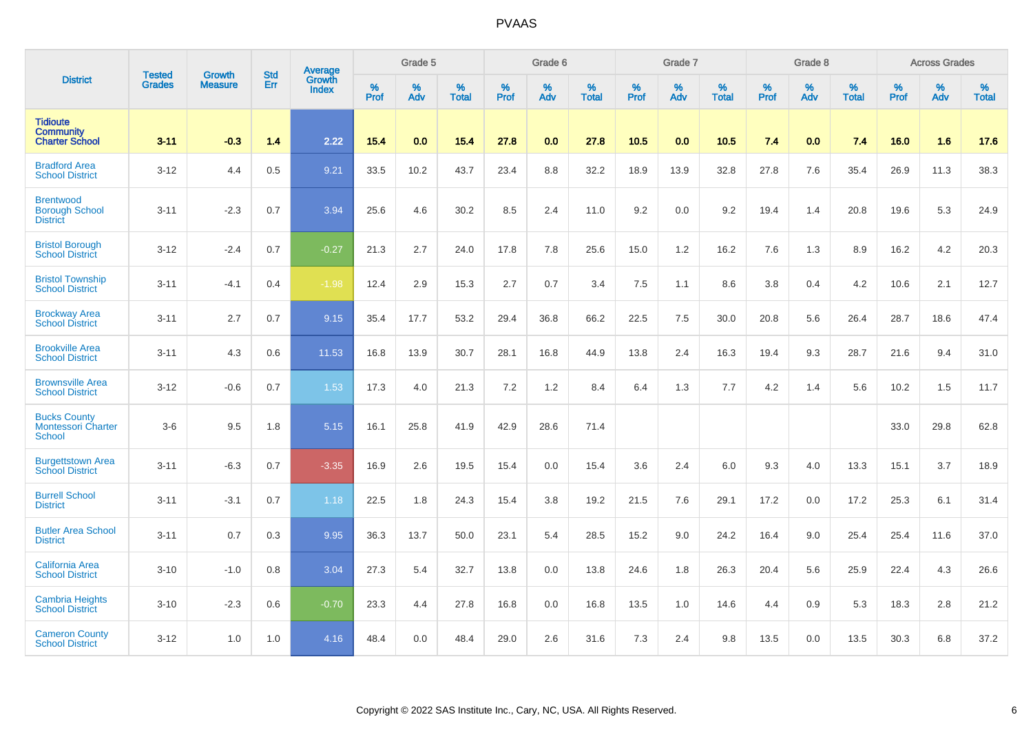# PVAAS

| District | Tested Grades | Growth Measure | Std Err | Average Growth Index | Grade 5 | | | Grade 6 | | | Grade 7 | | | Grade 8 | | | Across Grades | | |
|---|---|---|---|---|---|---|---|---|---|---|---|---|---|---|---|---|---|---|---|
| | | | | | % Prof | % Adv | % Total | % Prof | % Adv | % Total | % Prof | % Adv | % Total | % Prof | % Adv | % Total | % Prof | % Adv | % Total |
| **Tidioute Community Charter School** | **3-11** | **-0.3** | **1.4** | **2.22** | **15.4** | **0.0** | **15.4** | **27.8** | **0.0** | **27.8** | **10.5** | **0.0** | **10.5** | **7.4** | **0.0** | **7.4** | **16.0** | **1.6** | **17.6** |
| Bradford Area School District | 3-12 | 4.4 | 0.5 | 9.21 | 33.5 | 10.2 | 43.7 | 23.4 | 8.8 | 32.2 | 18.9 | 13.9 | 32.8 | 27.8 | 7.6 | 35.4 | 26.9 | 11.3 | 38.3 |
| Brentwood Borough School District | 3-11 | -2.3 | 0.7 | 3.94 | 25.6 | 4.6 | 30.2 | 8.5 | 2.4 | 11.0 | 9.2 | 0.0 | 9.2 | 19.4 | 1.4 | 20.8 | 19.6 | 5.3 | 24.9 |
| Bristol Borough School District | 3-12 | -2.4 | 0.7 | -0.27 | 21.3 | 2.7 | 24.0 | 17.8 | 7.8 | 25.6 | 15.0 | 1.2 | 16.2 | 7.6 | 1.3 | 8.9 | 16.2 | 4.2 | 20.3 |
| Bristol Township School District | 3-11 | -4.1 | 0.4 | -1.98 | 12.4 | 2.9 | 15.3 | 2.7 | 0.7 | 3.4 | 7.5 | 1.1 | 8.6 | 3.8 | 0.4 | 4.2 | 10.6 | 2.1 | 12.7 |
| Brockway Area School District | 3-11 | 2.7 | 0.7 | 9.15 | 35.4 | 17.7 | 53.2 | 29.4 | 36.8 | 66.2 | 22.5 | 7.5 | 30.0 | 20.8 | 5.6 | 26.4 | 28.7 | 18.6 | 47.4 |
| Brookville Area School District | 3-11 | 4.3 | 0.6 | 11.53 | 16.8 | 13.9 | 30.7 | 28.1 | 16.8 | 44.9 | 13.8 | 2.4 | 16.3 | 19.4 | 9.3 | 28.7 | 21.6 | 9.4 | 31.0 |
| Brownsville Area School District | 3-12 | -0.6 | 0.7 | 1.53 | 17.3 | 4.0 | 21.3 | 7.2 | 1.2 | 8.4 | 6.4 | 1.3 | 7.7 | 4.2 | 1.4 | 5.6 | 10.2 | 1.5 | 11.7 |
| Bucks County Montessori Charter School | 3-6 | 9.5 | 1.8 | 5.15 | 16.1 | 25.8 | 41.9 | 42.9 | 28.6 | 71.4 | | | | | | | 33.0 | 29.8 | 62.8 |
| Burgettstown Area School District | 3-11 | -6.3 | 0.7 | -3.35 | 16.9 | 2.6 | 19.5 | 15.4 | 0.0 | 15.4 | 3.6 | 2.4 | 6.0 | 9.3 | 4.0 | 13.3 | 15.1 | 3.7 | 18.9 |
| Burrell School District | 3-11 | -3.1 | 0.7 | 1.18 | 22.5 | 1.8 | 24.3 | 15.4 | 3.8 | 19.2 | 21.5 | 7.6 | 29.1 | 17.2 | 0.0 | 17.2 | 25.3 | 6.1 | 31.4 |
| Butler Area School District | 3-11 | 0.7 | 0.3 | 9.95 | 36.3 | 13.7 | 50.0 | 23.1 | 5.4 | 28.5 | 15.2 | 9.0 | 24.2 | 16.4 | 9.0 | 25.4 | 25.4 | 11.6 | 37.0 |
| California Area School District | 3-10 | -1.0 | 0.8 | 3.04 | 27.3 | 5.4 | 32.7 | 13.8 | 0.0 | 13.8 | 24.6 | 1.8 | 26.3 | 20.4 | 5.6 | 25.9 | 22.4 | 4.3 | 26.6 |
| Cambria Heights School District | 3-10 | -2.3 | 0.6 | -0.70 | 23.3 | 4.4 | 27.8 | 16.8 | 0.0 | 16.8 | 13.5 | 1.0 | 14.6 | 4.4 | 0.9 | 5.3 | 18.3 | 2.8 | 21.2 |
| Cameron County School District | 3-12 | 1.0 | 1.0 | 4.16 | 48.4 | 0.0 | 48.4 | 29.0 | 2.6 | 31.6 | 7.3 | 2.4 | 9.8 | 13.5 | 0.0 | 13.5 | 30.3 | 6.8 | 37.2 |

Copyright © 2022 SAS Institute Inc., Cary, NC, USA. All Rights Reserved.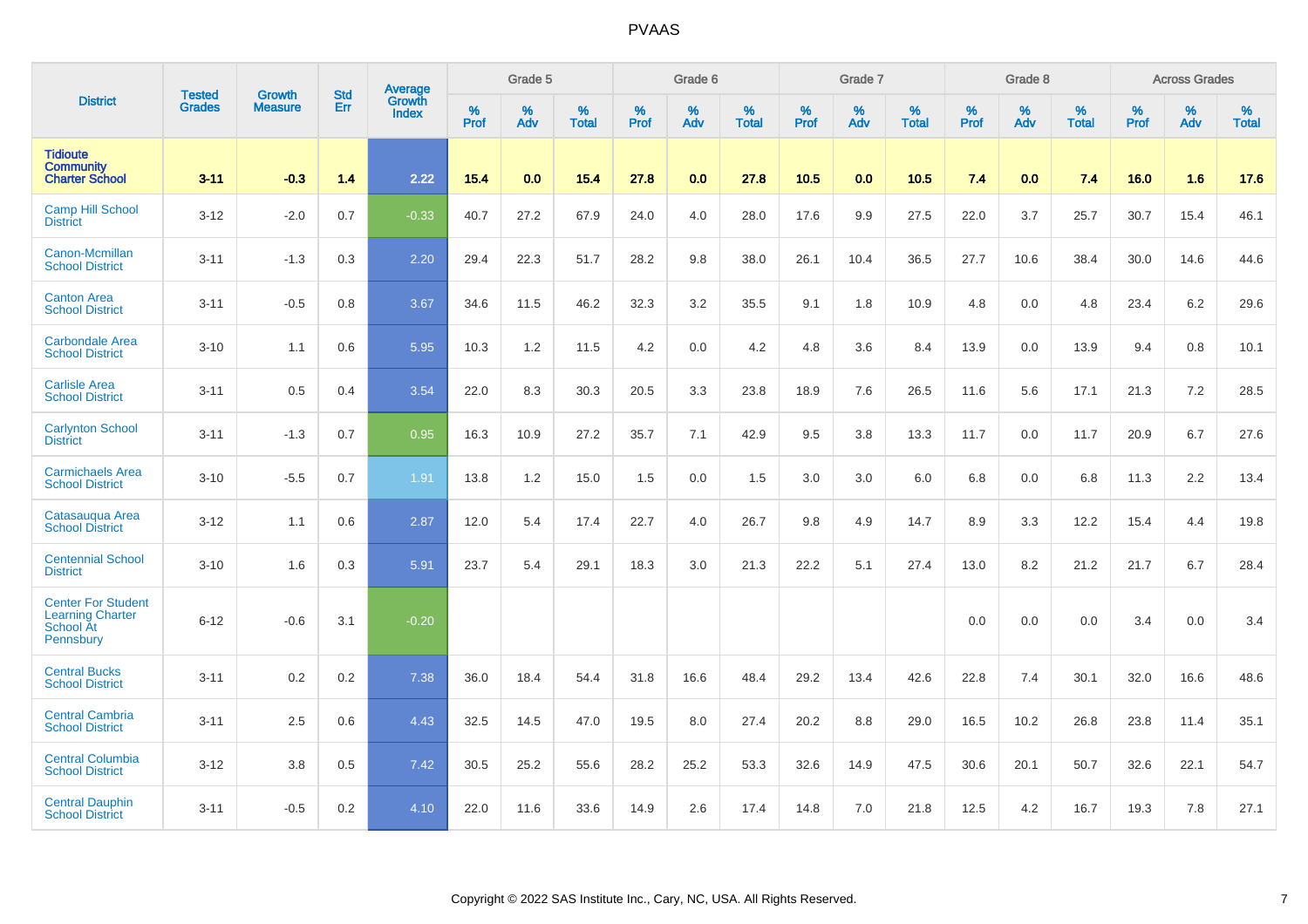| District | Tested Grades | Growth Measure | Std Err | Average Growth Index | Grade 5 | | | Grade 6 | | | Grade 7 | | | Grade 8 | | | Across Grades | | |
|---|---|---|---|---|---|---|---|---|---|---|---|---|---|---|---|---|---|---|---|
| | | | | | % Prof | % Adv | % Total | % Prof | % Adv | % Total | % Prof | % Adv | % Total | % Prof | % Adv | % Total | % Prof | % Adv | % Total |
| **Tidioute Community Charter School** | **3-11** | **-0.3** | **1.4** | **2.22** | **15.4** | **0.0** | **15.4** | **27.8** | **0.0** | **27.8** | **10.5** | **0.0** | **10.5** | **7.4** | **0.0** | **7.4** | **16.0** | **1.6** | **17.6** |
| Camp Hill School District | 3-12 | -2.0 | 0.7 | -0.33 | 40.7 | 27.2 | 67.9 | 24.0 | 4.0 | 28.0 | 17.6 | 9.9 | 27.5 | 22.0 | 3.7 | 25.7 | 30.7 | 15.4 | 46.1 |
| Canon-Mcmillan School District | 3-11 | -1.3 | 0.3 | 2.20 | 29.4 | 22.3 | 51.7 | 28.2 | 9.8 | 38.0 | 26.1 | 10.4 | 36.5 | 27.7 | 10.6 | 38.4 | 30.0 | 14.6 | 44.6 |
| Canton Area School District | 3-11 | -0.5 | 0.8 | 3.67 | 34.6 | 11.5 | 46.2 | 32.3 | 3.2 | 35.5 | 9.1 | 1.8 | 10.9 | 4.8 | 0.0 | 4.8 | 23.4 | 6.2 | 29.6 |
| Carbondale Area School District | 3-10 | 1.1 | 0.6 | 5.95 | 10.3 | 1.2 | 11.5 | 4.2 | 0.0 | 4.2 | 4.8 | 3.6 | 8.4 | 13.9 | 0.0 | 13.9 | 9.4 | 0.8 | 10.1 |
| Carlisle Area School District | 3-11 | 0.5 | 0.4 | 3.54 | 22.0 | 8.3 | 30.3 | 20.5 | 3.3 | 23.8 | 18.9 | 7.6 | 26.5 | 11.6 | 5.6 | 17.1 | 21.3 | 7.2 | 28.5 |
| Carlynton School District | 3-11 | -1.3 | 0.7 | 0.95 | 16.3 | 10.9 | 27.2 | 35.7 | 7.1 | 42.9 | 9.5 | 3.8 | 13.3 | 11.7 | 0.0 | 11.7 | 20.9 | 6.7 | 27.6 |
| Carmichaels Area School District | 3-10 | -5.5 | 0.7 | 1.91 | 13.8 | 1.2 | 15.0 | 1.5 | 0.0 | 1.5 | 3.0 | 3.0 | 6.0 | 6.8 | 0.0 | 6.8 | 11.3 | 2.2 | 13.4 |
| Catasauqua Area School District | 3-12 | 1.1 | 0.6 | 2.87 | 12.0 | 5.4 | 17.4 | 22.7 | 4.0 | 26.7 | 9.8 | 4.9 | 14.7 | 8.9 | 3.3 | 12.2 | 15.4 | 4.4 | 19.8 |
| Centennial School District | 3-10 | 1.6 | 0.3 | 5.91 | 23.7 | 5.4 | 29.1 | 18.3 | 3.0 | 21.3 | 22.2 | 5.1 | 27.4 | 13.0 | 8.2 | 21.2 | 21.7 | 6.7 | 28.4 |
| Center For Student Learning Charter School At Pennsbury | 6-12 | -0.6 | 3.1 | -0.20 | | | | | | | | | | 0.0 | 0.0 | 0.0 | 3.4 | 0.0 | 3.4 |
| Central Bucks School District | 3-11 | 0.2 | 0.2 | 7.38 | 36.0 | 18.4 | 54.4 | 31.8 | 16.6 | 48.4 | 29.2 | 13.4 | 42.6 | 22.8 | 7.4 | 30.1 | 32.0 | 16.6 | 48.6 |
| Central Cambria School District | 3-11 | 2.5 | 0.6 | 4.43 | 32.5 | 14.5 | 47.0 | 19.5 | 8.0 | 27.4 | 20.2 | 8.8 | 29.0 | 16.5 | 10.2 | 26.8 | 23.8 | 11.4 | 35.1 |
| Central Columbia School District | 3-12 | 3.8 | 0.5 | 7.42 | 30.5 | 25.2 | 55.6 | 28.2 | 25.2 | 53.3 | 32.6 | 14.9 | 47.5 | 30.6 | 20.1 | 50.7 | 32.6 | 22.1 | 54.7 |
| Central Dauphin School District | 3-11 | -0.5 | 0.2 | 4.10 | 22.0 | 11.6 | 33.6 | 14.9 | 2.6 | 17.4 | 14.8 | 7.0 | 21.8 | 12.5 | 4.2 | 16.7 | 19.3 | 7.8 | 27.1 |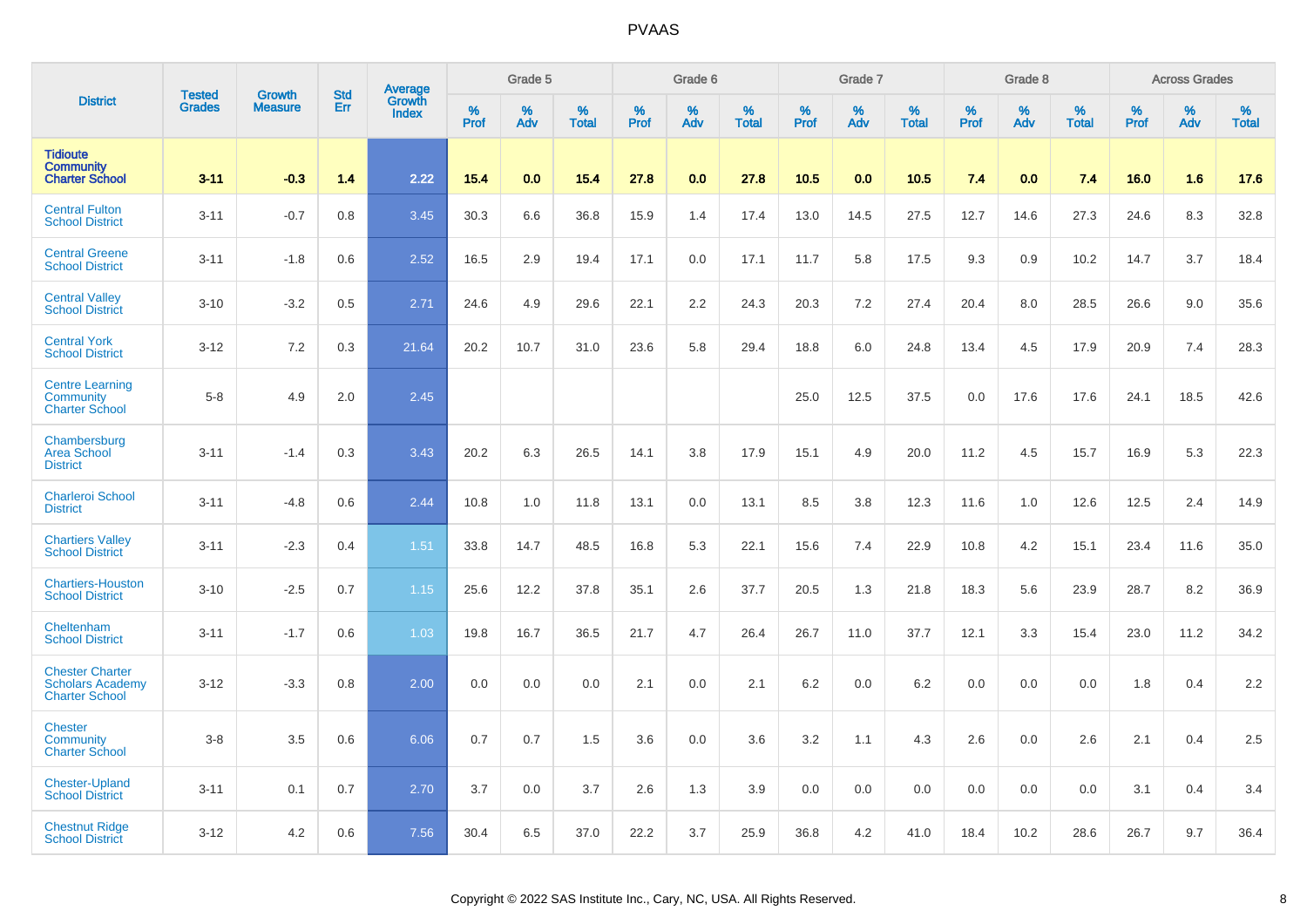| District | Tested Grades | Growth Measure | Std Err | Average Growth Index | Grade 5 | | | Grade 6 | | | Grade 7 | | | Grade 8 | | | Across Grades | | |
|---|---|---|---|---|---|---|---|---|---|---|---|---|---|---|---|---|---|---|---|
| | | | | | % Prof | % Adv | % Total | % Prof | % Adv | % Total | % Prof | % Adv | % Total | % Prof | % Adv | % Total | % Prof | % Adv | % Total |
| **Tidioute Community Charter School** | **3-11** | **-0.3** | **1.4** | **2.22** | **15.4** | **0.0** | **15.4** | **27.8** | **0.0** | **27.8** | **10.5** | **0.0** | **10.5** | **7.4** | **0.0** | **7.4** | **16.0** | **1.6** | **17.6** |
| Central Fulton School District | 3-11 | -0.7 | 0.8 | 3.45 | 30.3 | 6.6 | 36.8 | 15.9 | 1.4 | 17.4 | 13.0 | 14.5 | 27.5 | 12.7 | 14.6 | 27.3 | 24.6 | 8.3 | 32.8 |
| Central Greene School District | 3-11 | -1.8 | 0.6 | 2.52 | 16.5 | 2.9 | 19.4 | 17.1 | 0.0 | 17.1 | 11.7 | 5.8 | 17.5 | 9.3 | 0.9 | 10.2 | 14.7 | 3.7 | 18.4 |
| Central Valley School District | 3-10 | -3.2 | 0.5 | 2.71 | 24.6 | 4.9 | 29.6 | 22.1 | 2.2 | 24.3 | 20.3 | 7.2 | 27.4 | 20.4 | 8.0 | 28.5 | 26.6 | 9.0 | 35.6 |
| Central York School District | 3-12 | 7.2 | 0.3 | 21.64 | 20.2 | 10.7 | 31.0 | 23.6 | 5.8 | 29.4 | 18.8 | 6.0 | 24.8 | 13.4 | 4.5 | 17.9 | 20.9 | 7.4 | 28.3 |
| Centre Learning Community Charter School | 5-8 | 4.9 | 2.0 | 2.45 | | | | | | | 25.0 | 12.5 | 37.5 | 0.0 | 17.6 | 17.6 | 24.1 | 18.5 | 42.6 |
| Chambersburg Area School District | 3-11 | -1.4 | 0.3 | 3.43 | 20.2 | 6.3 | 26.5 | 14.1 | 3.8 | 17.9 | 15.1 | 4.9 | 20.0 | 11.2 | 4.5 | 15.7 | 16.9 | 5.3 | 22.3 |
| Charleroi School District | 3-11 | -4.8 | 0.6 | 2.44 | 10.8 | 1.0 | 11.8 | 13.1 | 0.0 | 13.1 | 8.5 | 3.8 | 12.3 | 11.6 | 1.0 | 12.6 | 12.5 | 2.4 | 14.9 |
| Chartiers Valley School District | 3-11 | -2.3 | 0.4 | 1.51 | 33.8 | 14.7 | 48.5 | 16.8 | 5.3 | 22.1 | 15.6 | 7.4 | 22.9 | 10.8 | 4.2 | 15.1 | 23.4 | 11.6 | 35.0 |
| Chartiers-Houston School District | 3-10 | -2.5 | 0.7 | 1.15 | 25.6 | 12.2 | 37.8 | 35.1 | 2.6 | 37.7 | 20.5 | 1.3 | 21.8 | 18.3 | 5.6 | 23.9 | 28.7 | 8.2 | 36.9 |
| Cheltenham School District | 3-11 | -1.7 | 0.6 | 1.03 | 19.8 | 16.7 | 36.5 | 21.7 | 4.7 | 26.4 | 26.7 | 11.0 | 37.7 | 12.1 | 3.3 | 15.4 | 23.0 | 11.2 | 34.2 |
| Chester Charter Scholars Academy Charter School | 3-12 | -3.3 | 0.8 | 2.00 | 0.0 | 0.0 | 0.0 | 2.1 | 0.0 | 2.1 | 6.2 | 0.0 | 6.2 | 0.0 | 0.0 | 0.0 | 1.8 | 0.4 | 2.2 |
| Chester Community Charter School | 3-8 | 3.5 | 0.6 | 6.06 | 0.7 | 0.7 | 1.5 | 3.6 | 0.0 | 3.6 | 3.2 | 1.1 | 4.3 | 2.6 | 0.0 | 2.6 | 2.1 | 0.4 | 2.5 |
| Chester-Upland School District | 3-11 | 0.1 | 0.7 | 2.70 | 3.7 | 0.0 | 3.7 | 2.6 | 1.3 | 3.9 | 0.0 | 0.0 | 0.0 | 0.0 | 0.0 | 0.0 | 3.1 | 0.4 | 3.4 |
| Chestnut Ridge School District | 3-12 | 4.2 | 0.6 | 7.56 | 30.4 | 6.5 | 37.0 | 22.2 | 3.7 | 25.9 | 36.8 | 4.2 | 41.0 | 18.4 | 10.2 | 28.6 | 26.7 | 9.7 | 36.4 |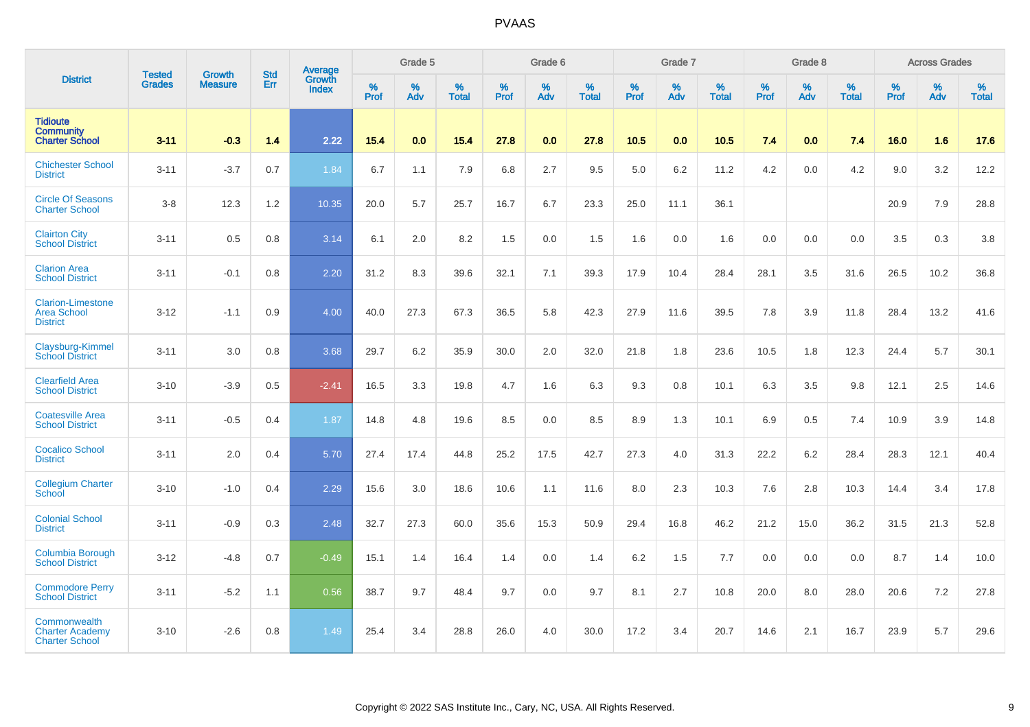# PVAAS

| District | Tested Grades | Growth Measure | Std Err | Average Growth Index | Grade 5 | | | Grade 6 | | | Grade 7 | | | Grade 8 | | | Across Grades | | |
|---|---|---|---|---|---|---|---|---|---|---|---|---|---|---|---|---|---|---|---|
| | | | | | % Prof | % Adv | % Total | % Prof | % Adv | % Total | % Prof | % Adv | % Total | % Prof | % Adv | % Total | % Prof | % Adv | % Total |
| **Tidioute Community Charter School** | **3-11** | **-0.3** | **1.4** | **2.22** | **15.4** | **0.0** | **15.4** | **27.8** | **0.0** | **27.8** | **10.5** | **0.0** | **10.5** | **7.4** | **0.0** | **7.4** | **16.0** | **1.6** | **17.6** |
| Chichester School District | 3-11 | -3.7 | 0.7 | 1.84 | 6.7 | 1.1 | 7.9 | 6.8 | 2.7 | 9.5 | 5.0 | 6.2 | 11.2 | 4.2 | 0.0 | 4.2 | 9.0 | 3.2 | 12.2 |
| Circle Of Seasons Charter School | 3-8 | 12.3 | 1.2 | 10.35 | 20.0 | 5.7 | 25.7 | 16.7 | 6.7 | 23.3 | 25.0 | 11.1 | 36.1 | | | | 20.9 | 7.9 | 28.8 |
| Clairton City School District | 3-11 | 0.5 | 0.8 | 3.14 | 6.1 | 2.0 | 8.2 | 1.5 | 0.0 | 1.5 | 1.6 | 0.0 | 1.6 | 0.0 | 0.0 | 0.0 | 3.5 | 0.3 | 3.8 |
| Clarion Area School District | 3-11 | -0.1 | 0.8 | 2.20 | 31.2 | 8.3 | 39.6 | 32.1 | 7.1 | 39.3 | 17.9 | 10.4 | 28.4 | 28.1 | 3.5 | 31.6 | 26.5 | 10.2 | 36.8 |
| Clarion-Limestone Area School District | 3-12 | -1.1 | 0.9 | 4.00 | 40.0 | 27.3 | 67.3 | 36.5 | 5.8 | 42.3 | 27.9 | 11.6 | 39.5 | 7.8 | 3.9 | 11.8 | 28.4 | 13.2 | 41.6 |
| Claysburg-Kimmel School District | 3-11 | 3.0 | 0.8 | 3.68 | 29.7 | 6.2 | 35.9 | 30.0 | 2.0 | 32.0 | 21.8 | 1.8 | 23.6 | 10.5 | 1.8 | 12.3 | 24.4 | 5.7 | 30.1 |
| Clearfield Area School District | 3-10 | -3.9 | 0.5 | -2.41 | 16.5 | 3.3 | 19.8 | 4.7 | 1.6 | 6.3 | 9.3 | 0.8 | 10.1 | 6.3 | 3.5 | 9.8 | 12.1 | 2.5 | 14.6 |
| Coatesville Area School District | 3-11 | -0.5 | 0.4 | 1.87 | 14.8 | 4.8 | 19.6 | 8.5 | 0.0 | 8.5 | 8.9 | 1.3 | 10.1 | 6.9 | 0.5 | 7.4 | 10.9 | 3.9 | 14.8 |
| Cocalico School District | 3-11 | 2.0 | 0.4 | 5.70 | 27.4 | 17.4 | 44.8 | 25.2 | 17.5 | 42.7 | 27.3 | 4.0 | 31.3 | 22.2 | 6.2 | 28.4 | 28.3 | 12.1 | 40.4 |
| Collegium Charter School | 3-10 | -1.0 | 0.4 | 2.29 | 15.6 | 3.0 | 18.6 | 10.6 | 1.1 | 11.6 | 8.0 | 2.3 | 10.3 | 7.6 | 2.8 | 10.3 | 14.4 | 3.4 | 17.8 |
| Colonial School District | 3-11 | -0.9 | 0.3 | 2.48 | 32.7 | 27.3 | 60.0 | 35.6 | 15.3 | 50.9 | 29.4 | 16.8 | 46.2 | 21.2 | 15.0 | 36.2 | 31.5 | 21.3 | 52.8 |
| Columbia Borough School District | 3-12 | -4.8 | 0.7 | -0.49 | 15.1 | 1.4 | 16.4 | 1.4 | 0.0 | 1.4 | 6.2 | 1.5 | 7.7 | 0.0 | 0.0 | 0.0 | 8.7 | 1.4 | 10.0 |
| Commodore Perry School District | 3-11 | -5.2 | 1.1 | 0.56 | 38.7 | 9.7 | 48.4 | 9.7 | 0.0 | 9.7 | 8.1 | 2.7 | 10.8 | 20.0 | 8.0 | 28.0 | 20.6 | 7.2 | 27.8 |
| Commonwealth Charter Academy Charter School | 3-10 | -2.6 | 0.8 | 1.49 | 25.4 | 3.4 | 28.8 | 26.0 | 4.0 | 30.0 | 17.2 | 3.4 | 20.7 | 14.6 | 2.1 | 16.7 | 23.9 | 5.7 | 29.6 |

Copyright © 2022 SAS Institute Inc., Cary, NC, USA. All Rights Reserved.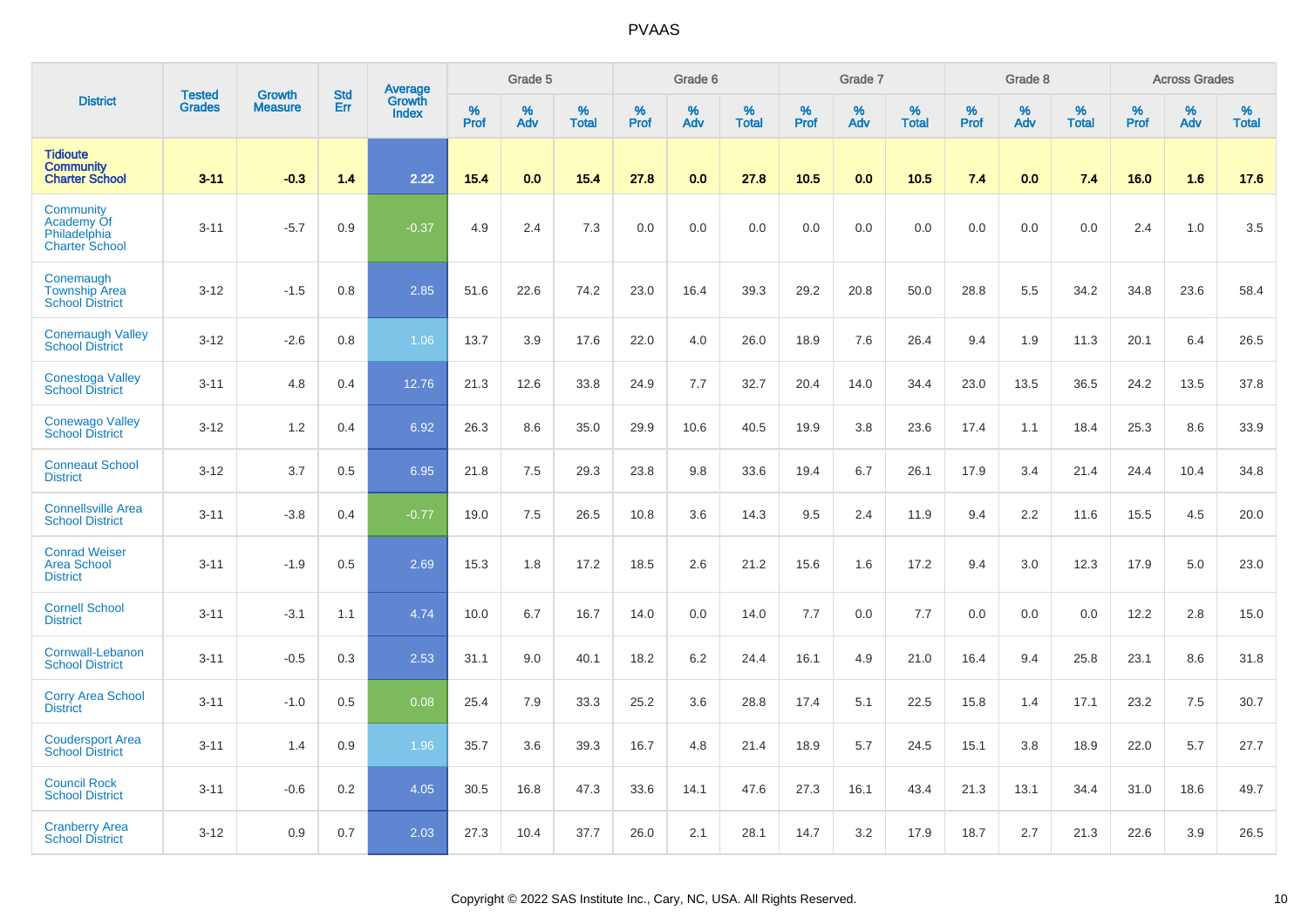| District | Tested Grades | Growth Measure | Std Err | Average Growth Index | Grade 5 | | | Grade 6 | | | Grade 7 | | | Grade 8 | | | Across Grades | | |
|---|---|---|---|---|---|---|---|---|---|---|---|---|---|---|---|---|---|---|---|
| | | | | | % Prof | % Adv | % Total | % Prof | % Adv | % Total | % Prof | % Adv | % Total | % Prof | % Adv | % Total | % Prof | % Adv | % Total |
| **Tidioute Community Charter School** | **3-11** | **-0.3** | **1.4** | **2.22** | **15.4** | **0.0** | **15.4** | **27.8** | **0.0** | **27.8** | **10.5** | **0.0** | **10.5** | **7.4** | **0.0** | **7.4** | **16.0** | **1.6** | **17.6** |
| Community Academy Of Philadelphia Charter School | 3-11 | -5.7 | 0.9 | -0.37 | 4.9 | 2.4 | 7.3 | 0.0 | 0.0 | 0.0 | 0.0 | 0.0 | 0.0 | 0.0 | 0.0 | 0.0 | 2.4 | 1.0 | 3.5 |
| Conemaugh Township Area School District | 3-12 | -1.5 | 0.8 | 2.85 | 51.6 | 22.6 | 74.2 | 23.0 | 16.4 | 39.3 | 29.2 | 20.8 | 50.0 | 28.8 | 5.5 | 34.2 | 34.8 | 23.6 | 58.4 |
| Conemaugh Valley School District | 3-12 | -2.6 | 0.8 | 1.06 | 13.7 | 3.9 | 17.6 | 22.0 | 4.0 | 26.0 | 18.9 | 7.6 | 26.4 | 9.4 | 1.9 | 11.3 | 20.1 | 6.4 | 26.5 |
| Conestoga Valley School District | 3-11 | 4.8 | 0.4 | 12.76 | 21.3 | 12.6 | 33.8 | 24.9 | 7.7 | 32.7 | 20.4 | 14.0 | 34.4 | 23.0 | 13.5 | 36.5 | 24.2 | 13.5 | 37.8 |
| Conewago Valley School District | 3-12 | 1.2 | 0.4 | 6.92 | 26.3 | 8.6 | 35.0 | 29.9 | 10.6 | 40.5 | 19.9 | 3.8 | 23.6 | 17.4 | 1.1 | 18.4 | 25.3 | 8.6 | 33.9 |
| Conneaut School District | 3-12 | 3.7 | 0.5 | 6.95 | 21.8 | 7.5 | 29.3 | 23.8 | 9.8 | 33.6 | 19.4 | 6.7 | 26.1 | 17.9 | 3.4 | 21.4 | 24.4 | 10.4 | 34.8 |
| Connellsville Area School District | 3-11 | -3.8 | 0.4 | -0.77 | 19.0 | 7.5 | 26.5 | 10.8 | 3.6 | 14.3 | 9.5 | 2.4 | 11.9 | 9.4 | 2.2 | 11.6 | 15.5 | 4.5 | 20.0 |
| Conrad Weiser Area School District | 3-11 | -1.9 | 0.5 | 2.69 | 15.3 | 1.8 | 17.2 | 18.5 | 2.6 | 21.2 | 15.6 | 1.6 | 17.2 | 9.4 | 3.0 | 12.3 | 17.9 | 5.0 | 23.0 |
| Cornell School District | 3-11 | -3.1 | 1.1 | 4.74 | 10.0 | 6.7 | 16.7 | 14.0 | 0.0 | 14.0 | 7.7 | 0.0 | 7.7 | 0.0 | 0.0 | 0.0 | 12.2 | 2.8 | 15.0 |
| Cornwall-Lebanon School District | 3-11 | -0.5 | 0.3 | 2.53 | 31.1 | 9.0 | 40.1 | 18.2 | 6.2 | 24.4 | 16.1 | 4.9 | 21.0 | 16.4 | 9.4 | 25.8 | 23.1 | 8.6 | 31.8 |
| Corry Area School District | 3-11 | -1.0 | 0.5 | 0.08 | 25.4 | 7.9 | 33.3 | 25.2 | 3.6 | 28.8 | 17.4 | 5.1 | 22.5 | 15.8 | 1.4 | 17.1 | 23.2 | 7.5 | 30.7 |
| Coudersport Area School District | 3-11 | 1.4 | 0.9 | 1.96 | 35.7 | 3.6 | 39.3 | 16.7 | 4.8 | 21.4 | 18.9 | 5.7 | 24.5 | 15.1 | 3.8 | 18.9 | 22.0 | 5.7 | 27.7 |
| Council Rock School District | 3-11 | -0.6 | 0.2 | 4.05 | 30.5 | 16.8 | 47.3 | 33.6 | 14.1 | 47.6 | 27.3 | 16.1 | 43.4 | 21.3 | 13.1 | 34.4 | 31.0 | 18.6 | 49.7 |
| Cranberry Area School District | 3-12 | 0.9 | 0.7 | 2.03 | 27.3 | 10.4 | 37.7 | 26.0 | 2.1 | 28.1 | 14.7 | 3.2 | 17.9 | 18.7 | 2.7 | 21.3 | 22.6 | 3.9 | 26.5 |

Copyright © 2022 SAS Institute Inc., Cary, NC, USA. All Rights Reserved.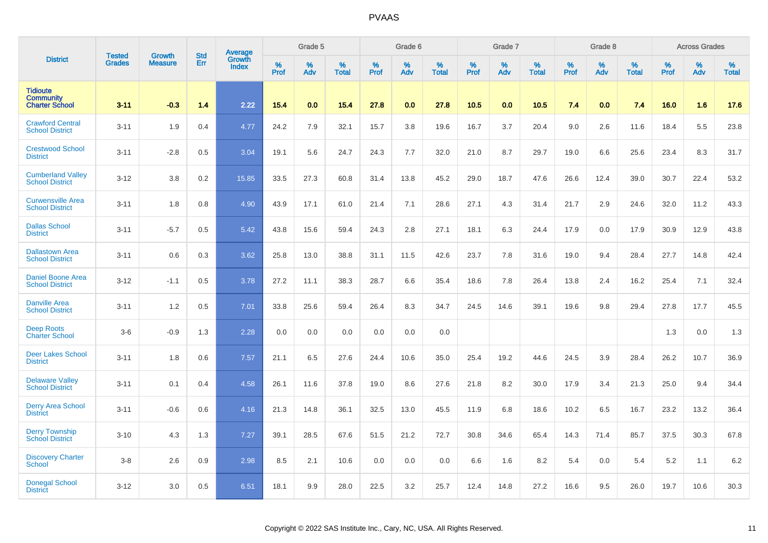| District | Tested Grades | Growth Measure | Std Err | Average Growth Index | Grade 5 | | | Grade 6 | | | Grade 7 | | | Grade 8 | | | Across Grades | | |
|---|---|---|---|---|---|---|---|---|---|---|---|---|---|---|---|---|---|---|---|
| | | | | | % Prof | % Adv | % Total | % Prof | % Adv | % Total | % Prof | % Adv | % Total | % Prof | % Adv | % Total | % Prof | % Adv | % Total |
| **Tidioute Community Charter School** | **3-11** | **-0.3** | **1.4** | **2.22** | **15.4** | **0.0** | **15.4** | **27.8** | **0.0** | **27.8** | **10.5** | **0.0** | **10.5** | **7.4** | **0.0** | **7.4** | **16.0** | **1.6** | **17.6** |
| Crawford Central School District | 3-11 | 1.9 | 0.4 | 4.77 | 24.2 | 7.9 | 32.1 | 15.7 | 3.8 | 19.6 | 16.7 | 3.7 | 20.4 | 9.0 | 2.6 | 11.6 | 18.4 | 5.5 | 23.8 |
| Crestwood School District | 3-11 | -2.8 | 0.5 | 3.04 | 19.1 | 5.6 | 24.7 | 24.3 | 7.7 | 32.0 | 21.0 | 8.7 | 29.7 | 19.0 | 6.6 | 25.6 | 23.4 | 8.3 | 31.7 |
| Cumberland Valley School District | 3-12 | 3.8 | 0.2 | 15.85 | 33.5 | 27.3 | 60.8 | 31.4 | 13.8 | 45.2 | 29.0 | 18.7 | 47.6 | 26.6 | 12.4 | 39.0 | 30.7 | 22.4 | 53.2 |
| Curwensville Area School District | 3-11 | 1.8 | 0.8 | 4.90 | 43.9 | 17.1 | 61.0 | 21.4 | 7.1 | 28.6 | 27.1 | 4.3 | 31.4 | 21.7 | 2.9 | 24.6 | 32.0 | 11.2 | 43.3 |
| Dallas School District | 3-11 | -5.7 | 0.5 | 5.42 | 43.8 | 15.6 | 59.4 | 24.3 | 2.8 | 27.1 | 18.1 | 6.3 | 24.4 | 17.9 | 0.0 | 17.9 | 30.9 | 12.9 | 43.8 |
| Dallastown Area School District | 3-11 | 0.6 | 0.3 | 3.62 | 25.8 | 13.0 | 38.8 | 31.1 | 11.5 | 42.6 | 23.7 | 7.8 | 31.6 | 19.0 | 9.4 | 28.4 | 27.7 | 14.8 | 42.4 |
| Daniel Boone Area School District | 3-12 | -1.1 | 0.5 | 3.78 | 27.2 | 11.1 | 38.3 | 28.7 | 6.6 | 35.4 | 18.6 | 7.8 | 26.4 | 13.8 | 2.4 | 16.2 | 25.4 | 7.1 | 32.4 |
| Danville Area School District | 3-11 | 1.2 | 0.5 | 7.01 | 33.8 | 25.6 | 59.4 | 26.4 | 8.3 | 34.7 | 24.5 | 14.6 | 39.1 | 19.6 | 9.8 | 29.4 | 27.8 | 17.7 | 45.5 |
| Deep Roots Charter School | 3-6 | -0.9 | 1.3 | 2.28 | 0.0 | 0.0 | 0.0 | 0.0 | 0.0 | 0.0 | | | | | | | 1.3 | 0.0 | 1.3 |
| Deer Lakes School District | 3-11 | 1.8 | 0.6 | 7.57 | 21.1 | 6.5 | 27.6 | 24.4 | 10.6 | 35.0 | 25.4 | 19.2 | 44.6 | 24.5 | 3.9 | 28.4 | 26.2 | 10.7 | 36.9 |
| Delaware Valley School District | 3-11 | 0.1 | 0.4 | 4.58 | 26.1 | 11.6 | 37.8 | 19.0 | 8.6 | 27.6 | 21.8 | 8.2 | 30.0 | 17.9 | 3.4 | 21.3 | 25.0 | 9.4 | 34.4 |
| Derry Area School District | 3-11 | -0.6 | 0.6 | 4.16 | 21.3 | 14.8 | 36.1 | 32.5 | 13.0 | 45.5 | 11.9 | 6.8 | 18.6 | 10.2 | 6.5 | 16.7 | 23.2 | 13.2 | 36.4 |
| Derry Township School District | 3-10 | 4.3 | 1.3 | 7.27 | 39.1 | 28.5 | 67.6 | 51.5 | 21.2 | 72.7 | 30.8 | 34.6 | 65.4 | 14.3 | 71.4 | 85.7 | 37.5 | 30.3 | 67.8 |
| Discovery Charter School | 3-8 | 2.6 | 0.9 | 2.98 | 8.5 | 2.1 | 10.6 | 0.0 | 0.0 | 0.0 | 6.6 | 1.6 | 8.2 | 5.4 | 0.0 | 5.4 | 5.2 | 1.1 | 6.2 |
| Donegal School District | 3-12 | 3.0 | 0.5 | 6.51 | 18.1 | 9.9 | 28.0 | 22.5 | 3.2 | 25.7 | 12.4 | 14.8 | 27.2 | 16.6 | 9.5 | 26.0 | 19.7 | 10.6 | 30.3 |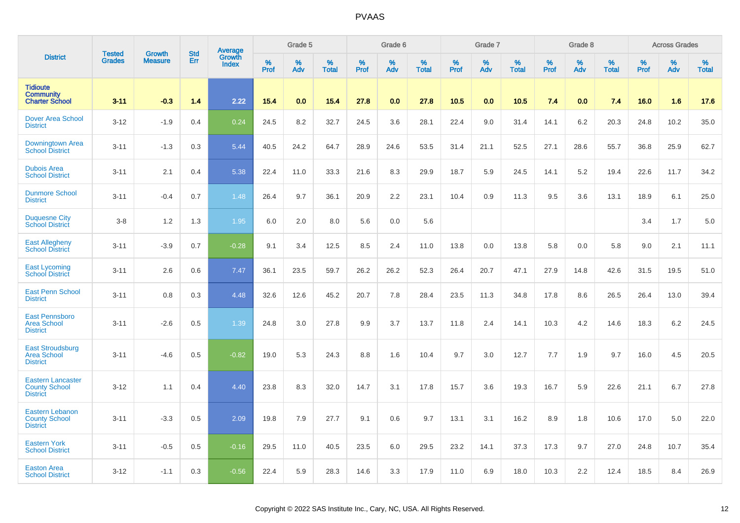# PVAAS

| District | Tested Grades | Growth Measure | Std Err | Average Growth Index | Grade 5 | | | Grade 6 | | | Grade 7 | | | Grade 8 | | | Across Grades | | |
|---|---|---|---|---|---|---|---|---|---|---|---|---|---|---|---|---|---|---|---|
| | | | | | % Prof | % Adv | % Total | % Prof | % Adv | % Total | % Prof | % Adv | % Total | % Prof | % Adv | % Total | % Prof | % Adv | % Total |
| **Tidioute Community Charter School** | **3-11** | **-0.3** | **1.4** | **2.22** | **15.4** | **0.0** | **15.4** | **27.8** | **0.0** | **27.8** | **10.5** | **0.0** | **10.5** | **7.4** | **0.0** | **7.4** | **16.0** | **1.6** | **17.6** |
| Dover Area School District | 3-12 | -1.9 | 0.4 | 0.24 | 24.5 | 8.2 | 32.7 | 24.5 | 3.6 | 28.1 | 22.4 | 9.0 | 31.4 | 14.1 | 6.2 | 20.3 | 24.8 | 10.2 | 35.0 |
| Downingtown Area School District | 3-11 | -1.3 | 0.3 | 5.44 | 40.5 | 24.2 | 64.7 | 28.9 | 24.6 | 53.5 | 31.4 | 21.1 | 52.5 | 27.1 | 28.6 | 55.7 | 36.8 | 25.9 | 62.7 |
| Dubois Area School District | 3-11 | 2.1 | 0.4 | 5.38 | 22.4 | 11.0 | 33.3 | 21.6 | 8.3 | 29.9 | 18.7 | 5.9 | 24.5 | 14.1 | 5.2 | 19.4 | 22.6 | 11.7 | 34.2 |
| Dunmore School District | 3-11 | -0.4 | 0.7 | 1.48 | 26.4 | 9.7 | 36.1 | 20.9 | 2.2 | 23.1 | 10.4 | 0.9 | 11.3 | 9.5 | 3.6 | 13.1 | 18.9 | 6.1 | 25.0 |
| Duquesne City School District | 3-8 | 1.2 | 1.3 | 1.95 | 6.0 | 2.0 | 8.0 | 5.6 | 0.0 | 5.6 | | | | | | | 3.4 | 1.7 | 5.0 |
| East Allegheny School District | 3-11 | -3.9 | 0.7 | -0.28 | 9.1 | 3.4 | 12.5 | 8.5 | 2.4 | 11.0 | 13.8 | 0.0 | 13.8 | 5.8 | 0.0 | 5.8 | 9.0 | 2.1 | 11.1 |
| East Lycoming School District | 3-11 | 2.6 | 0.6 | 7.47 | 36.1 | 23.5 | 59.7 | 26.2 | 26.2 | 52.3 | 26.4 | 20.7 | 47.1 | 27.9 | 14.8 | 42.6 | 31.5 | 19.5 | 51.0 |
| East Penn School District | 3-11 | 0.8 | 0.3 | 4.48 | 32.6 | 12.6 | 45.2 | 20.7 | 7.8 | 28.4 | 23.5 | 11.3 | 34.8 | 17.8 | 8.6 | 26.5 | 26.4 | 13.0 | 39.4 |
| East Pennsboro Area School District | 3-11 | -2.6 | 0.5 | 1.39 | 24.8 | 3.0 | 27.8 | 9.9 | 3.7 | 13.7 | 11.8 | 2.4 | 14.1 | 10.3 | 4.2 | 14.6 | 18.3 | 6.2 | 24.5 |
| East Stroudsburg Area School District | 3-11 | -4.6 | 0.5 | -0.82 | 19.0 | 5.3 | 24.3 | 8.8 | 1.6 | 10.4 | 9.7 | 3.0 | 12.7 | 7.7 | 1.9 | 9.7 | 16.0 | 4.5 | 20.5 |
| Eastern Lancaster County School District | 3-12 | 1.1 | 0.4 | 4.40 | 23.8 | 8.3 | 32.0 | 14.7 | 3.1 | 17.8 | 15.7 | 3.6 | 19.3 | 16.7 | 5.9 | 22.6 | 21.1 | 6.7 | 27.8 |
| Eastern Lebanon County School District | 3-11 | -3.3 | 0.5 | 2.09 | 19.8 | 7.9 | 27.7 | 9.1 | 0.6 | 9.7 | 13.1 | 3.1 | 16.2 | 8.9 | 1.8 | 10.6 | 17.0 | 5.0 | 22.0 |
| Eastern York School District | 3-11 | -0.5 | 0.5 | -0.16 | 29.5 | 11.0 | 40.5 | 23.5 | 6.0 | 29.5 | 23.2 | 14.1 | 37.3 | 17.3 | 9.7 | 27.0 | 24.8 | 10.7 | 35.4 |
| Easton Area School District | 3-12 | -1.1 | 0.3 | -0.56 | 22.4 | 5.9 | 28.3 | 14.6 | 3.3 | 17.9 | 11.0 | 6.9 | 18.0 | 10.3 | 2.2 | 12.4 | 18.5 | 8.4 | 26.9 |

Copyright © 2022 SAS Institute Inc., Cary, NC, USA. All Rights Reserved.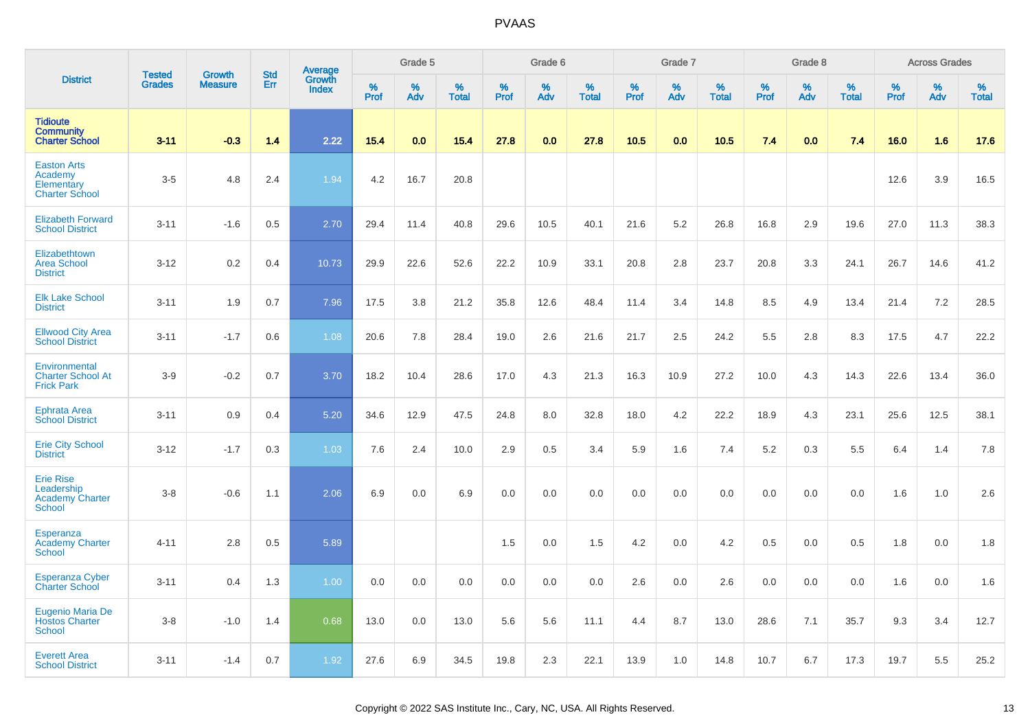| District | Tested Grades | Growth Measure | Std Err | Average Growth Index | Grade 5 | | | Grade 6 | | | Grade 7 | | | Grade 8 | | | Across Grades | | |
|---|---|---|---|---|---|---|---|---|---|---|---|---|---|---|---|---|---|---|---|
| | | | | | % Prof | % Adv | % Total | % Prof | % Adv | % Total | % Prof | % Adv | % Total | % Prof | % Adv | % Total | % Prof | % Adv | % Total |
| **Tidioute Community Charter School** | **3-11** | **-0.3** | **1.4** | **2.22** | **15.4** | **0.0** | **15.4** | **27.8** | **0.0** | **27.8** | **10.5** | **0.0** | **10.5** | **7.4** | **0.0** | **7.4** | **16.0** | **1.6** | **17.6** |
| Easton Arts Academy Elementary Charter School | 3-5 | 4.8 | 2.4 | 1.94 | 4.2 | 16.7 | 20.8 | | | | | | | | | | 12.6 | 3.9 | 16.5 |
| Elizabeth Forward School District | 3-11 | -1.6 | 0.5 | 2.70 | 29.4 | 11.4 | 40.8 | 29.6 | 10.5 | 40.1 | 21.6 | 5.2 | 26.8 | 16.8 | 2.9 | 19.6 | 27.0 | 11.3 | 38.3 |
| Elizabethtown Area School District | 3-12 | 0.2 | 0.4 | 10.73 | 29.9 | 22.6 | 52.6 | 22.2 | 10.9 | 33.1 | 20.8 | 2.8 | 23.7 | 20.8 | 3.3 | 24.1 | 26.7 | 14.6 | 41.2 |
| Elk Lake School District | 3-11 | 1.9 | 0.7 | 7.96 | 17.5 | 3.8 | 21.2 | 35.8 | 12.6 | 48.4 | 11.4 | 3.4 | 14.8 | 8.5 | 4.9 | 13.4 | 21.4 | 7.2 | 28.5 |
| Ellwood City Area School District | 3-11 | -1.7 | 0.6 | 1.08 | 20.6 | 7.8 | 28.4 | 19.0 | 2.6 | 21.6 | 21.7 | 2.5 | 24.2 | 5.5 | 2.8 | 8.3 | 17.5 | 4.7 | 22.2 |
| Environmental Charter School At Frick Park | 3-9 | -0.2 | 0.7 | 3.70 | 18.2 | 10.4 | 28.6 | 17.0 | 4.3 | 21.3 | 16.3 | 10.9 | 27.2 | 10.0 | 4.3 | 14.3 | 22.6 | 13.4 | 36.0 |
| Ephrata Area School District | 3-11 | 0.9 | 0.4 | 5.20 | 34.6 | 12.9 | 47.5 | 24.8 | 8.0 | 32.8 | 18.0 | 4.2 | 22.2 | 18.9 | 4.3 | 23.1 | 25.6 | 12.5 | 38.1 |
| Erie City School District | 3-12 | -1.7 | 0.3 | 1.03 | 7.6 | 2.4 | 10.0 | 2.9 | 0.5 | 3.4 | 5.9 | 1.6 | 7.4 | 5.2 | 0.3 | 5.5 | 6.4 | 1.4 | 7.8 |
| Erie Rise Leadership Academy Charter School | 3-8 | -0.6 | 1.1 | 2.06 | 6.9 | 0.0 | 6.9 | 0.0 | 0.0 | 0.0 | 0.0 | 0.0 | 0.0 | 0.0 | 0.0 | 0.0 | 1.6 | 1.0 | 2.6 |
| Esperanza Academy Charter School | 4-11 | 2.8 | 0.5 | 5.89 | | | | 1.5 | 0.0 | 1.5 | 4.2 | 0.0 | 4.2 | 0.5 | 0.0 | 0.5 | 1.8 | 0.0 | 1.8 |
| Esperanza Cyber Charter School | 3-11 | 0.4 | 1.3 | 1.00 | 0.0 | 0.0 | 0.0 | 0.0 | 0.0 | 0.0 | 2.6 | 0.0 | 2.6 | 0.0 | 0.0 | 0.0 | 1.6 | 0.0 | 1.6 |
| Eugenio Maria De Hostos Charter School | 3-8 | -1.0 | 1.4 | 0.68 | 13.0 | 0.0 | 13.0 | 5.6 | 5.6 | 11.1 | 4.4 | 8.7 | 13.0 | 28.6 | 7.1 | 35.7 | 9.3 | 3.4 | 12.7 |
| Everett Area School District | 3-11 | -1.4 | 0.7 | 1.92 | 27.6 | 6.9 | 34.5 | 19.8 | 2.3 | 22.1 | 13.9 | 1.0 | 14.8 | 10.7 | 6.7 | 17.3 | 19.7 | 5.5 | 25.2 |

Copyright © 2022 SAS Institute Inc., Cary, NC, USA. All Rights Reserved.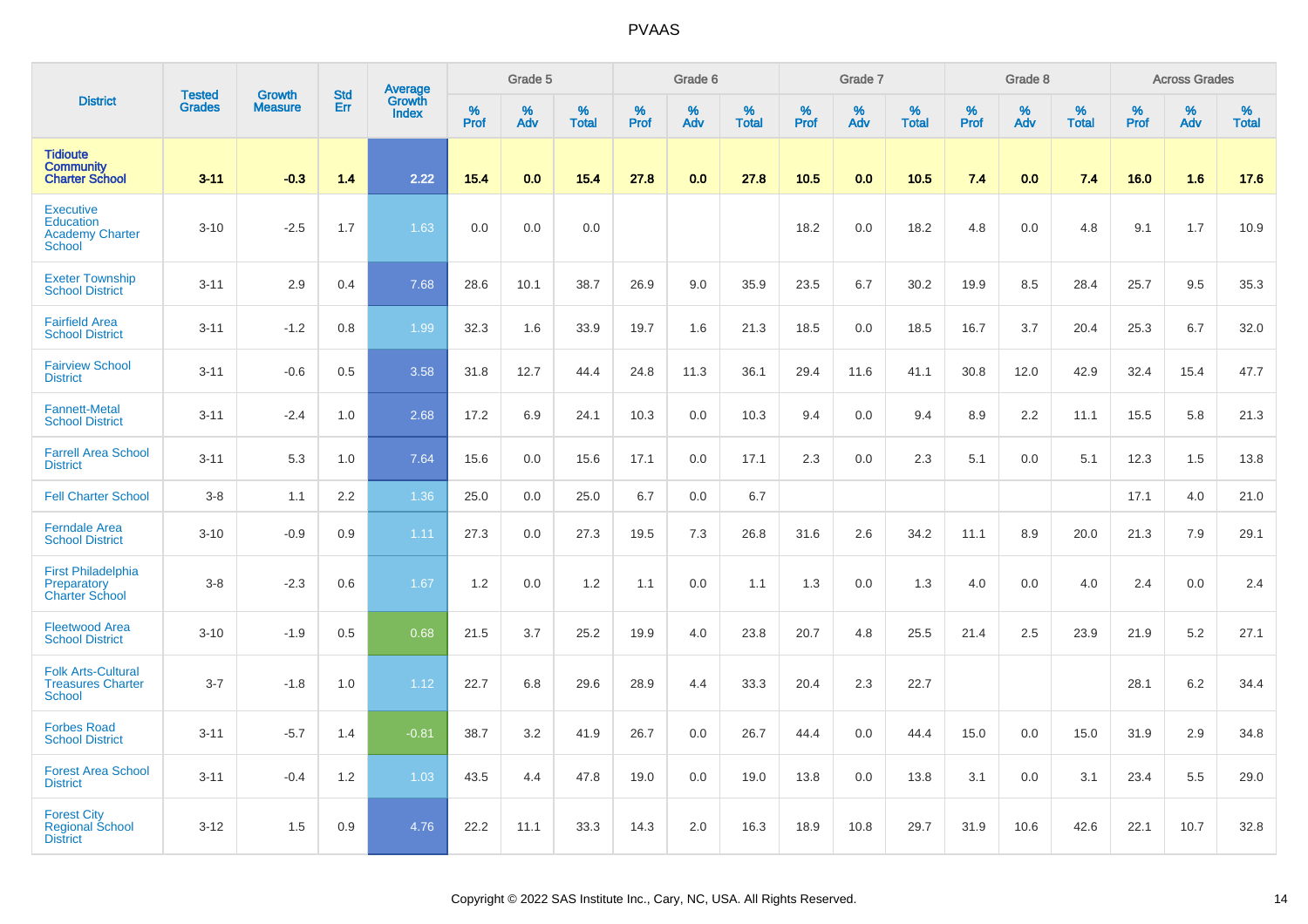| District | Tested Grades | Growth Measure | Std Err | Average Growth Index | Grade 5 | | | Grade 6 | | | Grade 7 | | | Grade 8 | | | Across Grades | | |
|---|---|---|---|---|---|---|---|---|---|---|---|---|---|---|---|---|---|---|---|
| | | | | | % Prof | % Adv | % Total | % Prof | % Adv | % Total | % Prof | % Adv | % Total | % Prof | % Adv | % Total | % Prof | % Adv | % Total |
| **Tidioute Community Charter School** | **3-11** | **-0.3** | **1.4** | **2.22** | **15.4** | **0.0** | **15.4** | **27.8** | **0.0** | **27.8** | **10.5** | **0.0** | **10.5** | **7.4** | **0.0** | **7.4** | **16.0** | **1.6** | **17.6** |
| Executive Education Academy Charter School | 3-10 | -2.5 | 1.7 | 1.63 | 0.0 | 0.0 | 0.0 | | | | 18.2 | 0.0 | 18.2 | 4.8 | 0.0 | 4.8 | 9.1 | 1.7 | 10.9 |
| Exeter Township School District | 3-11 | 2.9 | 0.4 | 7.68 | 28.6 | 10.1 | 38.7 | 26.9 | 9.0 | 35.9 | 23.5 | 6.7 | 30.2 | 19.9 | 8.5 | 28.4 | 25.7 | 9.5 | 35.3 |
| Fairfield Area School District | 3-11 | -1.2 | 0.8 | 1.99 | 32.3 | 1.6 | 33.9 | 19.7 | 1.6 | 21.3 | 18.5 | 0.0 | 18.5 | 16.7 | 3.7 | 20.4 | 25.3 | 6.7 | 32.0 |
| Fairview School District | 3-11 | -0.6 | 0.5 | 3.58 | 31.8 | 12.7 | 44.4 | 24.8 | 11.3 | 36.1 | 29.4 | 11.6 | 41.1 | 30.8 | 12.0 | 42.9 | 32.4 | 15.4 | 47.7 |
| Fannett-Metal School District | 3-11 | -2.4 | 1.0 | 2.68 | 17.2 | 6.9 | 24.1 | 10.3 | 0.0 | 10.3 | 9.4 | 0.0 | 9.4 | 8.9 | 2.2 | 11.1 | 15.5 | 5.8 | 21.3 |
| Farrell Area School District | 3-11 | 5.3 | 1.0 | 7.64 | 15.6 | 0.0 | 15.6 | 17.1 | 0.0 | 17.1 | 2.3 | 0.0 | 2.3 | 5.1 | 0.0 | 5.1 | 12.3 | 1.5 | 13.8 |
| Fell Charter School | 3-8 | 1.1 | 2.2 | 1.36 | 25.0 | 0.0 | 25.0 | 6.7 | 0.0 | 6.7 | | | | | | | 17.1 | 4.0 | 21.0 |
| Ferndale Area School District | 3-10 | -0.9 | 0.9 | 1.11 | 27.3 | 0.0 | 27.3 | 19.5 | 7.3 | 26.8 | 31.6 | 2.6 | 34.2 | 11.1 | 8.9 | 20.0 | 21.3 | 7.9 | 29.1 |
| First Philadelphia Preparatory Charter School | 3-8 | -2.3 | 0.6 | 1.67 | 1.2 | 0.0 | 1.2 | 1.1 | 0.0 | 1.1 | 1.3 | 0.0 | 1.3 | 4.0 | 0.0 | 4.0 | 2.4 | 0.0 | 2.4 |
| Fleetwood Area School District | 3-10 | -1.9 | 0.5 | 0.68 | 21.5 | 3.7 | 25.2 | 19.9 | 4.0 | 23.8 | 20.7 | 4.8 | 25.5 | 21.4 | 2.5 | 23.9 | 21.9 | 5.2 | 27.1 |
| Folk Arts-Cultural Treasures Charter School | 3-7 | -1.8 | 1.0 | 1.12 | 22.7 | 6.8 | 29.6 | 28.9 | 4.4 | 33.3 | 20.4 | 2.3 | 22.7 | | | | 28.1 | 6.2 | 34.4 |
| Forbes Road School District | 3-11 | -5.7 | 1.4 | -0.81 | 38.7 | 3.2 | 41.9 | 26.7 | 0.0 | 26.7 | 44.4 | 0.0 | 44.4 | 15.0 | 0.0 | 15.0 | 31.9 | 2.9 | 34.8 |
| Forest Area School District | 3-11 | -0.4 | 1.2 | 1.03 | 43.5 | 4.4 | 47.8 | 19.0 | 0.0 | 19.0 | 13.8 | 0.0 | 13.8 | 3.1 | 0.0 | 3.1 | 23.4 | 5.5 | 29.0 |
| Forest City Regional School District | 3-12 | 1.5 | 0.9 | 4.76 | 22.2 | 11.1 | 33.3 | 14.3 | 2.0 | 16.3 | 18.9 | 10.8 | 29.7 | 31.9 | 10.6 | 42.6 | 22.1 | 10.7 | 32.8 |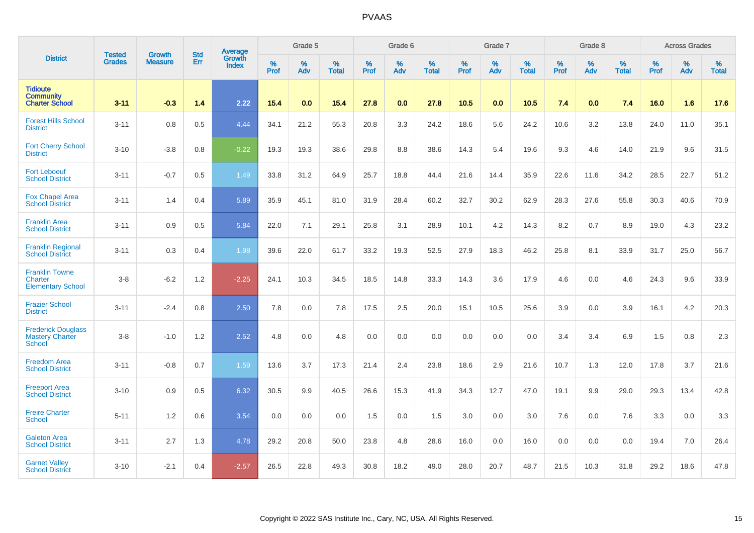# PVAAS

| District | Tested Grades | Growth Measure | Std Err | Average Growth Index | Grade 5 | | | Grade 6 | | | Grade 7 | | | Grade 8 | | | Across Grades | | |
|---|---|---|---|---|---|---|---|---|---|---|---|---|---|---|---|---|---|---|---|
| | | | | | % Prof | % Adv | % Total | % Prof | % Adv | % Total | % Prof | % Adv | % Total | % Prof | % Adv | % Total | % Prof | % Adv | % Total |
| **Tidioute Community Charter School** | **3-11** | **-0.3** | **1.4** | **2.22** | **15.4** | **0.0** | **15.4** | **27.8** | **0.0** | **27.8** | **10.5** | **0.0** | **10.5** | **7.4** | **0.0** | **7.4** | **16.0** | **1.6** | **17.6** |
| Forest Hills School District | 3-11 | 0.8 | 0.5 | 4.44 | 34.1 | 21.2 | 55.3 | 20.8 | 3.3 | 24.2 | 18.6 | 5.6 | 24.2 | 10.6 | 3.2 | 13.8 | 24.0 | 11.0 | 35.1 |
| Fort Cherry School District | 3-10 | -3.8 | 0.8 | -0.22 | 19.3 | 19.3 | 38.6 | 29.8 | 8.8 | 38.6 | 14.3 | 5.4 | 19.6 | 9.3 | 4.6 | 14.0 | 21.9 | 9.6 | 31.5 |
| Fort Leboeuf School District | 3-11 | -0.7 | 0.5 | 1.49 | 33.8 | 31.2 | 64.9 | 25.7 | 18.8 | 44.4 | 21.6 | 14.4 | 35.9 | 22.6 | 11.6 | 34.2 | 28.5 | 22.7 | 51.2 |
| Fox Chapel Area School District | 3-11 | 1.4 | 0.4 | 5.89 | 35.9 | 45.1 | 81.0 | 31.9 | 28.4 | 60.2 | 32.7 | 30.2 | 62.9 | 28.3 | 27.6 | 55.8 | 30.3 | 40.6 | 70.9 |
| Franklin Area School District | 3-11 | 0.9 | 0.5 | 5.84 | 22.0 | 7.1 | 29.1 | 25.8 | 3.1 | 28.9 | 10.1 | 4.2 | 14.3 | 8.2 | 0.7 | 8.9 | 19.0 | 4.3 | 23.2 |
| Franklin Regional School District | 3-11 | 0.3 | 0.4 | 1.98 | 39.6 | 22.0 | 61.7 | 33.2 | 19.3 | 52.5 | 27.9 | 18.3 | 46.2 | 25.8 | 8.1 | 33.9 | 31.7 | 25.0 | 56.7 |
| Franklin Towne Charter Elementary School | 3-8 | -6.2 | 1.2 | -2.25 | 24.1 | 10.3 | 34.5 | 18.5 | 14.8 | 33.3 | 14.3 | 3.6 | 17.9 | 4.6 | 0.0 | 4.6 | 24.3 | 9.6 | 33.9 |
| Frazier School District | 3-11 | -2.4 | 0.8 | 2.50 | 7.8 | 0.0 | 7.8 | 17.5 | 2.5 | 20.0 | 15.1 | 10.5 | 25.6 | 3.9 | 0.0 | 3.9 | 16.1 | 4.2 | 20.3 |
| Frederick Douglass Mastery Charter School | 3-8 | -1.0 | 1.2 | 2.52 | 4.8 | 0.0 | 4.8 | 0.0 | 0.0 | 0.0 | 0.0 | 0.0 | 0.0 | 3.4 | 3.4 | 6.9 | 1.5 | 0.8 | 2.3 |
| Freedom Area School District | 3-11 | -0.8 | 0.7 | 1.59 | 13.6 | 3.7 | 17.3 | 21.4 | 2.4 | 23.8 | 18.6 | 2.9 | 21.6 | 10.7 | 1.3 | 12.0 | 17.8 | 3.7 | 21.6 |
| Freeport Area School District | 3-10 | 0.9 | 0.5 | 6.32 | 30.5 | 9.9 | 40.5 | 26.6 | 15.3 | 41.9 | 34.3 | 12.7 | 47.0 | 19.1 | 9.9 | 29.0 | 29.3 | 13.4 | 42.8 |
| Freire Charter School | 5-11 | 1.2 | 0.6 | 3.54 | 0.0 | 0.0 | 0.0 | 1.5 | 0.0 | 1.5 | 3.0 | 0.0 | 3.0 | 7.6 | 0.0 | 7.6 | 3.3 | 0.0 | 3.3 |
| Galeton Area School District | 3-11 | 2.7 | 1.3 | 4.78 | 29.2 | 20.8 | 50.0 | 23.8 | 4.8 | 28.6 | 16.0 | 0.0 | 16.0 | 0.0 | 0.0 | 0.0 | 19.4 | 7.0 | 26.4 |
| Garnet Valley School District | 3-10 | -2.1 | 0.4 | -2.57 | 26.5 | 22.8 | 49.3 | 30.8 | 18.2 | 49.0 | 28.0 | 20.7 | 48.7 | 21.5 | 10.3 | 31.8 | 29.2 | 18.6 | 47.8 |

Copyright © 2022 SAS Institute Inc., Cary, NC, USA. All Rights Reserved.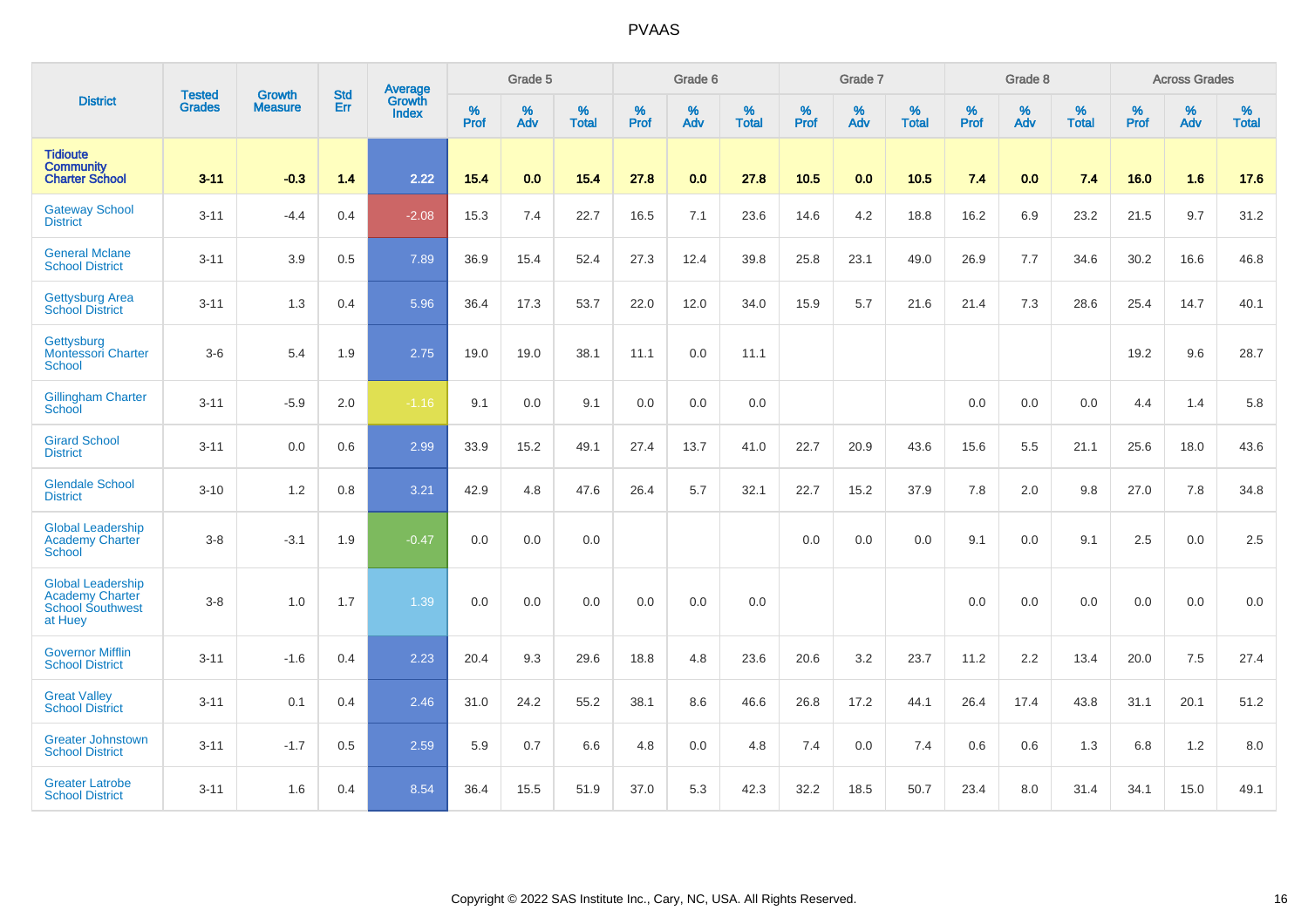# PVAAS

| District | Tested Grades | Growth Measure | Std Err | Average Growth Index | Grade 5 | | | Grade 6 | | | Grade 7 | | | Grade 8 | | | Across Grades | | |
|---|---|---|---|---|---|---|---|---|---|---|---|---|---|---|---|---|---|---|---|
| | | | | | % Prof | % Adv | % Total | % Prof | % Adv | % Total | % Prof | % Adv | % Total | % Prof | % Adv | % Total | % Prof | % Adv | % Total |
| **Tidioute Community Charter School** | **3-11** | **-0.3** | **1.4** | **2.22** | **15.4** | **0.0** | **15.4** | **27.8** | **0.0** | **27.8** | **10.5** | **0.0** | **10.5** | **7.4** | **0.0** | **7.4** | **16.0** | **1.6** | **17.6** |
| Gateway School District | 3-11 | -4.4 | 0.4 | -2.08 | 15.3 | 7.4 | 22.7 | 16.5 | 7.1 | 23.6 | 14.6 | 4.2 | 18.8 | 16.2 | 6.9 | 23.2 | 21.5 | 9.7 | 31.2 |
| General Mclane School District | 3-11 | 3.9 | 0.5 | 7.89 | 36.9 | 15.4 | 52.4 | 27.3 | 12.4 | 39.8 | 25.8 | 23.1 | 49.0 | 26.9 | 7.7 | 34.6 | 30.2 | 16.6 | 46.8 |
| Gettysburg Area School District | 3-11 | 1.3 | 0.4 | 5.96 | 36.4 | 17.3 | 53.7 | 22.0 | 12.0 | 34.0 | 15.9 | 5.7 | 21.6 | 21.4 | 7.3 | 28.6 | 25.4 | 14.7 | 40.1 |
| Gettysburg Montessori Charter School | 3-6 | 5.4 | 1.9 | 2.75 | 19.0 | 19.0 | 38.1 | 11.1 | 0.0 | 11.1 | | | | | | | 19.2 | 9.6 | 28.7 |
| Gillingham Charter School | 3-11 | -5.9 | 2.0 | -1.16 | 9.1 | 0.0 | 9.1 | 0.0 | 0.0 | 0.0 | | | | 0.0 | 0.0 | 0.0 | 4.4 | 1.4 | 5.8 |
| Girard School District | 3-11 | 0.0 | 0.6 | 2.99 | 33.9 | 15.2 | 49.1 | 27.4 | 13.7 | 41.0 | 22.7 | 20.9 | 43.6 | 15.6 | 5.5 | 21.1 | 25.6 | 18.0 | 43.6 |
| Glendale School District | 3-10 | 1.2 | 0.8 | 3.21 | 42.9 | 4.8 | 47.6 | 26.4 | 5.7 | 32.1 | 22.7 | 15.2 | 37.9 | 7.8 | 2.0 | 9.8 | 27.0 | 7.8 | 34.8 |
| Global Leadership Academy Charter School | 3-8 | -3.1 | 1.9 | -0.47 | 0.0 | 0.0 | 0.0 | | | | 0.0 | 0.0 | 0.0 | 9.1 | 0.0 | 9.1 | 2.5 | 0.0 | 2.5 |
| Global Leadership Academy Charter School Southwest at Huey | 3-8 | 1.0 | 1.7 | 1.39 | 0.0 | 0.0 | 0.0 | 0.0 | 0.0 | 0.0 | | | | 0.0 | 0.0 | 0.0 | 0.0 | 0.0 | 0.0 |
| Governor Mifflin School District | 3-11 | -1.6 | 0.4 | 2.23 | 20.4 | 9.3 | 29.6 | 18.8 | 4.8 | 23.6 | 20.6 | 3.2 | 23.7 | 11.2 | 2.2 | 13.4 | 20.0 | 7.5 | 27.4 |
| Great Valley School District | 3-11 | 0.1 | 0.4 | 2.46 | 31.0 | 24.2 | 55.2 | 38.1 | 8.6 | 46.6 | 26.8 | 17.2 | 44.1 | 26.4 | 17.4 | 43.8 | 31.1 | 20.1 | 51.2 |
| Greater Johnstown School District | 3-11 | -1.7 | 0.5 | 2.59 | 5.9 | 0.7 | 6.6 | 4.8 | 0.0 | 4.8 | 7.4 | 0.0 | 7.4 | 0.6 | 0.6 | 1.3 | 6.8 | 1.2 | 8.0 |
| Greater Latrobe School District | 3-11 | 1.6 | 0.4 | 8.54 | 36.4 | 15.5 | 51.9 | 37.0 | 5.3 | 42.3 | 32.2 | 18.5 | 50.7 | 23.4 | 8.0 | 31.4 | 34.1 | 15.0 | 49.1 |

Copyright © 2022 SAS Institute Inc., Cary, NC, USA. All Rights Reserved.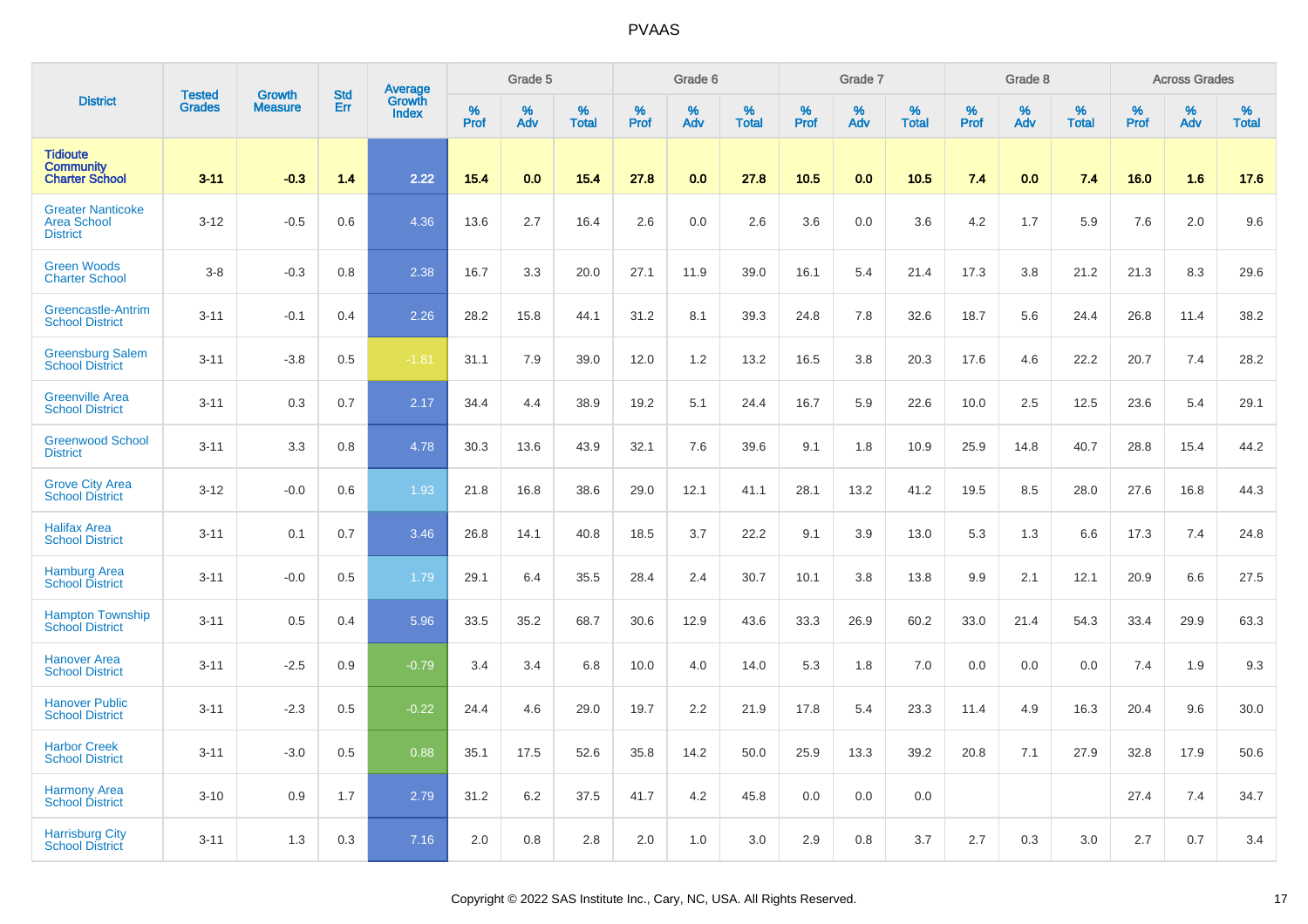| District | Tested Grades | Growth Measure | Std Err | Average Growth Index | Grade 5 | | | Grade 6 | | | Grade 7 | | | Grade 8 | | | Across Grades | | |
|---|---|---|---|---|---|---|---|---|---|---|---|---|---|---|---|---|---|---|---|
| | | | | | % Prof | % Adv | % Total | % Prof | % Adv | % Total | % Prof | % Adv | % Total | % Prof | % Adv | % Total | % Prof | % Adv | % Total |
| **Tidioute Community Charter School** | **3-11** | **-0.3** | **1.4** | **2.22** | **15.4** | **0.0** | **15.4** | **27.8** | **0.0** | **27.8** | **10.5** | **0.0** | **10.5** | **7.4** | **0.0** | **7.4** | **16.0** | **1.6** | **17.6** |
| Greater Nanticoke Area School District | 3-12 | -0.5 | 0.6 | 4.36 | 13.6 | 2.7 | 16.4 | 2.6 | 0.0 | 2.6 | 3.6 | 0.0 | 3.6 | 4.2 | 1.7 | 5.9 | 7.6 | 2.0 | 9.6 |
| Green Woods Charter School | 3-8 | -0.3 | 0.8 | 2.38 | 16.7 | 3.3 | 20.0 | 27.1 | 11.9 | 39.0 | 16.1 | 5.4 | 21.4 | 17.3 | 3.8 | 21.2 | 21.3 | 8.3 | 29.6 |
| Greencastle-Antrim School District | 3-11 | -0.1 | 0.4 | 2.26 | 28.2 | 15.8 | 44.1 | 31.2 | 8.1 | 39.3 | 24.8 | 7.8 | 32.6 | 18.7 | 5.6 | 24.4 | 26.8 | 11.4 | 38.2 |
| Greensburg Salem School District | 3-11 | -3.8 | 0.5 | -1.81 | 31.1 | 7.9 | 39.0 | 12.0 | 1.2 | 13.2 | 16.5 | 3.8 | 20.3 | 17.6 | 4.6 | 22.2 | 20.7 | 7.4 | 28.2 |
| Greenville Area School District | 3-11 | 0.3 | 0.7 | 2.17 | 34.4 | 4.4 | 38.9 | 19.2 | 5.1 | 24.4 | 16.7 | 5.9 | 22.6 | 10.0 | 2.5 | 12.5 | 23.6 | 5.4 | 29.1 |
| Greenwood School District | 3-11 | 3.3 | 0.8 | 4.78 | 30.3 | 13.6 | 43.9 | 32.1 | 7.6 | 39.6 | 9.1 | 1.8 | 10.9 | 25.9 | 14.8 | 40.7 | 28.8 | 15.4 | 44.2 |
| Grove City Area School District | 3-12 | -0.0 | 0.6 | 1.93 | 21.8 | 16.8 | 38.6 | 29.0 | 12.1 | 41.1 | 28.1 | 13.2 | 41.2 | 19.5 | 8.5 | 28.0 | 27.6 | 16.8 | 44.3 |
| Halifax Area School District | 3-11 | 0.1 | 0.7 | 3.46 | 26.8 | 14.1 | 40.8 | 18.5 | 3.7 | 22.2 | 9.1 | 3.9 | 13.0 | 5.3 | 1.3 | 6.6 | 17.3 | 7.4 | 24.8 |
| Hamburg Area School District | 3-11 | -0.0 | 0.5 | 1.79 | 29.1 | 6.4 | 35.5 | 28.4 | 2.4 | 30.7 | 10.1 | 3.8 | 13.8 | 9.9 | 2.1 | 12.1 | 20.9 | 6.6 | 27.5 |
| Hampton Township School District | 3-11 | 0.5 | 0.4 | 5.96 | 33.5 | 35.2 | 68.7 | 30.6 | 12.9 | 43.6 | 33.3 | 26.9 | 60.2 | 33.0 | 21.4 | 54.3 | 33.4 | 29.9 | 63.3 |
| Hanover Area School District | 3-11 | -2.5 | 0.9 | -0.79 | 3.4 | 3.4 | 6.8 | 10.0 | 4.0 | 14.0 | 5.3 | 1.8 | 7.0 | 0.0 | 0.0 | 0.0 | 7.4 | 1.9 | 9.3 |
| Hanover Public School District | 3-11 | -2.3 | 0.5 | -0.22 | 24.4 | 4.6 | 29.0 | 19.7 | 2.2 | 21.9 | 17.8 | 5.4 | 23.3 | 11.4 | 4.9 | 16.3 | 20.4 | 9.6 | 30.0 |
| Harbor Creek School District | 3-11 | -3.0 | 0.5 | 0.88 | 35.1 | 17.5 | 52.6 | 35.8 | 14.2 | 50.0 | 25.9 | 13.3 | 39.2 | 20.8 | 7.1 | 27.9 | 32.8 | 17.9 | 50.6 |
| Harmony Area School District | 3-10 | 0.9 | 1.7 | 2.79 | 31.2 | 6.2 | 37.5 | 41.7 | 4.2 | 45.8 | 0.0 | 0.0 | 0.0 | | | | 27.4 | 7.4 | 34.7 |
| Harrisburg City School District | 3-11 | 1.3 | 0.3 | 7.16 | 2.0 | 0.8 | 2.8 | 2.0 | 1.0 | 3.0 | 2.9 | 0.8 | 3.7 | 2.7 | 0.3 | 3.0 | 2.7 | 0.7 | 3.4 |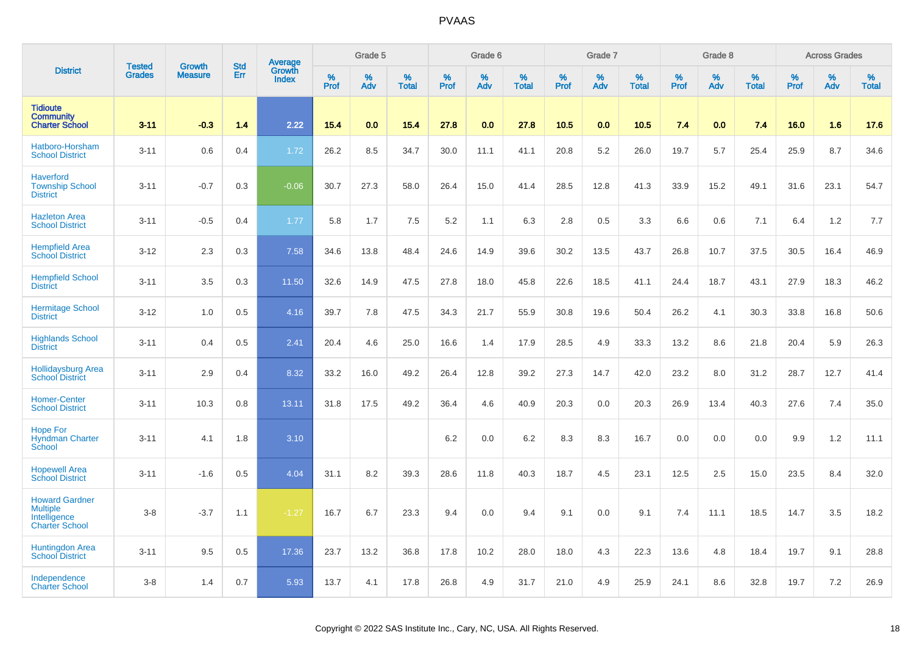# PVAAS

| District | Tested Grades | Growth Measure | Std Err | Average Growth Index | Grade 5 | | | Grade 6 | | | Grade 7 | | | Grade 8 | | | Across Grades | | |
|---|---|---|---|---|---|---|---|---|---|---|---|---|---|---|---|---|---|---|---|
| | | | | | % Prof | % Adv | % Total | % Prof | % Adv | % Total | % Prof | % Adv | % Total | % Prof | % Adv | % Total | % Prof | % Adv | % Total |
| **Tidioute Community Charter School** | **3-11** | **-0.3** | **1.4** | **2.22** | **15.4** | **0.0** | **15.4** | **27.8** | **0.0** | **27.8** | **10.5** | **0.0** | **10.5** | **7.4** | **0.0** | **7.4** | **16.0** | **1.6** | **17.6** |
| Hatboro-Horsham School District | 3-11 | 0.6 | 0.4 | 1.72 | 26.2 | 8.5 | 34.7 | 30.0 | 11.1 | 41.1 | 20.8 | 5.2 | 26.0 | 19.7 | 5.7 | 25.4 | 25.9 | 8.7 | 34.6 |
| Haverford Township School District | 3-11 | -0.7 | 0.3 | -0.06 | 30.7 | 27.3 | 58.0 | 26.4 | 15.0 | 41.4 | 28.5 | 12.8 | 41.3 | 33.9 | 15.2 | 49.1 | 31.6 | 23.1 | 54.7 |
| Hazleton Area School District | 3-11 | -0.5 | 0.4 | 1.77 | 5.8 | 1.7 | 7.5 | 5.2 | 1.1 | 6.3 | 2.8 | 0.5 | 3.3 | 6.6 | 0.6 | 7.1 | 6.4 | 1.2 | 7.7 |
| Hempfield Area School District | 3-12 | 2.3 | 0.3 | 7.58 | 34.6 | 13.8 | 48.4 | 24.6 | 14.9 | 39.6 | 30.2 | 13.5 | 43.7 | 26.8 | 10.7 | 37.5 | 30.5 | 16.4 | 46.9 |
| Hempfield School District | 3-11 | 3.5 | 0.3 | 11.50 | 32.6 | 14.9 | 47.5 | 27.8 | 18.0 | 45.8 | 22.6 | 18.5 | 41.1 | 24.4 | 18.7 | 43.1 | 27.9 | 18.3 | 46.2 |
| Hermitage School District | 3-12 | 1.0 | 0.5 | 4.16 | 39.7 | 7.8 | 47.5 | 34.3 | 21.7 | 55.9 | 30.8 | 19.6 | 50.4 | 26.2 | 4.1 | 30.3 | 33.8 | 16.8 | 50.6 |
| Highlands School District | 3-11 | 0.4 | 0.5 | 2.41 | 20.4 | 4.6 | 25.0 | 16.6 | 1.4 | 17.9 | 28.5 | 4.9 | 33.3 | 13.2 | 8.6 | 21.8 | 20.4 | 5.9 | 26.3 |
| Hollidaysburg Area School District | 3-11 | 2.9 | 0.4 | 8.32 | 33.2 | 16.0 | 49.2 | 26.4 | 12.8 | 39.2 | 27.3 | 14.7 | 42.0 | 23.2 | 8.0 | 31.2 | 28.7 | 12.7 | 41.4 |
| Homer-Center School District | 3-11 | 10.3 | 0.8 | 13.11 | 31.8 | 17.5 | 49.2 | 36.4 | 4.6 | 40.9 | 20.3 | 0.0 | 20.3 | 26.9 | 13.4 | 40.3 | 27.6 | 7.4 | 35.0 |
| Hope For Hyndman Charter School | 3-11 | 4.1 | 1.8 | 3.10 | | | | 6.2 | 0.0 | 6.2 | 8.3 | 8.3 | 16.7 | 0.0 | 0.0 | 0.0 | 9.9 | 1.2 | 11.1 |
| Hopewell Area School District | 3-11 | -1.6 | 0.5 | 4.04 | 31.1 | 8.2 | 39.3 | 28.6 | 11.8 | 40.3 | 18.7 | 4.5 | 23.1 | 12.5 | 2.5 | 15.0 | 23.5 | 8.4 | 32.0 |
| Howard Gardner Multiple Intelligence Charter School | 3-8 | -3.7 | 1.1 | -1.27 | 16.7 | 6.7 | 23.3 | 9.4 | 0.0 | 9.4 | 9.1 | 0.0 | 9.1 | 7.4 | 11.1 | 18.5 | 14.7 | 3.5 | 18.2 |
| Huntingdon Area School District | 3-11 | 9.5 | 0.5 | 17.36 | 23.7 | 13.2 | 36.8 | 17.8 | 10.2 | 28.0 | 18.0 | 4.3 | 22.3 | 13.6 | 4.8 | 18.4 | 19.7 | 9.1 | 28.8 |
| Independence Charter School | 3-8 | 1.4 | 0.7 | 5.93 | 13.7 | 4.1 | 17.8 | 26.8 | 4.9 | 31.7 | 21.0 | 4.9 | 25.9 | 24.1 | 8.6 | 32.8 | 19.7 | 7.2 | 26.9 |

Copyright © 2022 SAS Institute Inc., Cary, NC, USA. All Rights Reserved.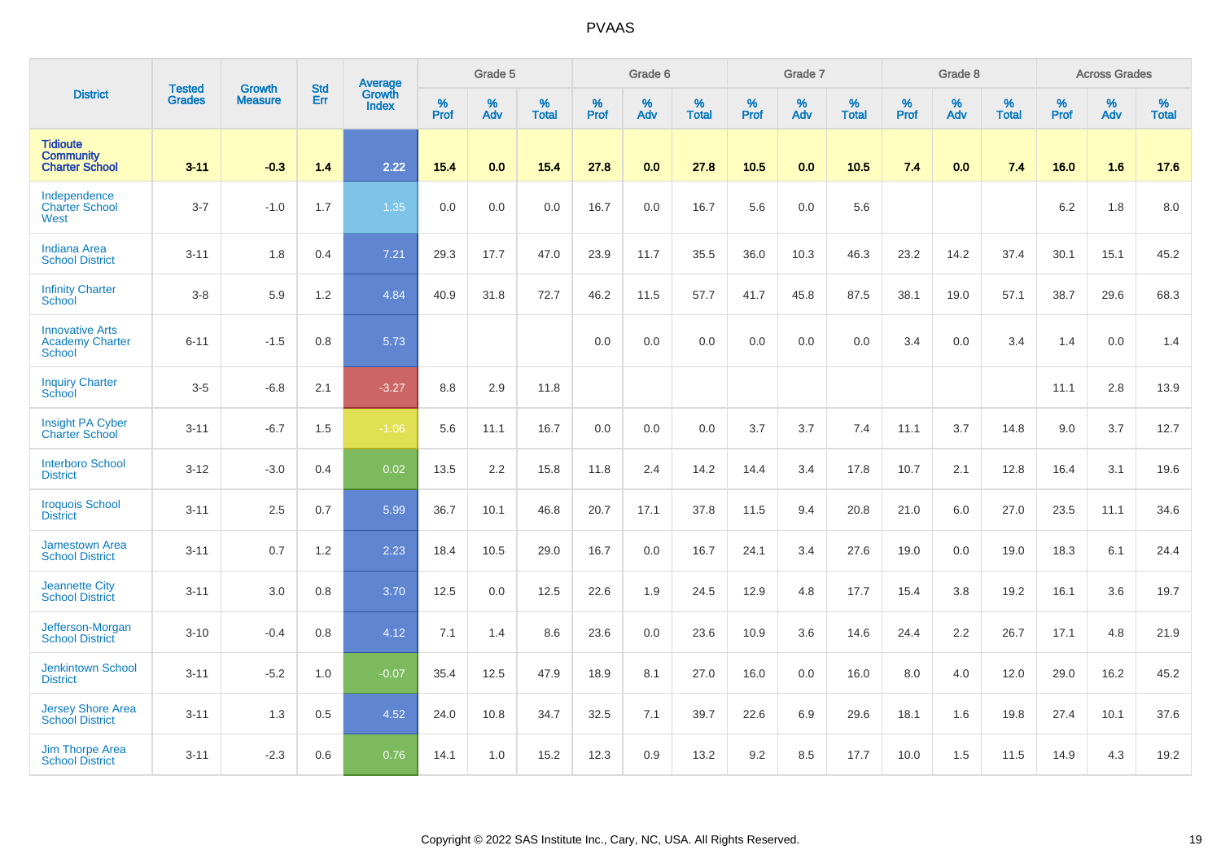# PVAAS

| District | Tested Grades | Growth Measure | Std Err | Average Growth Index | Grade 5 | | | Grade 6 | | | Grade 7 | | | Grade 8 | | | Across Grades | | |
|---|---|---|---|---|---|---|---|---|---|---|---|---|---|---|---|---|---|---|---|
| | | | | | % Prof | % Adv | % Total | % Prof | % Adv | % Total | % Prof | % Adv | % Total | % Prof | % Adv | % Total | % Prof | % Adv | % Total |
| **Tidioute Community Charter School** | **3-11** | **-0.3** | **1.4** | **2.22** | **15.4** | **0.0** | **15.4** | **27.8** | **0.0** | **27.8** | **10.5** | **0.0** | **10.5** | **7.4** | **0.0** | **7.4** | **16.0** | **1.6** | **17.6** |
| Independence Charter School West | 3-7 | -1.0 | 1.7 | 1.35 | 0.0 | 0.0 | 0.0 | 16.7 | 0.0 | 16.7 | 5.6 | 0.0 | 5.6 | | | | 6.2 | 1.8 | 8.0 |
| Indiana Area School District | 3-11 | 1.8 | 0.4 | 7.21 | 29.3 | 17.7 | 47.0 | 23.9 | 11.7 | 35.5 | 36.0 | 10.3 | 46.3 | 23.2 | 14.2 | 37.4 | 30.1 | 15.1 | 45.2 |
| Infinity Charter School | 3-8 | 5.9 | 1.2 | 4.84 | 40.9 | 31.8 | 72.7 | 46.2 | 11.5 | 57.7 | 41.7 | 45.8 | 87.5 | 38.1 | 19.0 | 57.1 | 38.7 | 29.6 | 68.3 |
| Innovative Arts Academy Charter School | 6-11 | -1.5 | 0.8 | 5.73 | | | | 0.0 | 0.0 | 0.0 | 0.0 | 0.0 | 0.0 | 3.4 | 0.0 | 3.4 | 1.4 | 0.0 | 1.4 |
| Inquiry Charter School | 3-5 | -6.8 | 2.1 | -3.27 | 8.8 | 2.9 | 11.8 | | | | | | | | | | 11.1 | 2.8 | 13.9 |
| Insight PA Cyber Charter School | 3-11 | -6.7 | 1.5 | -1.06 | 5.6 | 11.1 | 16.7 | 0.0 | 0.0 | 0.0 | 3.7 | 3.7 | 7.4 | 11.1 | 3.7 | 14.8 | 9.0 | 3.7 | 12.7 |
| Interboro School District | 3-12 | -3.0 | 0.4 | 0.02 | 13.5 | 2.2 | 15.8 | 11.8 | 2.4 | 14.2 | 14.4 | 3.4 | 17.8 | 10.7 | 2.1 | 12.8 | 16.4 | 3.1 | 19.6 |
| Iroquois School District | 3-11 | 2.5 | 0.7 | 5.99 | 36.7 | 10.1 | 46.8 | 20.7 | 17.1 | 37.8 | 11.5 | 9.4 | 20.8 | 21.0 | 6.0 | 27.0 | 23.5 | 11.1 | 34.6 |
| Jamestown Area School District | 3-11 | 0.7 | 1.2 | 2.23 | 18.4 | 10.5 | 29.0 | 16.7 | 0.0 | 16.7 | 24.1 | 3.4 | 27.6 | 19.0 | 0.0 | 19.0 | 18.3 | 6.1 | 24.4 |
| Jeannette City School District | 3-11 | 3.0 | 0.8 | 3.70 | 12.5 | 0.0 | 12.5 | 22.6 | 1.9 | 24.5 | 12.9 | 4.8 | 17.7 | 15.4 | 3.8 | 19.2 | 16.1 | 3.6 | 19.7 |
| Jefferson-Morgan School District | 3-10 | -0.4 | 0.8 | 4.12 | 7.1 | 1.4 | 8.6 | 23.6 | 0.0 | 23.6 | 10.9 | 3.6 | 14.6 | 24.4 | 2.2 | 26.7 | 17.1 | 4.8 | 21.9 |
| Jenkintown School District | 3-11 | -5.2 | 1.0 | -0.07 | 35.4 | 12.5 | 47.9 | 18.9 | 8.1 | 27.0 | 16.0 | 0.0 | 16.0 | 8.0 | 4.0 | 12.0 | 29.0 | 16.2 | 45.2 |
| Jersey Shore Area School District | 3-11 | 1.3 | 0.5 | 4.52 | 24.0 | 10.8 | 34.7 | 32.5 | 7.1 | 39.7 | 22.6 | 6.9 | 29.6 | 18.1 | 1.6 | 19.8 | 27.4 | 10.1 | 37.6 |
| Jim Thorpe Area School District | 3-11 | -2.3 | 0.6 | 0.76 | 14.1 | 1.0 | 15.2 | 12.3 | 0.9 | 13.2 | 9.2 | 8.5 | 17.7 | 10.0 | 1.5 | 11.5 | 14.9 | 4.3 | 19.2 |

Copyright © 2022 SAS Institute Inc., Cary, NC, USA. All Rights Reserved.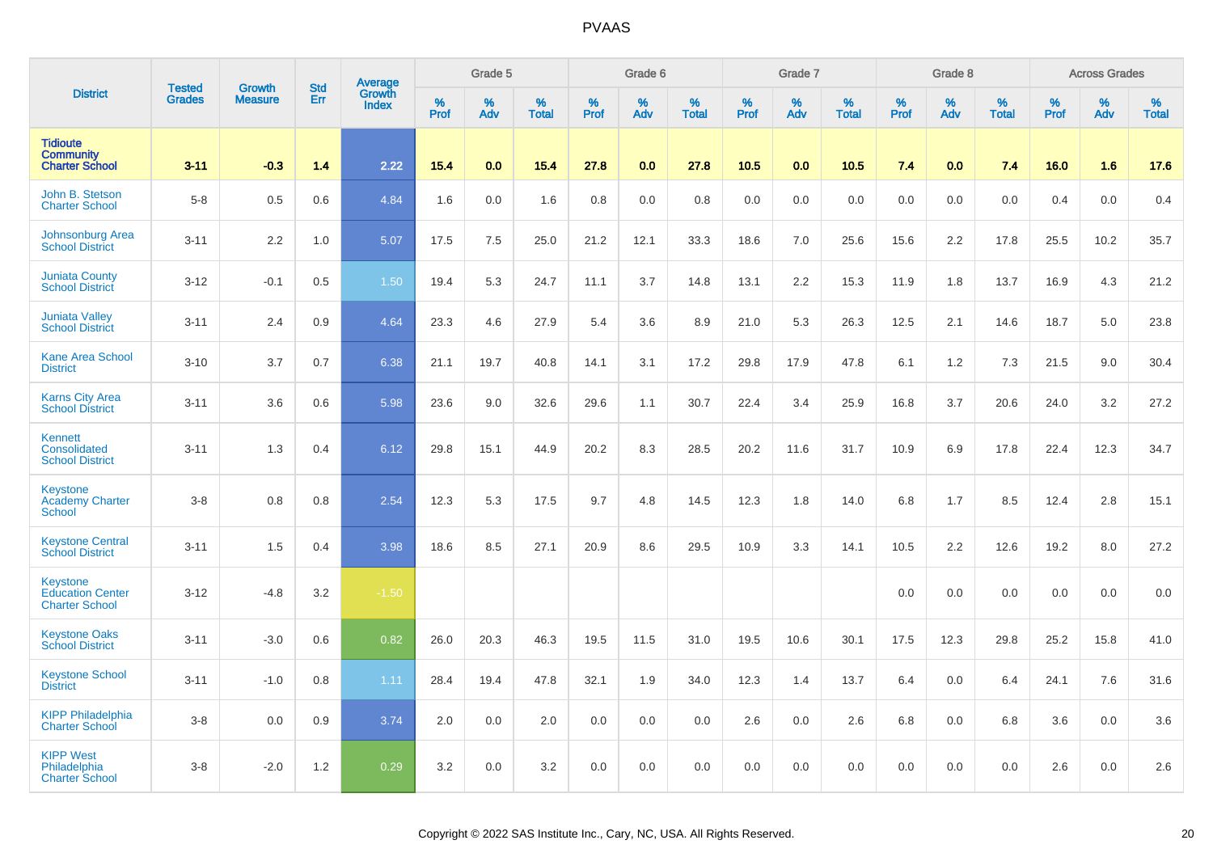# PVAAS

| District | Tested Grades | Growth Measure | Std Err | Average Growth Index | Grade 5 | | | Grade 6 | | | Grade 7 | | | Grade 8 | | | Across Grades | | |
|---|---|---|---|---|---|---|---|---|---|---|---|---|---|---|---|---|---|---|---|
| | | | | | % Prof | % Adv | % Total | % Prof | % Adv | % Total | % Prof | % Adv | % Total | % Prof | % Adv | % Total | % Prof | % Adv | % Total |
| **Tidioute Community Charter School** | **3-11** | **-0.3** | **1.4** | **2.22** | **15.4** | **0.0** | **15.4** | **27.8** | **0.0** | **27.8** | **10.5** | **0.0** | **10.5** | **7.4** | **0.0** | **7.4** | **16.0** | **1.6** | **17.6** |
| John B. Stetson Charter School | 5-8 | 0.5 | 0.6 | 4.84 | 1.6 | 0.0 | 1.6 | 0.8 | 0.0 | 0.8 | 0.0 | 0.0 | 0.0 | 0.0 | 0.0 | 0.0 | 0.4 | 0.0 | 0.4 |
| Johnsonburg Area School District | 3-11 | 2.2 | 1.0 | 5.07 | 17.5 | 7.5 | 25.0 | 21.2 | 12.1 | 33.3 | 18.6 | 7.0 | 25.6 | 15.6 | 2.2 | 17.8 | 25.5 | 10.2 | 35.7 |
| Juniata County School District | 3-12 | -0.1 | 0.5 | 1.50 | 19.4 | 5.3 | 24.7 | 11.1 | 3.7 | 14.8 | 13.1 | 2.2 | 15.3 | 11.9 | 1.8 | 13.7 | 16.9 | 4.3 | 21.2 |
| Juniata Valley School District | 3-11 | 2.4 | 0.9 | 4.64 | 23.3 | 4.6 | 27.9 | 5.4 | 3.6 | 8.9 | 21.0 | 5.3 | 26.3 | 12.5 | 2.1 | 14.6 | 18.7 | 5.0 | 23.8 |
| Kane Area School District | 3-10 | 3.7 | 0.7 | 6.38 | 21.1 | 19.7 | 40.8 | 14.1 | 3.1 | 17.2 | 29.8 | 17.9 | 47.8 | 6.1 | 1.2 | 7.3 | 21.5 | 9.0 | 30.4 |
| Karns City Area School District | 3-11 | 3.6 | 0.6 | 5.98 | 23.6 | 9.0 | 32.6 | 29.6 | 1.1 | 30.7 | 22.4 | 3.4 | 25.9 | 16.8 | 3.7 | 20.6 | 24.0 | 3.2 | 27.2 |
| Kennett Consolidated School District | 3-11 | 1.3 | 0.4 | 6.12 | 29.8 | 15.1 | 44.9 | 20.2 | 8.3 | 28.5 | 20.2 | 11.6 | 31.7 | 10.9 | 6.9 | 17.8 | 22.4 | 12.3 | 34.7 |
| Keystone Academy Charter School | 3-8 | 0.8 | 0.8 | 2.54 | 12.3 | 5.3 | 17.5 | 9.7 | 4.8 | 14.5 | 12.3 | 1.8 | 14.0 | 6.8 | 1.7 | 8.5 | 12.4 | 2.8 | 15.1 |
| Keystone Central School District | 3-11 | 1.5 | 0.4 | 3.98 | 18.6 | 8.5 | 27.1 | 20.9 | 8.6 | 29.5 | 10.9 | 3.3 | 14.1 | 10.5 | 2.2 | 12.6 | 19.2 | 8.0 | 27.2 |
| Keystone Education Center Charter School | 3-12 | -4.8 | 3.2 | -1.50 | | | | | | | | | | 0.0 | 0.0 | 0.0 | 0.0 | 0.0 | 0.0 |
| Keystone Oaks School District | 3-11 | -3.0 | 0.6 | 0.82 | 26.0 | 20.3 | 46.3 | 19.5 | 11.5 | 31.0 | 19.5 | 10.6 | 30.1 | 17.5 | 12.3 | 29.8 | 25.2 | 15.8 | 41.0 |
| Keystone School District | 3-11 | -1.0 | 0.8 | 1.11 | 28.4 | 19.4 | 47.8 | 32.1 | 1.9 | 34.0 | 12.3 | 1.4 | 13.7 | 6.4 | 0.0 | 6.4 | 24.1 | 7.6 | 31.6 |
| KIPP Philadelphia Charter School | 3-8 | 0.0 | 0.9 | 3.74 | 2.0 | 0.0 | 2.0 | 0.0 | 0.0 | 0.0 | 2.6 | 0.0 | 2.6 | 6.8 | 0.0 | 6.8 | 3.6 | 0.0 | 3.6 |
| KIPP West Philadelphia Charter School | 3-8 | -2.0 | 1.2 | 0.29 | 3.2 | 0.0 | 3.2 | 0.0 | 0.0 | 0.0 | 0.0 | 0.0 | 0.0 | 0.0 | 0.0 | 0.0 | 2.6 | 0.0 | 2.6 |

Copyright © 2022 SAS Institute Inc., Cary, NC, USA. All Rights Reserved.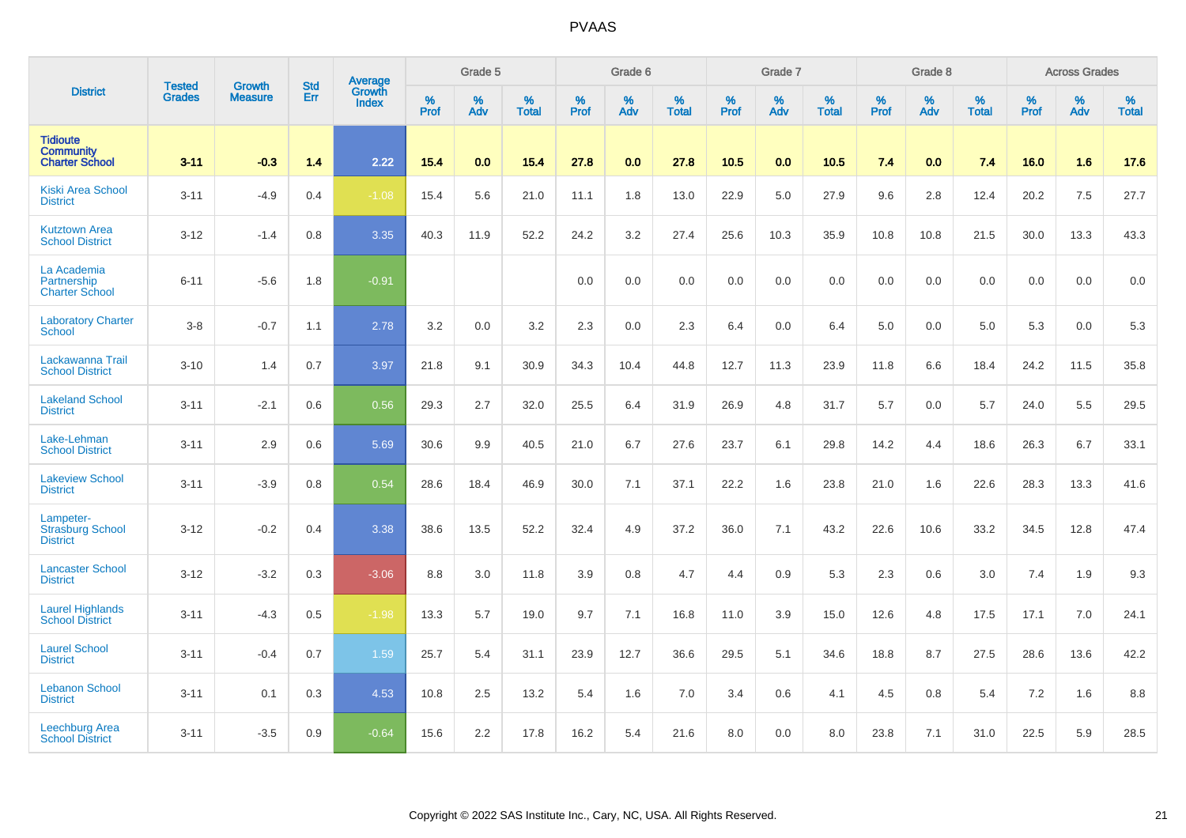# PVAAS

| District | Tested Grades | Growth Measure | Std Err | Average Growth Index | Grade 5 | | | Grade 6 | | | Grade 7 | | | Grade 8 | | | Across Grades | | |
|---|---|---|---|---|---|---|---|---|---|---|---|---|---|---|---|---|---|---|---|
| | | | | | % Prof | % Adv | % Total | % Prof | % Adv | % Total | % Prof | % Adv | % Total | % Prof | % Adv | % Total | % Prof | % Adv | % Total |
| **Tidioute Community Charter School** | **3-11** | **-0.3** | **1.4** | **2.22** | **15.4** | **0.0** | **15.4** | **27.8** | **0.0** | **27.8** | **10.5** | **0.0** | **10.5** | **7.4** | **0.0** | **7.4** | **16.0** | **1.6** | **17.6** |
| Kiski Area School District | 3-11 | -4.9 | 0.4 | -1.08 | 15.4 | 5.6 | 21.0 | 11.1 | 1.8 | 13.0 | 22.9 | 5.0 | 27.9 | 9.6 | 2.8 | 12.4 | 20.2 | 7.5 | 27.7 |
| Kutztown Area School District | 3-12 | -1.4 | 0.8 | 3.35 | 40.3 | 11.9 | 52.2 | 24.2 | 3.2 | 27.4 | 25.6 | 10.3 | 35.9 | 10.8 | 10.8 | 21.5 | 30.0 | 13.3 | 43.3 |
| La Academia Partnership Charter School | 6-11 | -5.6 | 1.8 | -0.91 | | | | 0.0 | 0.0 | 0.0 | 0.0 | 0.0 | 0.0 | 0.0 | 0.0 | 0.0 | 0.0 | 0.0 | 0.0 |
| Laboratory Charter School | 3-8 | -0.7 | 1.1 | 2.78 | 3.2 | 0.0 | 3.2 | 2.3 | 0.0 | 2.3 | 6.4 | 0.0 | 6.4 | 5.0 | 0.0 | 5.0 | 5.3 | 0.0 | 5.3 |
| Lackawanna Trail School District | 3-10 | 1.4 | 0.7 | 3.97 | 21.8 | 9.1 | 30.9 | 34.3 | 10.4 | 44.8 | 12.7 | 11.3 | 23.9 | 11.8 | 6.6 | 18.4 | 24.2 | 11.5 | 35.8 |
| Lakeland School District | 3-11 | -2.1 | 0.6 | 0.56 | 29.3 | 2.7 | 32.0 | 25.5 | 6.4 | 31.9 | 26.9 | 4.8 | 31.7 | 5.7 | 0.0 | 5.7 | 24.0 | 5.5 | 29.5 |
| Lake-Lehman School District | 3-11 | 2.9 | 0.6 | 5.69 | 30.6 | 9.9 | 40.5 | 21.0 | 6.7 | 27.6 | 23.7 | 6.1 | 29.8 | 14.2 | 4.4 | 18.6 | 26.3 | 6.7 | 33.1 |
| Lakeview School District | 3-11 | -3.9 | 0.8 | 0.54 | 28.6 | 18.4 | 46.9 | 30.0 | 7.1 | 37.1 | 22.2 | 1.6 | 23.8 | 21.0 | 1.6 | 22.6 | 28.3 | 13.3 | 41.6 |
| Lampeter-Strasburg School District | 3-12 | -0.2 | 0.4 | 3.38 | 38.6 | 13.5 | 52.2 | 32.4 | 4.9 | 37.2 | 36.0 | 7.1 | 43.2 | 22.6 | 10.6 | 33.2 | 34.5 | 12.8 | 47.4 |
| Lancaster School District | 3-12 | -3.2 | 0.3 | -3.06 | 8.8 | 3.0 | 11.8 | 3.9 | 0.8 | 4.7 | 4.4 | 0.9 | 5.3 | 2.3 | 0.6 | 3.0 | 7.4 | 1.9 | 9.3 |
| Laurel Highlands School District | 3-11 | -4.3 | 0.5 | -1.98 | 13.3 | 5.7 | 19.0 | 9.7 | 7.1 | 16.8 | 11.0 | 3.9 | 15.0 | 12.6 | 4.8 | 17.5 | 17.1 | 7.0 | 24.1 |
| Laurel School District | 3-11 | -0.4 | 0.7 | 1.59 | 25.7 | 5.4 | 31.1 | 23.9 | 12.7 | 36.6 | 29.5 | 5.1 | 34.6 | 18.8 | 8.7 | 27.5 | 28.6 | 13.6 | 42.2 |
| Lebanon School District | 3-11 | 0.1 | 0.3 | 4.53 | 10.8 | 2.5 | 13.2 | 5.4 | 1.6 | 7.0 | 3.4 | 0.6 | 4.1 | 4.5 | 0.8 | 5.4 | 7.2 | 1.6 | 8.8 |
| Leechburg Area School District | 3-11 | -3.5 | 0.9 | -0.64 | 15.6 | 2.2 | 17.8 | 16.2 | 5.4 | 21.6 | 8.0 | 0.0 | 8.0 | 23.8 | 7.1 | 31.0 | 22.5 | 5.9 | 28.5 |

Copyright © 2022 SAS Institute Inc., Cary, NC, USA. All Rights Reserved.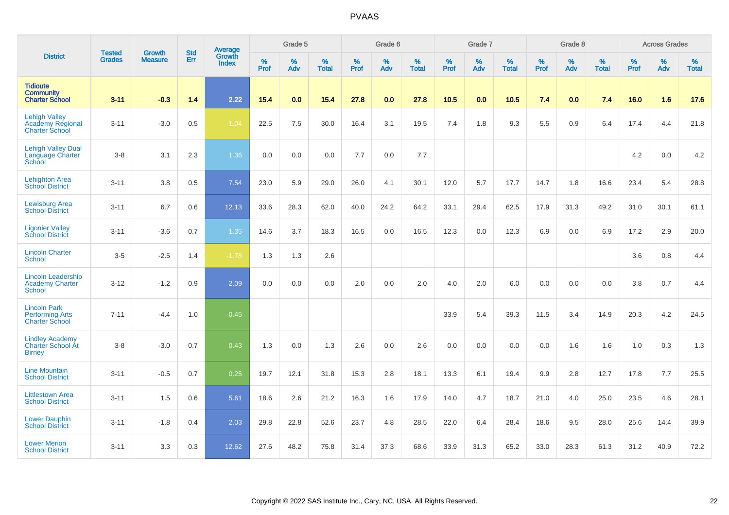# PVAAS

| District | Tested Grades | Growth Measure | Std Err | Average Growth Index | Grade 5 | | | Grade 6 | | | Grade 7 | | | Grade 8 | | | Across Grades | | |
|---|---|---|---|---|---|---|---|---|---|---|---|---|---|---|---|---|---|---|---|
| | | | | | % Prof | % Adv | % Total | % Prof | % Adv | % Total | % Prof | % Adv | % Total | % Prof | % Adv | % Total | % Prof | % Adv | % Total |
| **Tidioute Community Charter School** | **3-11** | **-0.3** | **1.4** | **2.22** | **15.4** | **0.0** | **15.4** | **27.8** | **0.0** | **27.8** | **10.5** | **0.0** | **10.5** | **7.4** | **0.0** | **7.4** | **16.0** | **1.6** | **17.6** |
| Lehigh Valley Academy Regional Charter School | 3-11 | -3.0 | 0.5 | -1.04 | 22.5 | 7.5 | 30.0 | 16.4 | 3.1 | 19.5 | 7.4 | 1.8 | 9.3 | 5.5 | 0.9 | 6.4 | 17.4 | 4.4 | 21.8 |
| Lehigh Valley Dual Language Charter School | 3-8 | 3.1 | 2.3 | 1.36 | 0.0 | 0.0 | 0.0 | 7.7 | 0.0 | 7.7 | | | | | | | 4.2 | 0.0 | 4.2 |
| Lehighton Area School District | 3-11 | 3.8 | 0.5 | 7.54 | 23.0 | 5.9 | 29.0 | 26.0 | 4.1 | 30.1 | 12.0 | 5.7 | 17.7 | 14.7 | 1.8 | 16.6 | 23.4 | 5.4 | 28.8 |
| Lewisburg Area School District | 3-11 | 6.7 | 0.6 | 12.13 | 33.6 | 28.3 | 62.0 | 40.0 | 24.2 | 64.2 | 33.1 | 29.4 | 62.5 | 17.9 | 31.3 | 49.2 | 31.0 | 30.1 | 61.1 |
| Ligonier Valley School District | 3-11 | -3.6 | 0.7 | 1.35 | 14.6 | 3.7 | 18.3 | 16.5 | 0.0 | 16.5 | 12.3 | 0.0 | 12.3 | 6.9 | 0.0 | 6.9 | 17.2 | 2.9 | 20.0 |
| Lincoln Charter School | 3-5 | -2.5 | 1.4 | -1.78 | 1.3 | 1.3 | 2.6 | | | | | | | | | | 3.6 | 0.8 | 4.4 |
| Lincoln Leadership Academy Charter School | 3-12 | -1.2 | 0.9 | 2.09 | 0.0 | 0.0 | 0.0 | 2.0 | 0.0 | 2.0 | 4.0 | 2.0 | 6.0 | 0.0 | 0.0 | 0.0 | 3.8 | 0.7 | 4.4 |
| Lincoln Park Performing Arts Charter School | 7-11 | -4.4 | 1.0 | -0.45 | | | | | | | 33.9 | 5.4 | 39.3 | 11.5 | 3.4 | 14.9 | 20.3 | 4.2 | 24.5 |
| Lindley Academy Charter School At Birney | 3-8 | -3.0 | 0.7 | 0.43 | 1.3 | 0.0 | 1.3 | 2.6 | 0.0 | 2.6 | 0.0 | 0.0 | 0.0 | 0.0 | 1.6 | 1.6 | 1.0 | 0.3 | 1.3 |
| Line Mountain School District | 3-11 | -0.5 | 0.7 | 0.25 | 19.7 | 12.1 | 31.8 | 15.3 | 2.8 | 18.1 | 13.3 | 6.1 | 19.4 | 9.9 | 2.8 | 12.7 | 17.8 | 7.7 | 25.5 |
| Littlestown Area School District | 3-11 | 1.5 | 0.6 | 5.61 | 18.6 | 2.6 | 21.2 | 16.3 | 1.6 | 17.9 | 14.0 | 4.7 | 18.7 | 21.0 | 4.0 | 25.0 | 23.5 | 4.6 | 28.1 |
| Lower Dauphin School District | 3-11 | -1.8 | 0.4 | 2.03 | 29.8 | 22.8 | 52.6 | 23.7 | 4.8 | 28.5 | 22.0 | 6.4 | 28.4 | 18.6 | 9.5 | 28.0 | 25.6 | 14.4 | 39.9 |
| Lower Merion School District | 3-11 | 3.3 | 0.3 | 12.62 | 27.6 | 48.2 | 75.8 | 31.4 | 37.3 | 68.6 | 33.9 | 31.3 | 65.2 | 33.0 | 28.3 | 61.3 | 31.2 | 40.9 | 72.2 |

Copyright © 2022 SAS Institute Inc., Cary, NC, USA. All Rights Reserved.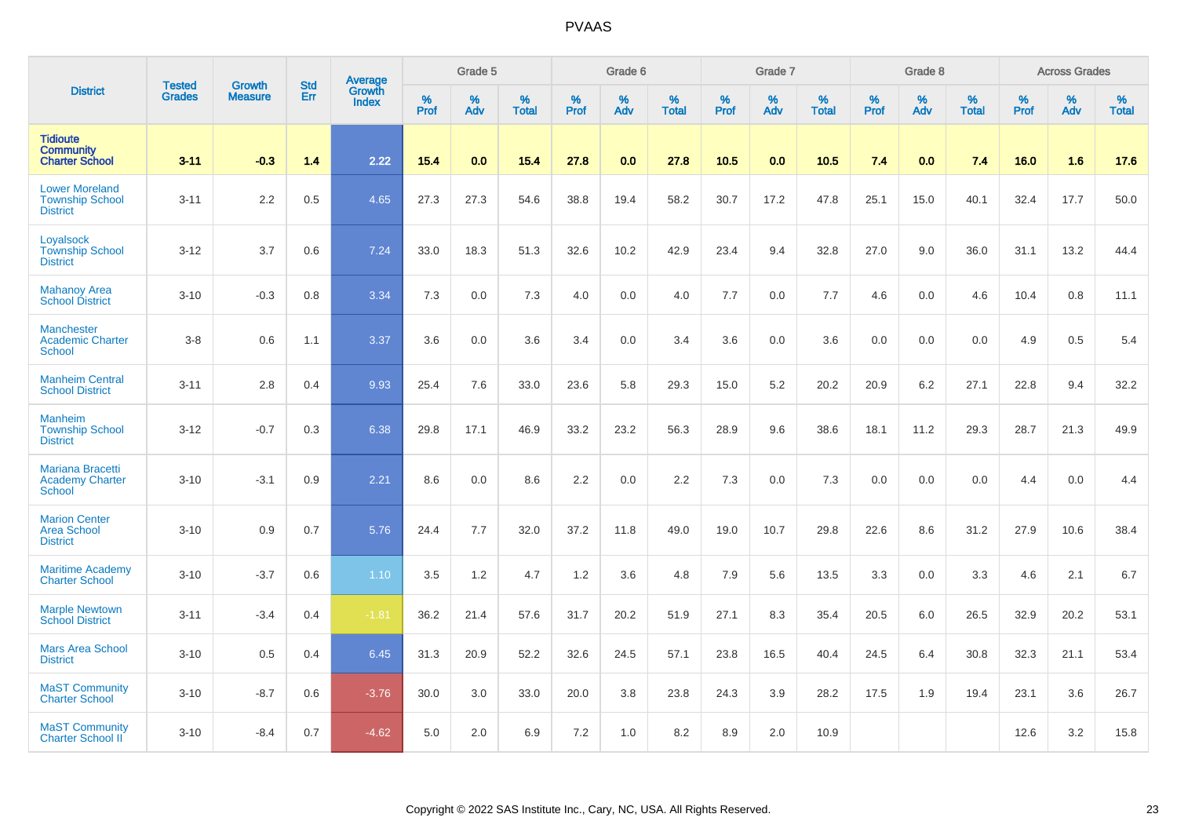# PVAAS

| District | Tested Grades | Growth Measure | Std Err | Average Growth Index | Grade 5 | | | Grade 6 | | | Grade 7 | | | Grade 8 | | | Across Grades | | |
|---|---|---|---|---|---|---|---|---|---|---|---|---|---|---|---|---|---|---|---|
| | | | | | % Prof | % Adv | % Total | % Prof | % Adv | % Total | % Prof | % Adv | % Total | % Prof | % Adv | % Total | % Prof | % Adv | % Total |
| **Tidioute Community Charter School** | **3-11** | **-0.3** | **1.4** | **2.22** | **15.4** | **0.0** | **15.4** | **27.8** | **0.0** | **27.8** | **10.5** | **0.0** | **10.5** | **7.4** | **0.0** | **7.4** | **16.0** | **1.6** | **17.6** |
| Lower Moreland Township School District | 3-11 | 2.2 | 0.5 | 4.65 | 27.3 | 27.3 | 54.6 | 38.8 | 19.4 | 58.2 | 30.7 | 17.2 | 47.8 | 25.1 | 15.0 | 40.1 | 32.4 | 17.7 | 50.0 |
| Loyalsock Township School District | 3-12 | 3.7 | 0.6 | 7.24 | 33.0 | 18.3 | 51.3 | 32.6 | 10.2 | 42.9 | 23.4 | 9.4 | 32.8 | 27.0 | 9.0 | 36.0 | 31.1 | 13.2 | 44.4 |
| Mahanoy Area School District | 3-10 | -0.3 | 0.8 | 3.34 | 7.3 | 0.0 | 7.3 | 4.0 | 0.0 | 4.0 | 7.7 | 0.0 | 7.7 | 4.6 | 0.0 | 4.6 | 10.4 | 0.8 | 11.1 |
| Manchester Academic Charter School | 3-8 | 0.6 | 1.1 | 3.37 | 3.6 | 0.0 | 3.6 | 3.4 | 0.0 | 3.4 | 3.6 | 0.0 | 3.6 | 0.0 | 0.0 | 0.0 | 4.9 | 0.5 | 5.4 |
| Manheim Central School District | 3-11 | 2.8 | 0.4 | 9.93 | 25.4 | 7.6 | 33.0 | 23.6 | 5.8 | 29.3 | 15.0 | 5.2 | 20.2 | 20.9 | 6.2 | 27.1 | 22.8 | 9.4 | 32.2 |
| Manheim Township School District | 3-12 | -0.7 | 0.3 | 6.38 | 29.8 | 17.1 | 46.9 | 33.2 | 23.2 | 56.3 | 28.9 | 9.6 | 38.6 | 18.1 | 11.2 | 29.3 | 28.7 | 21.3 | 49.9 |
| Mariana Bracetti Academy Charter School | 3-10 | -3.1 | 0.9 | 2.21 | 8.6 | 0.0 | 8.6 | 2.2 | 0.0 | 2.2 | 7.3 | 0.0 | 7.3 | 0.0 | 0.0 | 0.0 | 4.4 | 0.0 | 4.4 |
| Marion Center Area School District | 3-10 | 0.9 | 0.7 | 5.76 | 24.4 | 7.7 | 32.0 | 37.2 | 11.8 | 49.0 | 19.0 | 10.7 | 29.8 | 22.6 | 8.6 | 31.2 | 27.9 | 10.6 | 38.4 |
| Maritime Academy Charter School | 3-10 | -3.7 | 0.6 | 1.10 | 3.5 | 1.2 | 4.7 | 1.2 | 3.6 | 4.8 | 7.9 | 5.6 | 13.5 | 3.3 | 0.0 | 3.3 | 4.6 | 2.1 | 6.7 |
| Marple Newtown School District | 3-11 | -3.4 | 0.4 | -1.81 | 36.2 | 21.4 | 57.6 | 31.7 | 20.2 | 51.9 | 27.1 | 8.3 | 35.4 | 20.5 | 6.0 | 26.5 | 32.9 | 20.2 | 53.1 |
| Mars Area School District | 3-10 | 0.5 | 0.4 | 6.45 | 31.3 | 20.9 | 52.2 | 32.6 | 24.5 | 57.1 | 23.8 | 16.5 | 40.4 | 24.5 | 6.4 | 30.8 | 32.3 | 21.1 | 53.4 |
| MaST Community Charter School | 3-10 | -8.7 | 0.6 | -3.76 | 30.0 | 3.0 | 33.0 | 20.0 | 3.8 | 23.8 | 24.3 | 3.9 | 28.2 | 17.5 | 1.9 | 19.4 | 23.1 | 3.6 | 26.7 |
| MaST Community Charter School II | 3-10 | -8.4 | 0.7 | -4.62 | 5.0 | 2.0 | 6.9 | 7.2 | 1.0 | 8.2 | 8.9 | 2.0 | 10.9 | | | | 12.6 | 3.2 | 15.8 |

Copyright © 2022 SAS Institute Inc., Cary, NC, USA. All Rights Reserved.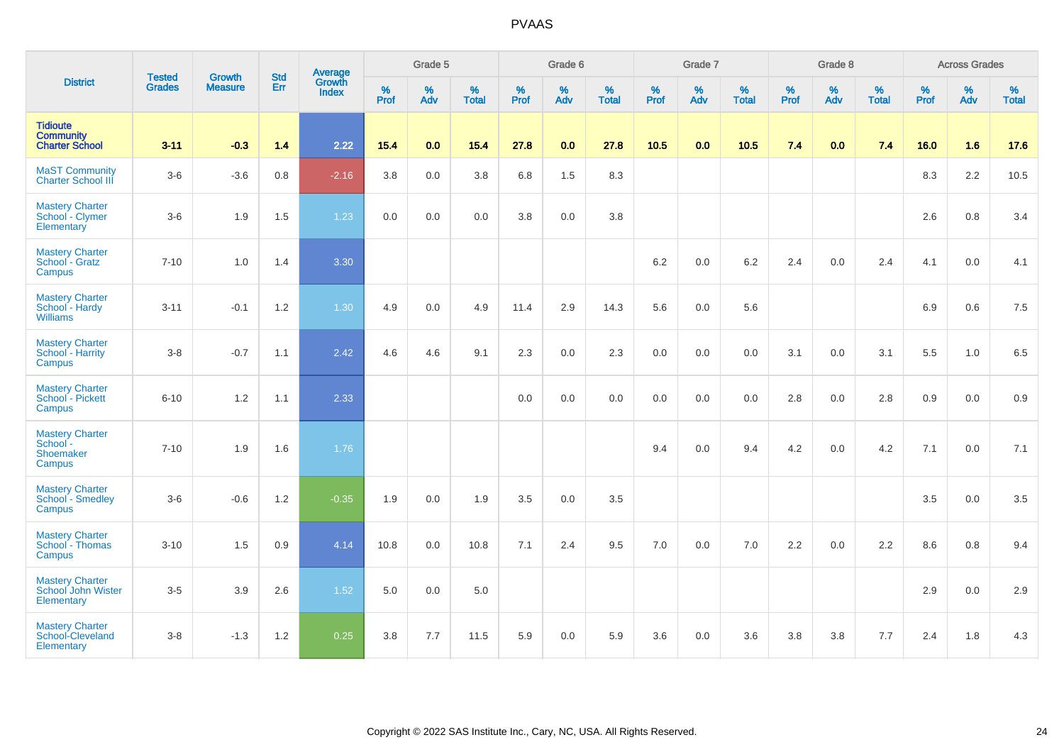PVAAS

| District | Tested Grades | Growth Measure | Std Err | Average Growth Index | Grade 5 | | | Grade 6 | | | Grade 7 | | | Grade 8 | | | Across Grades | | |
|---|---|---|---|---|---|---|---|---|---|---|---|---|---|---|---|---|---|---|---|
| | | | | | % Prof | % Adv | % Total | % Prof | % Adv | % Total | % Prof | % Adv | % Total | % Prof | % Adv | % Total | % Prof | % Adv | % Total |
| **Tidioute Community Charter School** | **3-11** | **-0.3** | **1.4** | **2.22** | **15.4** | **0.0** | **15.4** | **27.8** | **0.0** | **27.8** | **10.5** | **0.0** | **10.5** | **7.4** | **0.0** | **7.4** | **16.0** | **1.6** | **17.6** |
| MaST Community Charter School III | 3-6 | -3.6 | 0.8 | -2.16 | 3.8 | 0.0 | 3.8 | 6.8 | 1.5 | 8.3 | | | | | | | 8.3 | 2.2 | 10.5 |
| Mastery Charter School - Clymer Elementary | 3-6 | 1.9 | 1.5 | 1.23 | 0.0 | 0.0 | 0.0 | 3.8 | 0.0 | 3.8 | | | | | | | 2.6 | 0.8 | 3.4 |
| Mastery Charter School - Gratz Campus | 7-10 | 1.0 | 1.4 | 3.30 | | | | | | | 6.2 | 0.0 | 6.2 | 2.4 | 0.0 | 2.4 | 4.1 | 0.0 | 4.1 |
| Mastery Charter School - Hardy Williams | 3-11 | -0.1 | 1.2 | 1.30 | 4.9 | 0.0 | 4.9 | 11.4 | 2.9 | 14.3 | 5.6 | 0.0 | 5.6 | | | | 6.9 | 0.6 | 7.5 |
| Mastery Charter School - Harrity Campus | 3-8 | -0.7 | 1.1 | 2.42 | 4.6 | 4.6 | 9.1 | 2.3 | 0.0 | 2.3 | 0.0 | 0.0 | 0.0 | 3.1 | 0.0 | 3.1 | 5.5 | 1.0 | 6.5 |
| Mastery Charter School - Pickett Campus | 6-10 | 1.2 | 1.1 | 2.33 | | | | 0.0 | 0.0 | 0.0 | 0.0 | 0.0 | 0.0 | 2.8 | 0.0 | 2.8 | 0.9 | 0.0 | 0.9 |
| Mastery Charter School - Shoemaker Campus | 7-10 | 1.9 | 1.6 | 1.76 | | | | | | | 9.4 | 0.0 | 9.4 | 4.2 | 0.0 | 4.2 | 7.1 | 0.0 | 7.1 |
| Mastery Charter School - Smedley Campus | 3-6 | -0.6 | 1.2 | -0.35 | 1.9 | 0.0 | 1.9 | 3.5 | 0.0 | 3.5 | | | | | | | 3.5 | 0.0 | 3.5 |
| Mastery Charter School - Thomas Campus | 3-10 | 1.5 | 0.9 | 4.14 | 10.8 | 0.0 | 10.8 | 7.1 | 2.4 | 9.5 | 7.0 | 0.0 | 7.0 | 2.2 | 0.0 | 2.2 | 8.6 | 0.8 | 9.4 |
| Mastery Charter School John Wister Elementary | 3-5 | 3.9 | 2.6 | 1.52 | 5.0 | 0.0 | 5.0 | | | | | | | | | | 2.9 | 0.0 | 2.9 |
| Mastery Charter School-Cleveland Elementary | 3-8 | -1.3 | 1.2 | 0.25 | 3.8 | 7.7 | 11.5 | 5.9 | 0.0 | 5.9 | 3.6 | 0.0 | 3.6 | 3.8 | 3.8 | 7.7 | 2.4 | 1.8 | 4.3 |

Copyright © 2022 SAS Institute Inc., Cary, NC, USA. All Rights Reserved.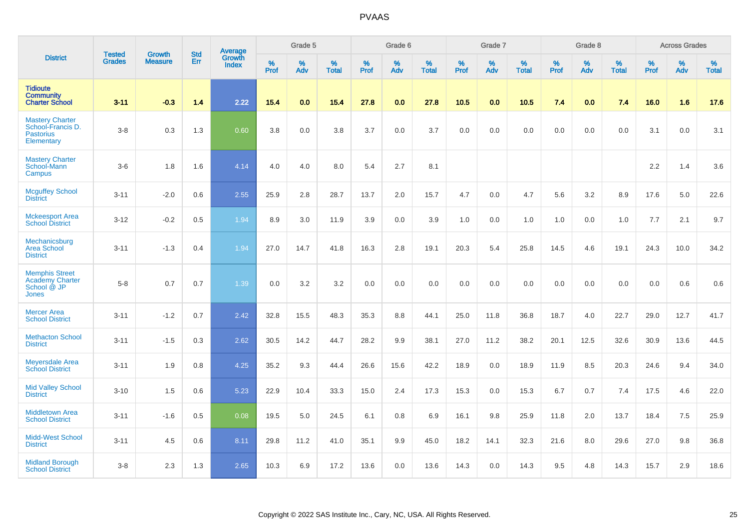# PVAAS

| District | Tested Grades | Growth Measure | Std Err | Average Growth Index | Grade 5 | | | Grade 6 | | | Grade 7 | | | Grade 8 | | | Across Grades | | |
|---|---|---|---|---|---|---|---|---|---|---|---|---|---|---|---|---|---|---|---|
| | | | | | % Prof | % Adv | % Total | % Prof | % Adv | % Total | % Prof | % Adv | % Total | % Prof | % Adv | % Total | % Prof | % Adv | % Total |
| **Tidioute Community Charter School** | **3-11** | **-0.3** | **1.4** | **2.22** | **15.4** | **0.0** | **15.4** | **27.8** | **0.0** | **27.8** | **10.5** | **0.0** | **10.5** | **7.4** | **0.0** | **7.4** | **16.0** | **1.6** | **17.6** |
| Mastery Charter School-Francis D. Pastorius Elementary | 3-8 | 0.3 | 1.3 | 0.60 | 3.8 | 0.0 | 3.8 | 3.7 | 0.0 | 3.7 | 0.0 | 0.0 | 0.0 | 0.0 | 0.0 | 0.0 | 3.1 | 0.0 | 3.1 |
| Mastery Charter School-Mann Campus | 3-6 | 1.8 | 1.6 | 4.14 | 4.0 | 4.0 | 8.0 | 5.4 | 2.7 | 8.1 | | | | | | | 2.2 | 1.4 | 3.6 |
| Mcguffey School District | 3-11 | -2.0 | 0.6 | 2.55 | 25.9 | 2.8 | 28.7 | 13.7 | 2.0 | 15.7 | 4.7 | 0.0 | 4.7 | 5.6 | 3.2 | 8.9 | 17.6 | 5.0 | 22.6 |
| Mckeesport Area School District | 3-12 | -0.2 | 0.5 | 1.94 | 8.9 | 3.0 | 11.9 | 3.9 | 0.0 | 3.9 | 1.0 | 0.0 | 1.0 | 1.0 | 0.0 | 1.0 | 7.7 | 2.1 | 9.7 |
| Mechanicsburg Area School District | 3-11 | -1.3 | 0.4 | 1.94 | 27.0 | 14.7 | 41.8 | 16.3 | 2.8 | 19.1 | 20.3 | 5.4 | 25.8 | 14.5 | 4.6 | 19.1 | 24.3 | 10.0 | 34.2 |
| Memphis Street Academy Charter School @ JP Jones | 5-8 | 0.7 | 0.7 | 1.39 | 0.0 | 3.2 | 3.2 | 0.0 | 0.0 | 0.0 | 0.0 | 0.0 | 0.0 | 0.0 | 0.0 | 0.0 | 0.0 | 0.6 | 0.6 |
| Mercer Area School District | 3-11 | -1.2 | 0.7 | 2.42 | 32.8 | 15.5 | 48.3 | 35.3 | 8.8 | 44.1 | 25.0 | 11.8 | 36.8 | 18.7 | 4.0 | 22.7 | 29.0 | 12.7 | 41.7 |
| Methacton School District | 3-11 | -1.5 | 0.3 | 2.62 | 30.5 | 14.2 | 44.7 | 28.2 | 9.9 | 38.1 | 27.0 | 11.2 | 38.2 | 20.1 | 12.5 | 32.6 | 30.9 | 13.6 | 44.5 |
| Meyersdale Area School District | 3-11 | 1.9 | 0.8 | 4.25 | 35.2 | 9.3 | 44.4 | 26.6 | 15.6 | 42.2 | 18.9 | 0.0 | 18.9 | 11.9 | 8.5 | 20.3 | 24.6 | 9.4 | 34.0 |
| Mid Valley School District | 3-10 | 1.5 | 0.6 | 5.23 | 22.9 | 10.4 | 33.3 | 15.0 | 2.4 | 17.3 | 15.3 | 0.0 | 15.3 | 6.7 | 0.7 | 7.4 | 17.5 | 4.6 | 22.0 |
| Middletown Area School District | 3-11 | -1.6 | 0.5 | 0.08 | 19.5 | 5.0 | 24.5 | 6.1 | 0.8 | 6.9 | 16.1 | 9.8 | 25.9 | 11.8 | 2.0 | 13.7 | 18.4 | 7.5 | 25.9 |
| Midd-West School District | 3-11 | 4.5 | 0.6 | 8.11 | 29.8 | 11.2 | 41.0 | 35.1 | 9.9 | 45.0 | 18.2 | 14.1 | 32.3 | 21.6 | 8.0 | 29.6 | 27.0 | 9.8 | 36.8 |
| Midland Borough School District | 3-8 | 2.3 | 1.3 | 2.65 | 10.3 | 6.9 | 17.2 | 13.6 | 0.0 | 13.6 | 14.3 | 0.0 | 14.3 | 9.5 | 4.8 | 14.3 | 15.7 | 2.9 | 18.6 |

Copyright © 2022 SAS Institute Inc., Cary, NC, USA. All Rights Reserved.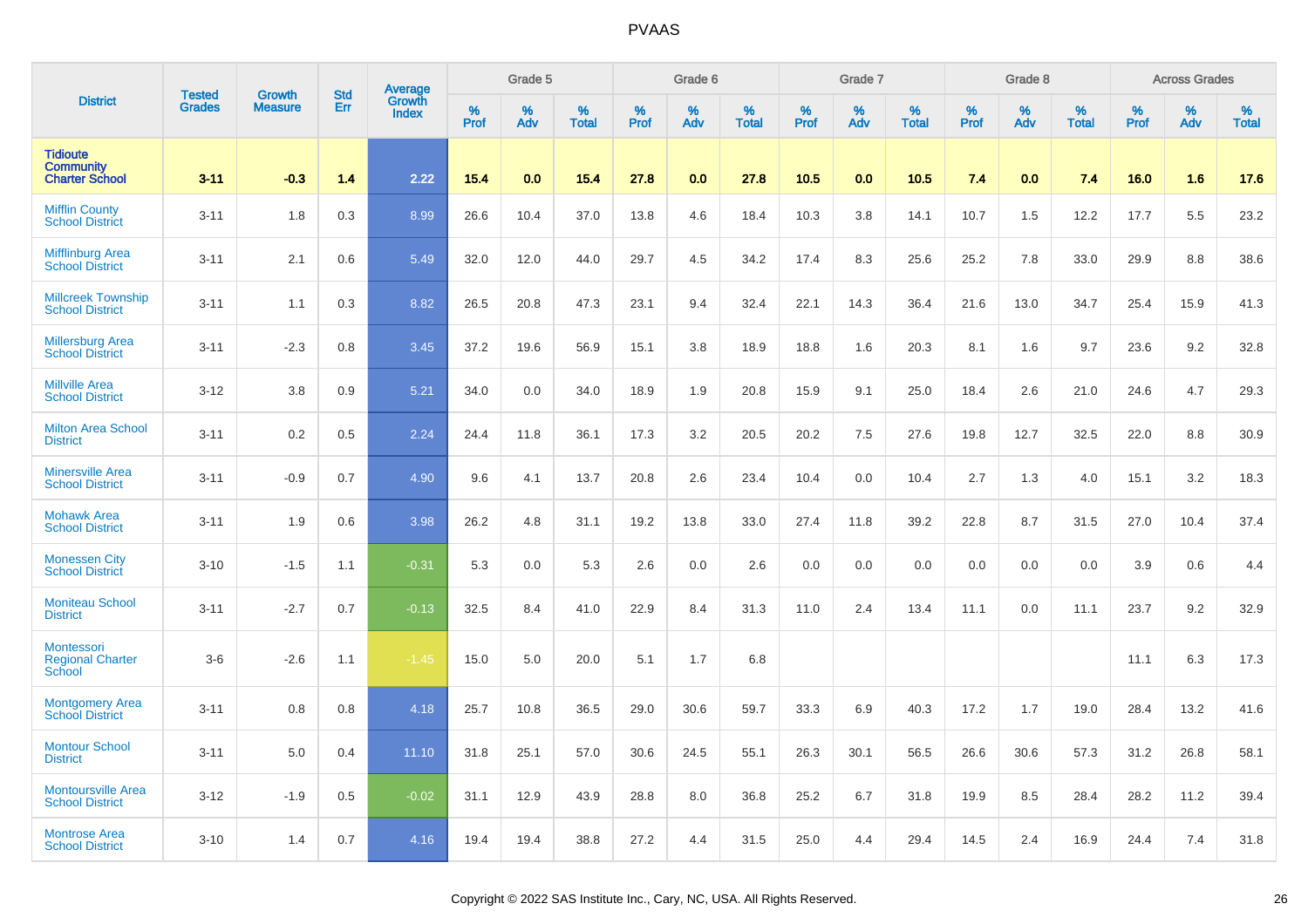PVAAS

| District | Tested Grades | Growth Measure | Std Err | Average Growth Index | Grade 5 | | | Grade 6 | | | Grade 7 | | | Grade 8 | | | Across Grades | | |
|---|---|---|---|---|---|---|---|---|---|---|---|---|---|---|---|---|---|---|---|
| | | | | | % Prof | % Adv | % Total | % Prof | % Adv | % Total | % Prof | % Adv | % Total | % Prof | % Adv | % Total | % Prof | % Adv | % Total |
| **Tidioute Community Charter School** | **3-11** | **-0.3** | **1.4** | **2.22** | **15.4** | **0.0** | **15.4** | **27.8** | **0.0** | **27.8** | **10.5** | **0.0** | **10.5** | **7.4** | **0.0** | **7.4** | **16.0** | **1.6** | **17.6** |
| Mifflin County School District | 3-11 | 1.8 | 0.3 | 8.99 | 26.6 | 10.4 | 37.0 | 13.8 | 4.6 | 18.4 | 10.3 | 3.8 | 14.1 | 10.7 | 1.5 | 12.2 | 17.7 | 5.5 | 23.2 |
| Mifflinburg Area School District | 3-11 | 2.1 | 0.6 | 5.49 | 32.0 | 12.0 | 44.0 | 29.7 | 4.5 | 34.2 | 17.4 | 8.3 | 25.6 | 25.2 | 7.8 | 33.0 | 29.9 | 8.8 | 38.6 |
| Millcreek Township School District | 3-11 | 1.1 | 0.3 | 8.82 | 26.5 | 20.8 | 47.3 | 23.1 | 9.4 | 32.4 | 22.1 | 14.3 | 36.4 | 21.6 | 13.0 | 34.7 | 25.4 | 15.9 | 41.3 |
| Millersburg Area School District | 3-11 | -2.3 | 0.8 | 3.45 | 37.2 | 19.6 | 56.9 | 15.1 | 3.8 | 18.9 | 18.8 | 1.6 | 20.3 | 8.1 | 1.6 | 9.7 | 23.6 | 9.2 | 32.8 |
| Millville Area School District | 3-12 | 3.8 | 0.9 | 5.21 | 34.0 | 0.0 | 34.0 | 18.9 | 1.9 | 20.8 | 15.9 | 9.1 | 25.0 | 18.4 | 2.6 | 21.0 | 24.6 | 4.7 | 29.3 |
| Milton Area School District | 3-11 | 0.2 | 0.5 | 2.24 | 24.4 | 11.8 | 36.1 | 17.3 | 3.2 | 20.5 | 20.2 | 7.5 | 27.6 | 19.8 | 12.7 | 32.5 | 22.0 | 8.8 | 30.9 |
| Minersville Area School District | 3-11 | -0.9 | 0.7 | 4.90 | 9.6 | 4.1 | 13.7 | 20.8 | 2.6 | 23.4 | 10.4 | 0.0 | 10.4 | 2.7 | 1.3 | 4.0 | 15.1 | 3.2 | 18.3 |
| Mohawk Area School District | 3-11 | 1.9 | 0.6 | 3.98 | 26.2 | 4.8 | 31.1 | 19.2 | 13.8 | 33.0 | 27.4 | 11.8 | 39.2 | 22.8 | 8.7 | 31.5 | 27.0 | 10.4 | 37.4 |
| Monessen City School District | 3-10 | -1.5 | 1.1 | -0.31 | 5.3 | 0.0 | 5.3 | 2.6 | 0.0 | 2.6 | 0.0 | 0.0 | 0.0 | 0.0 | 0.0 | 0.0 | 3.9 | 0.6 | 4.4 |
| Moniteau School District | 3-11 | -2.7 | 0.7 | -0.13 | 32.5 | 8.4 | 41.0 | 22.9 | 8.4 | 31.3 | 11.0 | 2.4 | 13.4 | 11.1 | 0.0 | 11.1 | 23.7 | 9.2 | 32.9 |
| Montessori Regional Charter School | 3-6 | -2.6 | 1.1 | -1.45 | 15.0 | 5.0 | 20.0 | 5.1 | 1.7 | 6.8 | | | | | | | 11.1 | 6.3 | 17.3 |
| Montgomery Area School District | 3-11 | 0.8 | 0.8 | 4.18 | 25.7 | 10.8 | 36.5 | 29.0 | 30.6 | 59.7 | 33.3 | 6.9 | 40.3 | 17.2 | 1.7 | 19.0 | 28.4 | 13.2 | 41.6 |
| Montour School District | 3-11 | 5.0 | 0.4 | 11.10 | 31.8 | 25.1 | 57.0 | 30.6 | 24.5 | 55.1 | 26.3 | 30.1 | 56.5 | 26.6 | 30.6 | 57.3 | 31.2 | 26.8 | 58.1 |
| Montoursville Area School District | 3-12 | -1.9 | 0.5 | -0.02 | 31.1 | 12.9 | 43.9 | 28.8 | 8.0 | 36.8 | 25.2 | 6.7 | 31.8 | 19.9 | 8.5 | 28.4 | 28.2 | 11.2 | 39.4 |
| Montrose Area School District | 3-10 | 1.4 | 0.7 | 4.16 | 19.4 | 19.4 | 38.8 | 27.2 | 4.4 | 31.5 | 25.0 | 4.4 | 29.4 | 14.5 | 2.4 | 16.9 | 24.4 | 7.4 | 31.8 |

Copyright © 2022 SAS Institute Inc., Cary, NC, USA. All Rights Reserved.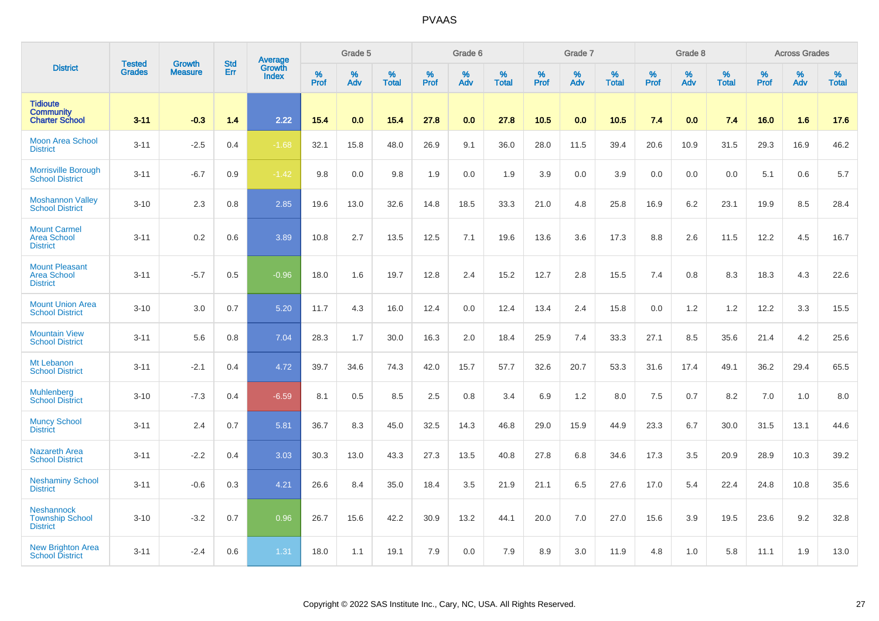# PVAAS

| District | Tested Grades | Growth Measure | Std Err | Average Growth Index | Grade 5 | | | Grade 6 | | | Grade 7 | | | Grade 8 | | | Across Grades | | |
|---|---|---|---|---|---|---|---|---|---|---|---|---|---|---|---|---|---|---|---|
| | | | | | % Prof | % Adv | % Total | % Prof | % Adv | % Total | % Prof | % Adv | % Total | % Prof | % Adv | % Total | % Prof | % Adv | % Total |
| **Tidioute Community Charter School** | **3-11** | **-0.3** | **1.4** | **2.22** | **15.4** | **0.0** | **15.4** | **27.8** | **0.0** | **27.8** | **10.5** | **0.0** | **10.5** | **7.4** | **0.0** | **7.4** | **16.0** | **1.6** | **17.6** |
| Moon Area School District | 3-11 | -2.5 | 0.4 | -1.68 | 32.1 | 15.8 | 48.0 | 26.9 | 9.1 | 36.0 | 28.0 | 11.5 | 39.4 | 20.6 | 10.9 | 31.5 | 29.3 | 16.9 | 46.2 |
| Morrisville Borough School District | 3-11 | -6.7 | 0.9 | -1.42 | 9.8 | 0.0 | 9.8 | 1.9 | 0.0 | 1.9 | 3.9 | 0.0 | 3.9 | 0.0 | 0.0 | 0.0 | 5.1 | 0.6 | 5.7 |
| Moshannon Valley School District | 3-10 | 2.3 | 0.8 | 2.85 | 19.6 | 13.0 | 32.6 | 14.8 | 18.5 | 33.3 | 21.0 | 4.8 | 25.8 | 16.9 | 6.2 | 23.1 | 19.9 | 8.5 | 28.4 |
| Mount Carmel Area School District | 3-11 | 0.2 | 0.6 | 3.89 | 10.8 | 2.7 | 13.5 | 12.5 | 7.1 | 19.6 | 13.6 | 3.6 | 17.3 | 8.8 | 2.6 | 11.5 | 12.2 | 4.5 | 16.7 |
| Mount Pleasant Area School District | 3-11 | -5.7 | 0.5 | -0.96 | 18.0 | 1.6 | 19.7 | 12.8 | 2.4 | 15.2 | 12.7 | 2.8 | 15.5 | 7.4 | 0.8 | 8.3 | 18.3 | 4.3 | 22.6 |
| Mount Union Area School District | 3-10 | 3.0 | 0.7 | 5.20 | 11.7 | 4.3 | 16.0 | 12.4 | 0.0 | 12.4 | 13.4 | 2.4 | 15.8 | 0.0 | 1.2 | 1.2 | 12.2 | 3.3 | 15.5 |
| Mountain View School District | 3-11 | 5.6 | 0.8 | 7.04 | 28.3 | 1.7 | 30.0 | 16.3 | 2.0 | 18.4 | 25.9 | 7.4 | 33.3 | 27.1 | 8.5 | 35.6 | 21.4 | 4.2 | 25.6 |
| Mt Lebanon School District | 3-11 | -2.1 | 0.4 | 4.72 | 39.7 | 34.6 | 74.3 | 42.0 | 15.7 | 57.7 | 32.6 | 20.7 | 53.3 | 31.6 | 17.4 | 49.1 | 36.2 | 29.4 | 65.5 |
| Muhlenberg School District | 3-10 | -7.3 | 0.4 | -6.59 | 8.1 | 0.5 | 8.5 | 2.5 | 0.8 | 3.4 | 6.9 | 1.2 | 8.0 | 7.5 | 0.7 | 8.2 | 7.0 | 1.0 | 8.0 |
| Muncy School District | 3-11 | 2.4 | 0.7 | 5.81 | 36.7 | 8.3 | 45.0 | 32.5 | 14.3 | 46.8 | 29.0 | 15.9 | 44.9 | 23.3 | 6.7 | 30.0 | 31.5 | 13.1 | 44.6 |
| Nazareth Area School District | 3-11 | -2.2 | 0.4 | 3.03 | 30.3 | 13.0 | 43.3 | 27.3 | 13.5 | 40.8 | 27.8 | 6.8 | 34.6 | 17.3 | 3.5 | 20.9 | 28.9 | 10.3 | 39.2 |
| Neshaminy School District | 3-11 | -0.6 | 0.3 | 4.21 | 26.6 | 8.4 | 35.0 | 18.4 | 3.5 | 21.9 | 21.1 | 6.5 | 27.6 | 17.0 | 5.4 | 22.4 | 24.8 | 10.8 | 35.6 |
| Neshannock Township School District | 3-10 | -3.2 | 0.7 | 0.96 | 26.7 | 15.6 | 42.2 | 30.9 | 13.2 | 44.1 | 20.0 | 7.0 | 27.0 | 15.6 | 3.9 | 19.5 | 23.6 | 9.2 | 32.8 |
| New Brighton Area School District | 3-11 | -2.4 | 0.6 | 1.31 | 18.0 | 1.1 | 19.1 | 7.9 | 0.0 | 7.9 | 8.9 | 3.0 | 11.9 | 4.8 | 1.0 | 5.8 | 11.1 | 1.9 | 13.0 |

Copyright © 2022 SAS Institute Inc., Cary, NC, USA. All Rights Reserved.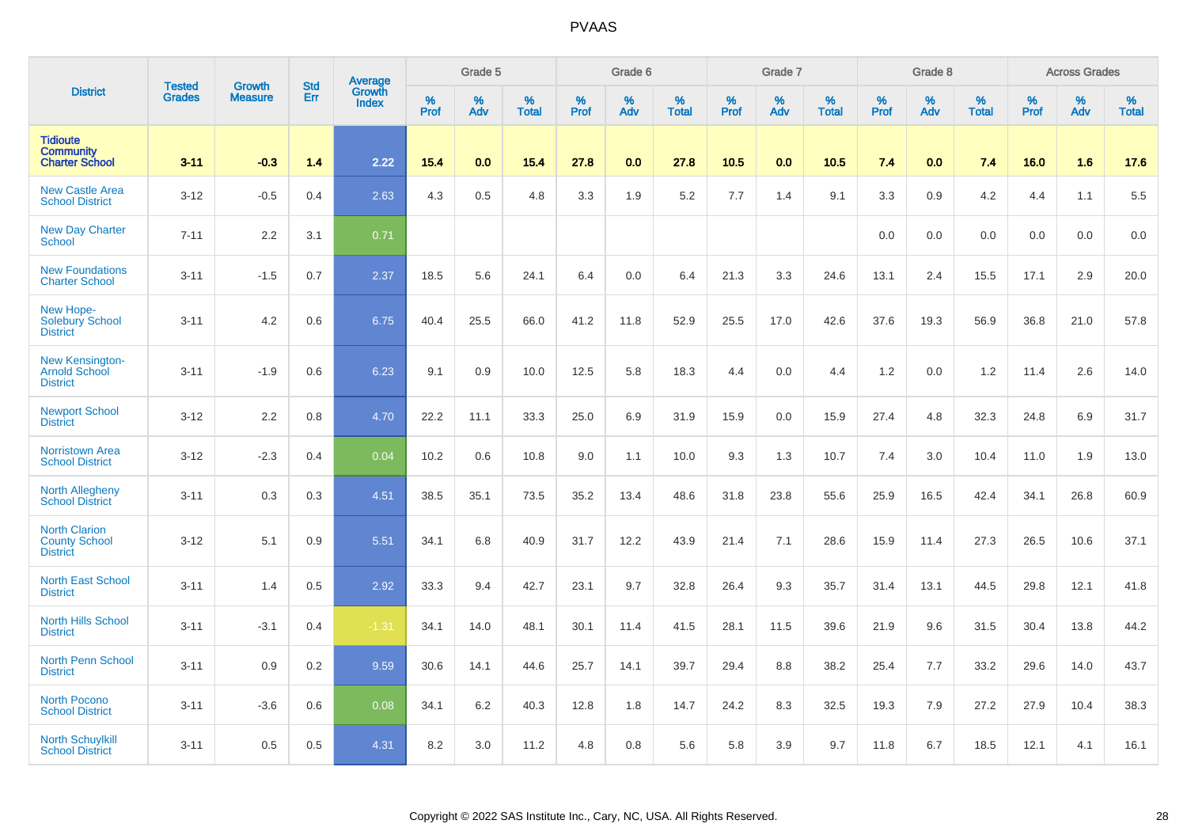| District | Tested Grades | Growth Measure | Std Err | Average Growth Index | Grade 5 | | | Grade 6 | | | Grade 7 | | | Grade 8 | | | Across Grades | | |
|---|---|---|---|---|---|---|---|---|---|---|---|---|---|---|---|---|---|---|---|
| | | | | | % Prof | % Adv | % Total | % Prof | % Adv | % Total | % Prof | % Adv | % Total | % Prof | % Adv | % Total | % Prof | % Adv | % Total |
| **Tidioute Community Charter School** | **3-11** | **-0.3** | **1.4** | **2.22** | **15.4** | **0.0** | **15.4** | **27.8** | **0.0** | **27.8** | **10.5** | **0.0** | **10.5** | **7.4** | **0.0** | **7.4** | **16.0** | **1.6** | **17.6** |
| New Castle Area School District | 3-12 | -0.5 | 0.4 | 2.63 | 4.3 | 0.5 | 4.8 | 3.3 | 1.9 | 5.2 | 7.7 | 1.4 | 9.1 | 3.3 | 0.9 | 4.2 | 4.4 | 1.1 | 5.5 |
| New Day Charter School | 7-11 | 2.2 | 3.1 | 0.71 | | | | | | | | | | 0.0 | 0.0 | 0.0 | 0.0 | 0.0 | 0.0 |
| New Foundations Charter School | 3-11 | -1.5 | 0.7 | 2.37 | 18.5 | 5.6 | 24.1 | 6.4 | 0.0 | 6.4 | 21.3 | 3.3 | 24.6 | 13.1 | 2.4 | 15.5 | 17.1 | 2.9 | 20.0 |
| New Hope-Solebury School District | 3-11 | 4.2 | 0.6 | 6.75 | 40.4 | 25.5 | 66.0 | 41.2 | 11.8 | 52.9 | 25.5 | 17.0 | 42.6 | 37.6 | 19.3 | 56.9 | 36.8 | 21.0 | 57.8 |
| New Kensington-Arnold School District | 3-11 | -1.9 | 0.6 | 6.23 | 9.1 | 0.9 | 10.0 | 12.5 | 5.8 | 18.3 | 4.4 | 0.0 | 4.4 | 1.2 | 0.0 | 1.2 | 11.4 | 2.6 | 14.0 |
| Newport School District | 3-12 | 2.2 | 0.8 | 4.70 | 22.2 | 11.1 | 33.3 | 25.0 | 6.9 | 31.9 | 15.9 | 0.0 | 15.9 | 27.4 | 4.8 | 32.3 | 24.8 | 6.9 | 31.7 |
| Norristown Area School District | 3-12 | -2.3 | 0.4 | 0.04 | 10.2 | 0.6 | 10.8 | 9.0 | 1.1 | 10.0 | 9.3 | 1.3 | 10.7 | 7.4 | 3.0 | 10.4 | 11.0 | 1.9 | 13.0 |
| North Allegheny School District | 3-11 | 0.3 | 0.3 | 4.51 | 38.5 | 35.1 | 73.5 | 35.2 | 13.4 | 48.6 | 31.8 | 23.8 | 55.6 | 25.9 | 16.5 | 42.4 | 34.1 | 26.8 | 60.9 |
| North Clarion County School District | 3-12 | 5.1 | 0.9 | 5.51 | 34.1 | 6.8 | 40.9 | 31.7 | 12.2 | 43.9 | 21.4 | 7.1 | 28.6 | 15.9 | 11.4 | 27.3 | 26.5 | 10.6 | 37.1 |
| North East School District | 3-11 | 1.4 | 0.5 | 2.92 | 33.3 | 9.4 | 42.7 | 23.1 | 9.7 | 32.8 | 26.4 | 9.3 | 35.7 | 31.4 | 13.1 | 44.5 | 29.8 | 12.1 | 41.8 |
| North Hills School District | 3-11 | -3.1 | 0.4 | -1.31 | 34.1 | 14.0 | 48.1 | 30.1 | 11.4 | 41.5 | 28.1 | 11.5 | 39.6 | 21.9 | 9.6 | 31.5 | 30.4 | 13.8 | 44.2 |
| North Penn School District | 3-11 | 0.9 | 0.2 | 9.59 | 30.6 | 14.1 | 44.6 | 25.7 | 14.1 | 39.7 | 29.4 | 8.8 | 38.2 | 25.4 | 7.7 | 33.2 | 29.6 | 14.0 | 43.7 |
| North Pocono School District | 3-11 | -3.6 | 0.6 | 0.08 | 34.1 | 6.2 | 40.3 | 12.8 | 1.8 | 14.7 | 24.2 | 8.3 | 32.5 | 19.3 | 7.9 | 27.2 | 27.9 | 10.4 | 38.3 |
| North Schuylkill School District | 3-11 | 0.5 | 0.5 | 4.31 | 8.2 | 3.0 | 11.2 | 4.8 | 0.8 | 5.6 | 5.8 | 3.9 | 9.7 | 11.8 | 6.7 | 18.5 | 12.1 | 4.1 | 16.1 |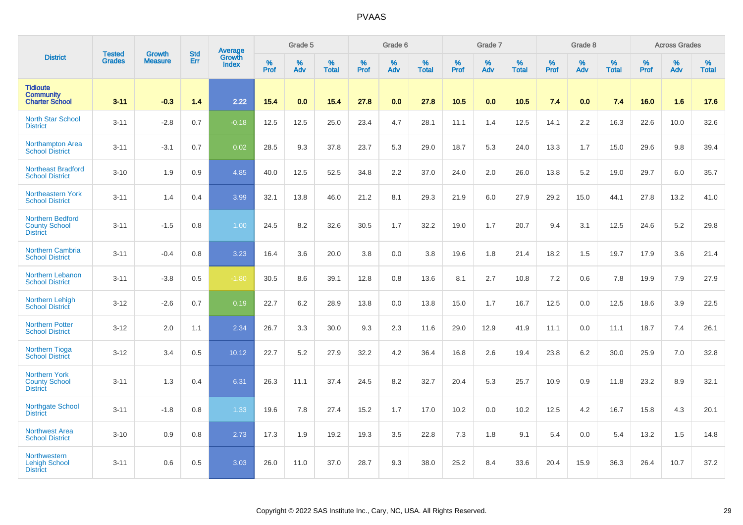# PVAAS

| District | Tested Grades | Growth Measure | Std Err | Average Growth Index | Grade 5 | | | Grade 6 | | | Grade 7 | | | Grade 8 | | | Across Grades | | |
|---|---|---|---|---|---|---|---|---|---|---|---|---|---|---|---|---|---|---|---|
| | | | | | % Prof | % Adv | % Total | % Prof | % Adv | % Total | % Prof | % Adv | % Total | % Prof | % Adv | % Total | % Prof | % Adv | % Total |
| **Tidioute Community Charter School** | **3-11** | **-0.3** | **1.4** | **2.22** | **15.4** | **0.0** | **15.4** | **27.8** | **0.0** | **27.8** | **10.5** | **0.0** | **10.5** | **7.4** | **0.0** | **7.4** | **16.0** | **1.6** | **17.6** |
| North Star School District | 3-11 | -2.8 | 0.7 | -0.18 | 12.5 | 12.5 | 25.0 | 23.4 | 4.7 | 28.1 | 11.1 | 1.4 | 12.5 | 14.1 | 2.2 | 16.3 | 22.6 | 10.0 | 32.6 |
| Northampton Area School District | 3-11 | -3.1 | 0.7 | 0.02 | 28.5 | 9.3 | 37.8 | 23.7 | 5.3 | 29.0 | 18.7 | 5.3 | 24.0 | 13.3 | 1.7 | 15.0 | 29.6 | 9.8 | 39.4 |
| Northeast Bradford School District | 3-10 | 1.9 | 0.9 | 4.85 | 40.0 | 12.5 | 52.5 | 34.8 | 2.2 | 37.0 | 24.0 | 2.0 | 26.0 | 13.8 | 5.2 | 19.0 | 29.7 | 6.0 | 35.7 |
| Northeastern York School District | 3-11 | 1.4 | 0.4 | 3.99 | 32.1 | 13.8 | 46.0 | 21.2 | 8.1 | 29.3 | 21.9 | 6.0 | 27.9 | 29.2 | 15.0 | 44.1 | 27.8 | 13.2 | 41.0 |
| Northern Bedford County School District | 3-11 | -1.5 | 0.8 | 1.00 | 24.5 | 8.2 | 32.6 | 30.5 | 1.7 | 32.2 | 19.0 | 1.7 | 20.7 | 9.4 | 3.1 | 12.5 | 24.6 | 5.2 | 29.8 |
| Northern Cambria School District | 3-11 | -0.4 | 0.8 | 3.23 | 16.4 | 3.6 | 20.0 | 3.8 | 0.0 | 3.8 | 19.6 | 1.8 | 21.4 | 18.2 | 1.5 | 19.7 | 17.9 | 3.6 | 21.4 |
| Northern Lebanon School District | 3-11 | -3.8 | 0.5 | -1.80 | 30.5 | 8.6 | 39.1 | 12.8 | 0.8 | 13.6 | 8.1 | 2.7 | 10.8 | 7.2 | 0.6 | 7.8 | 19.9 | 7.9 | 27.9 |
| Northern Lehigh School District | 3-12 | -2.6 | 0.7 | 0.19 | 22.7 | 6.2 | 28.9 | 13.8 | 0.0 | 13.8 | 15.0 | 1.7 | 16.7 | 12.5 | 0.0 | 12.5 | 18.6 | 3.9 | 22.5 |
| Northern Potter School District | 3-12 | 2.0 | 1.1 | 2.34 | 26.7 | 3.3 | 30.0 | 9.3 | 2.3 | 11.6 | 29.0 | 12.9 | 41.9 | 11.1 | 0.0 | 11.1 | 18.7 | 7.4 | 26.1 |
| Northern Tioga School District | 3-12 | 3.4 | 0.5 | 10.12 | 22.7 | 5.2 | 27.9 | 32.2 | 4.2 | 36.4 | 16.8 | 2.6 | 19.4 | 23.8 | 6.2 | 30.0 | 25.9 | 7.0 | 32.8 |
| Northern York County School District | 3-11 | 1.3 | 0.4 | 6.31 | 26.3 | 11.1 | 37.4 | 24.5 | 8.2 | 32.7 | 20.4 | 5.3 | 25.7 | 10.9 | 0.9 | 11.8 | 23.2 | 8.9 | 32.1 |
| Northgate School District | 3-11 | -1.8 | 0.8 | 1.33 | 19.6 | 7.8 | 27.4 | 15.2 | 1.7 | 17.0 | 10.2 | 0.0 | 10.2 | 12.5 | 4.2 | 16.7 | 15.8 | 4.3 | 20.1 |
| Northwest Area School District | 3-10 | 0.9 | 0.8 | 2.73 | 17.3 | 1.9 | 19.2 | 19.3 | 3.5 | 22.8 | 7.3 | 1.8 | 9.1 | 5.4 | 0.0 | 5.4 | 13.2 | 1.5 | 14.8 |
| Northwestern Lehigh School District | 3-11 | 0.6 | 0.5 | 3.03 | 26.0 | 11.0 | 37.0 | 28.7 | 9.3 | 38.0 | 25.2 | 8.4 | 33.6 | 20.4 | 15.9 | 36.3 | 26.4 | 10.7 | 37.2 |

Copyright © 2022 SAS Institute Inc., Cary, NC, USA. All Rights Reserved.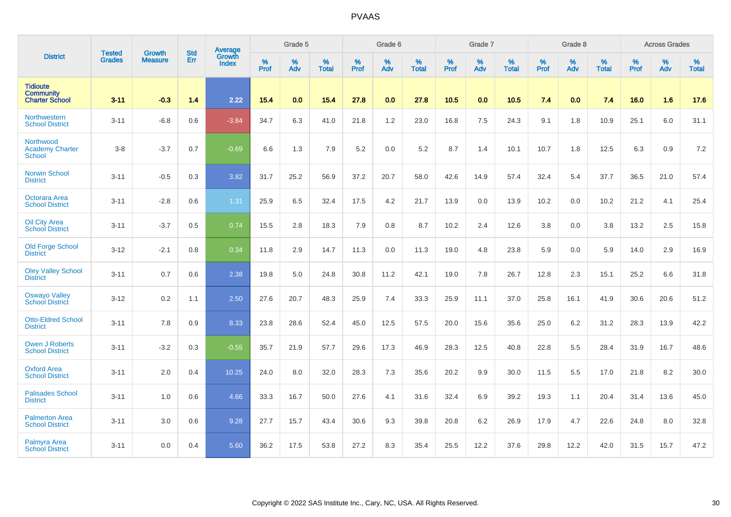# PVAAS

| District | Tested Grades | Growth Measure | Std Err | Average Growth Index | Grade 5 | | | Grade 6 | | | Grade 7 | | | Grade 8 | | | Across Grades | | |
|---|---|---|---|---|---|---|---|---|---|---|---|---|---|---|---|---|---|---|---|
| | | | | | % Prof | % Adv | % Total | % Prof | % Adv | % Total | % Prof | % Adv | % Total | % Prof | % Adv | % Total | % Prof | % Adv | % Total |
| **Tidioute Community Charter School** | **3-11** | **-0.3** | **1.4** | **2.22** | **15.4** | **0.0** | **15.4** | **27.8** | **0.0** | **27.8** | **10.5** | **0.0** | **10.5** | **7.4** | **0.0** | **7.4** | **16.0** | **1.6** | **17.6** |
| Northwestern School District | 3-11 | -6.8 | 0.6 | -3.84 | 34.7 | 6.3 | 41.0 | 21.8 | 1.2 | 23.0 | 16.8 | 7.5 | 24.3 | 9.1 | 1.8 | 10.9 | 25.1 | 6.0 | 31.1 |
| Northwood Academy Charter School | 3-8 | -3.7 | 0.7 | -0.69 | 6.6 | 1.3 | 7.9 | 5.2 | 0.0 | 5.2 | 8.7 | 1.4 | 10.1 | 10.7 | 1.8 | 12.5 | 6.3 | 0.9 | 7.2 |
| Norwin School District | 3-11 | -0.5 | 0.3 | 3.82 | 31.7 | 25.2 | 56.9 | 37.2 | 20.7 | 58.0 | 42.6 | 14.9 | 57.4 | 32.4 | 5.4 | 37.7 | 36.5 | 21.0 | 57.4 |
| Octorara Area School District | 3-11 | -2.8 | 0.6 | 1.31 | 25.9 | 6.5 | 32.4 | 17.5 | 4.2 | 21.7 | 13.9 | 0.0 | 13.9 | 10.2 | 0.0 | 10.2 | 21.2 | 4.1 | 25.4 |
| Oil City Area School District | 3-11 | -3.7 | 0.5 | 0.74 | 15.5 | 2.8 | 18.3 | 7.9 | 0.8 | 8.7 | 10.2 | 2.4 | 12.6 | 3.8 | 0.0 | 3.8 | 13.2 | 2.5 | 15.8 |
| Old Forge School District | 3-12 | -2.1 | 0.8 | 0.34 | 11.8 | 2.9 | 14.7 | 11.3 | 0.0 | 11.3 | 19.0 | 4.8 | 23.8 | 5.9 | 0.0 | 5.9 | 14.0 | 2.9 | 16.9 |
| Oley Valley School District | 3-11 | 0.7 | 0.6 | 2.38 | 19.8 | 5.0 | 24.8 | 30.8 | 11.2 | 42.1 | 19.0 | 7.8 | 26.7 | 12.8 | 2.3 | 15.1 | 25.2 | 6.6 | 31.8 |
| Oswayo Valley School District | 3-12 | 0.2 | 1.1 | 2.50 | 27.6 | 20.7 | 48.3 | 25.9 | 7.4 | 33.3 | 25.9 | 11.1 | 37.0 | 25.8 | 16.1 | 41.9 | 30.6 | 20.6 | 51.2 |
| Otto-Eldred School District | 3-11 | 7.8 | 0.9 | 8.33 | 23.8 | 28.6 | 52.4 | 45.0 | 12.5 | 57.5 | 20.0 | 15.6 | 35.6 | 25.0 | 6.2 | 31.2 | 28.3 | 13.9 | 42.2 |
| Owen J Roberts School District | 3-11 | -3.2 | 0.3 | -0.55 | 35.7 | 21.9 | 57.7 | 29.6 | 17.3 | 46.9 | 28.3 | 12.5 | 40.8 | 22.8 | 5.5 | 28.4 | 31.9 | 16.7 | 48.6 |
| Oxford Area School District | 3-11 | 2.0 | 0.4 | 10.25 | 24.0 | 8.0 | 32.0 | 28.3 | 7.3 | 35.6 | 20.2 | 9.9 | 30.0 | 11.5 | 5.5 | 17.0 | 21.8 | 8.2 | 30.0 |
| Palisades School District | 3-11 | 1.0 | 0.6 | 4.66 | 33.3 | 16.7 | 50.0 | 27.6 | 4.1 | 31.6 | 32.4 | 6.9 | 39.2 | 19.3 | 1.1 | 20.4 | 31.4 | 13.6 | 45.0 |
| Palmerton Area School District | 3-11 | 3.0 | 0.6 | 9.28 | 27.7 | 15.7 | 43.4 | 30.6 | 9.3 | 39.8 | 20.8 | 6.2 | 26.9 | 17.9 | 4.7 | 22.6 | 24.8 | 8.0 | 32.8 |
| Palmyra Area School District | 3-11 | 0.0 | 0.4 | 5.60 | 36.2 | 17.5 | 53.8 | 27.2 | 8.3 | 35.4 | 25.5 | 12.2 | 37.6 | 29.8 | 12.2 | 42.0 | 31.5 | 15.7 | 47.2 |

Copyright © 2022 SAS Institute Inc., Cary, NC, USA. All Rights Reserved.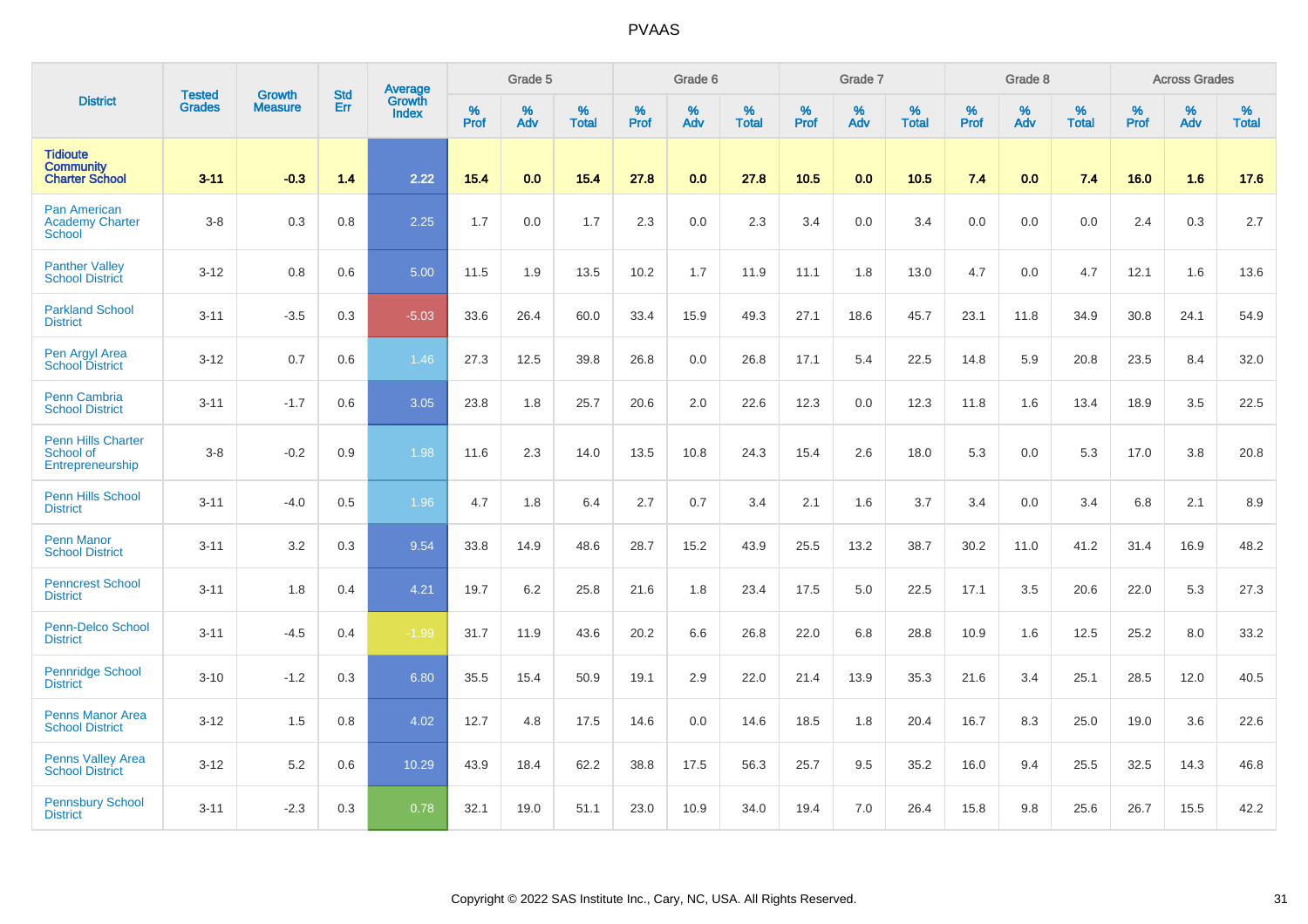# PVAAS

| District | Tested Grades | Growth Measure | Std Err | Average Growth Index | Grade 5 | | | Grade 6 | | | Grade 7 | | | Grade 8 | | | Across Grades | | |
|---|---|---|---|---|---|---|---|---|---|---|---|---|---|---|---|---|---|---|---|
| | | | | | % Prof | % Adv | % Total | % Prof | % Adv | % Total | % Prof | % Adv | % Total | % Prof | % Adv | % Total | % Prof | % Adv | % Total |
| **Tidioute Community Charter School** | **3-11** | **-0.3** | **1.4** | **2.22** | **15.4** | **0.0** | **15.4** | **27.8** | **0.0** | **27.8** | **10.5** | **0.0** | **10.5** | **7.4** | **0.0** | **7.4** | **16.0** | **1.6** | **17.6** |
| Pan American Academy Charter School | 3-8 | 0.3 | 0.8 | 2.25 | 1.7 | 0.0 | 1.7 | 2.3 | 0.0 | 2.3 | 3.4 | 0.0 | 3.4 | 0.0 | 0.0 | 0.0 | 2.4 | 0.3 | 2.7 |
| Panther Valley School District | 3-12 | 0.8 | 0.6 | 5.00 | 11.5 | 1.9 | 13.5 | 10.2 | 1.7 | 11.9 | 11.1 | 1.8 | 13.0 | 4.7 | 0.0 | 4.7 | 12.1 | 1.6 | 13.6 |
| Parkland School District | 3-11 | -3.5 | 0.3 | -5.03 | 33.6 | 26.4 | 60.0 | 33.4 | 15.9 | 49.3 | 27.1 | 18.6 | 45.7 | 23.1 | 11.8 | 34.9 | 30.8 | 24.1 | 54.9 |
| Pen Argyl Area School District | 3-12 | 0.7 | 0.6 | 1.46 | 27.3 | 12.5 | 39.8 | 26.8 | 0.0 | 26.8 | 17.1 | 5.4 | 22.5 | 14.8 | 5.9 | 20.8 | 23.5 | 8.4 | 32.0 |
| Penn Cambria School District | 3-11 | -1.7 | 0.6 | 3.05 | 23.8 | 1.8 | 25.7 | 20.6 | 2.0 | 22.6 | 12.3 | 0.0 | 12.3 | 11.8 | 1.6 | 13.4 | 18.9 | 3.5 | 22.5 |
| Penn Hills Charter School of Entrepreneurship | 3-8 | -0.2 | 0.9 | 1.98 | 11.6 | 2.3 | 14.0 | 13.5 | 10.8 | 24.3 | 15.4 | 2.6 | 18.0 | 5.3 | 0.0 | 5.3 | 17.0 | 3.8 | 20.8 |
| Penn Hills School District | 3-11 | -4.0 | 0.5 | 1.96 | 4.7 | 1.8 | 6.4 | 2.7 | 0.7 | 3.4 | 2.1 | 1.6 | 3.7 | 3.4 | 0.0 | 3.4 | 6.8 | 2.1 | 8.9 |
| Penn Manor School District | 3-11 | 3.2 | 0.3 | 9.54 | 33.8 | 14.9 | 48.6 | 28.7 | 15.2 | 43.9 | 25.5 | 13.2 | 38.7 | 30.2 | 11.0 | 41.2 | 31.4 | 16.9 | 48.2 |
| Penncrest School District | 3-11 | 1.8 | 0.4 | 4.21 | 19.7 | 6.2 | 25.8 | 21.6 | 1.8 | 23.4 | 17.5 | 5.0 | 22.5 | 17.1 | 3.5 | 20.6 | 22.0 | 5.3 | 27.3 |
| Penn-Delco School District | 3-11 | -4.5 | 0.4 | -1.99 | 31.7 | 11.9 | 43.6 | 20.2 | 6.6 | 26.8 | 22.0 | 6.8 | 28.8 | 10.9 | 1.6 | 12.5 | 25.2 | 8.0 | 33.2 |
| Pennridge School District | 3-10 | -1.2 | 0.3 | 6.80 | 35.5 | 15.4 | 50.9 | 19.1 | 2.9 | 22.0 | 21.4 | 13.9 | 35.3 | 21.6 | 3.4 | 25.1 | 28.5 | 12.0 | 40.5 |
| Penns Manor Area School District | 3-12 | 1.5 | 0.8 | 4.02 | 12.7 | 4.8 | 17.5 | 14.6 | 0.0 | 14.6 | 18.5 | 1.8 | 20.4 | 16.7 | 8.3 | 25.0 | 19.0 | 3.6 | 22.6 |
| Penns Valley Area School District | 3-12 | 5.2 | 0.6 | 10.29 | 43.9 | 18.4 | 62.2 | 38.8 | 17.5 | 56.3 | 25.7 | 9.5 | 35.2 | 16.0 | 9.4 | 25.5 | 32.5 | 14.3 | 46.8 |
| Pennsbury School District | 3-11 | -2.3 | 0.3 | 0.78 | 32.1 | 19.0 | 51.1 | 23.0 | 10.9 | 34.0 | 19.4 | 7.0 | 26.4 | 15.8 | 9.8 | 25.6 | 26.7 | 15.5 | 42.2 |

Copyright © 2022 SAS Institute Inc., Cary, NC, USA. All Rights Reserved.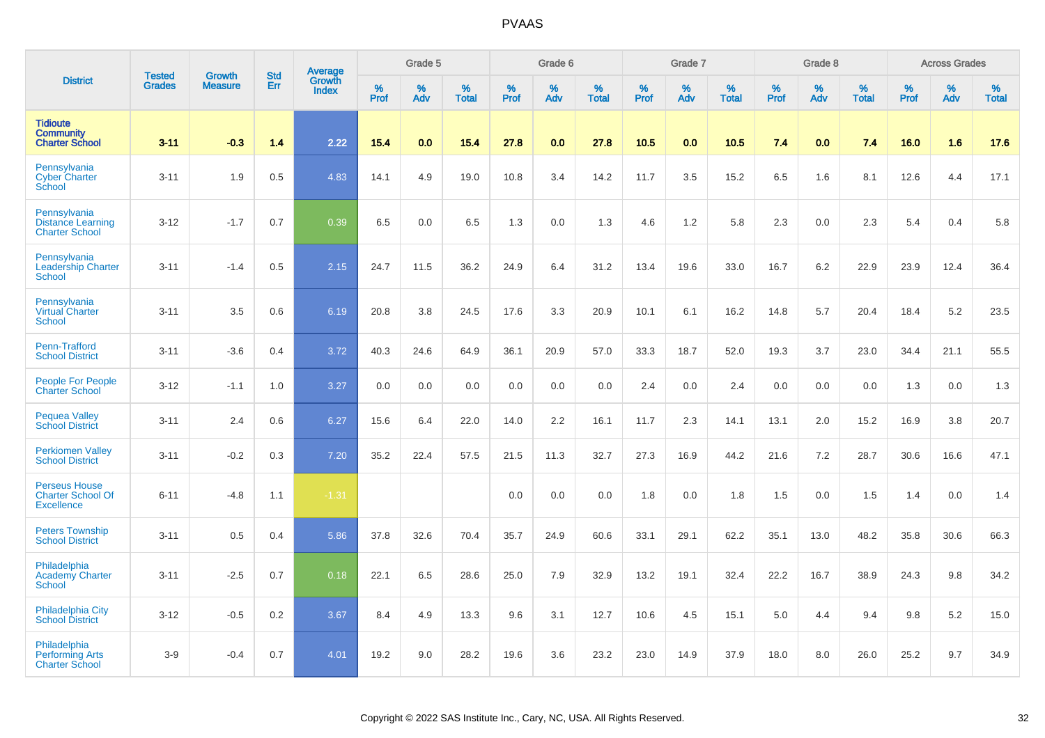| District | Tested Grades | Growth Measure | Std Err | Average Growth Index | Grade 5 | | | Grade 6 | | | Grade 7 | | | Grade 8 | | | Across Grades | | |
|---|---|---|---|---|---|---|---|---|---|---|---|---|---|---|---|---|---|---|---|
| | | | | | % Prof | % Adv | % Total | % Prof | % Adv | % Total | % Prof | % Adv | % Total | % Prof | % Adv | % Total | % Prof | % Adv | % Total |
| **Tidioute Community Charter School** | **3-11** | **-0.3** | **1.4** | **2.22** | **15.4** | **0.0** | **15.4** | **27.8** | **0.0** | **27.8** | **10.5** | **0.0** | **10.5** | **7.4** | **0.0** | **7.4** | **16.0** | **1.6** | **17.6** |
| Pennsylvania Cyber Charter School | 3-11 | 1.9 | 0.5 | 4.83 | 14.1 | 4.9 | 19.0 | 10.8 | 3.4 | 14.2 | 11.7 | 3.5 | 15.2 | 6.5 | 1.6 | 8.1 | 12.6 | 4.4 | 17.1 |
| Pennsylvania Distance Learning Charter School | 3-12 | -1.7 | 0.7 | 0.39 | 6.5 | 0.0 | 6.5 | 1.3 | 0.0 | 1.3 | 4.6 | 1.2 | 5.8 | 2.3 | 0.0 | 2.3 | 5.4 | 0.4 | 5.8 |
| Pennsylvania Leadership Charter School | 3-11 | -1.4 | 0.5 | 2.15 | 24.7 | 11.5 | 36.2 | 24.9 | 6.4 | 31.2 | 13.4 | 19.6 | 33.0 | 16.7 | 6.2 | 22.9 | 23.9 | 12.4 | 36.4 |
| Pennsylvania Virtual Charter School | 3-11 | 3.5 | 0.6 | 6.19 | 20.8 | 3.8 | 24.5 | 17.6 | 3.3 | 20.9 | 10.1 | 6.1 | 16.2 | 14.8 | 5.7 | 20.4 | 18.4 | 5.2 | 23.5 |
| Penn-Trafford School District | 3-11 | -3.6 | 0.4 | 3.72 | 40.3 | 24.6 | 64.9 | 36.1 | 20.9 | 57.0 | 33.3 | 18.7 | 52.0 | 19.3 | 3.7 | 23.0 | 34.4 | 21.1 | 55.5 |
| People For People Charter School | 3-12 | -1.1 | 1.0 | 3.27 | 0.0 | 0.0 | 0.0 | 0.0 | 0.0 | 0.0 | 2.4 | 0.0 | 2.4 | 0.0 | 0.0 | 0.0 | 1.3 | 0.0 | 1.3 |
| Pequea Valley School District | 3-11 | 2.4 | 0.6 | 6.27 | 15.6 | 6.4 | 22.0 | 14.0 | 2.2 | 16.1 | 11.7 | 2.3 | 14.1 | 13.1 | 2.0 | 15.2 | 16.9 | 3.8 | 20.7 |
| Perkiomen Valley School District | 3-11 | -0.2 | 0.3 | 7.20 | 35.2 | 22.4 | 57.5 | 21.5 | 11.3 | 32.7 | 27.3 | 16.9 | 44.2 | 21.6 | 7.2 | 28.7 | 30.6 | 16.6 | 47.1 |
| Perseus House Charter School Of Excellence | 6-11 | -4.8 | 1.1 | -1.31 | | | | 0.0 | 0.0 | 0.0 | 1.8 | 0.0 | 1.8 | 1.5 | 0.0 | 1.5 | 1.4 | 0.0 | 1.4 |
| Peters Township School District | 3-11 | 0.5 | 0.4 | 5.86 | 37.8 | 32.6 | 70.4 | 35.7 | 24.9 | 60.6 | 33.1 | 29.1 | 62.2 | 35.1 | 13.0 | 48.2 | 35.8 | 30.6 | 66.3 |
| Philadelphia Academy Charter School | 3-11 | -2.5 | 0.7 | 0.18 | 22.1 | 6.5 | 28.6 | 25.0 | 7.9 | 32.9 | 13.2 | 19.1 | 32.4 | 22.2 | 16.7 | 38.9 | 24.3 | 9.8 | 34.2 |
| Philadelphia City School District | 3-12 | -0.5 | 0.2 | 3.67 | 8.4 | 4.9 | 13.3 | 9.6 | 3.1 | 12.7 | 10.6 | 4.5 | 15.1 | 5.0 | 4.4 | 9.4 | 9.8 | 5.2 | 15.0 |
| Philadelphia Performing Arts Charter School | 3-9 | -0.4 | 0.7 | 4.01 | 19.2 | 9.0 | 28.2 | 19.6 | 3.6 | 23.2 | 23.0 | 14.9 | 37.9 | 18.0 | 8.0 | 26.0 | 25.2 | 9.7 | 34.9 |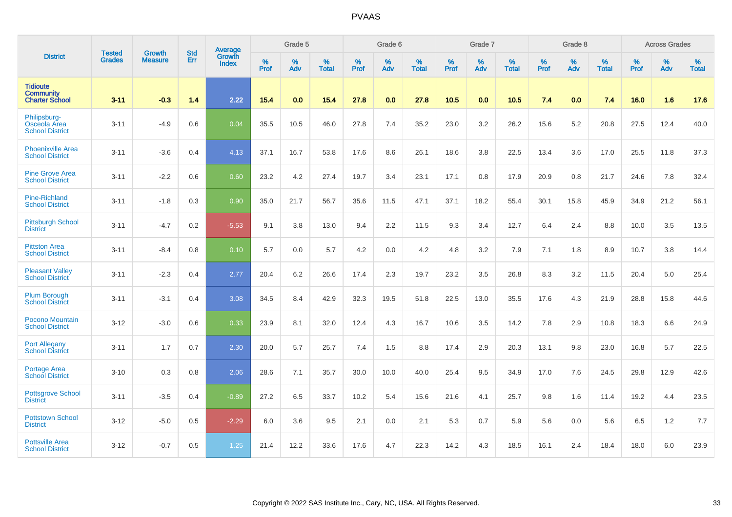# PVAAS

| District | Tested Grades | Growth Measure | Std Err | Average Growth Index | Grade 5 | | | Grade 6 | | | Grade 7 | | | Grade 8 | | | Across Grades | | |
|---|---|---|---|---|---|---|---|---|---|---|---|---|---|---|---|---|---|---|---|
| | | | | | % Prof | % Adv | % Total | % Prof | % Adv | % Total | % Prof | % Adv | % Total | % Prof | % Adv | % Total | % Prof | % Adv | % Total |
| **Tidioute Community Charter School** | **3-11** | **-0.3** | **1.4** | **2.22** | **15.4** | **0.0** | **15.4** | **27.8** | **0.0** | **27.8** | **10.5** | **0.0** | **10.5** | **7.4** | **0.0** | **7.4** | **16.0** | **1.6** | **17.6** |
| Philipsburg-Osceola Area School District | 3-11 | -4.9 | 0.6 | 0.04 | 35.5 | 10.5 | 46.0 | 27.8 | 7.4 | 35.2 | 23.0 | 3.2 | 26.2 | 15.6 | 5.2 | 20.8 | 27.5 | 12.4 | 40.0 |
| Phoenixville Area School District | 3-11 | -3.6 | 0.4 | 4.13 | 37.1 | 16.7 | 53.8 | 17.6 | 8.6 | 26.1 | 18.6 | 3.8 | 22.5 | 13.4 | 3.6 | 17.0 | 25.5 | 11.8 | 37.3 |
| Pine Grove Area School District | 3-11 | -2.2 | 0.6 | 0.60 | 23.2 | 4.2 | 27.4 | 19.7 | 3.4 | 23.1 | 17.1 | 0.8 | 17.9 | 20.9 | 0.8 | 21.7 | 24.6 | 7.8 | 32.4 |
| Pine-Richland School District | 3-11 | -1.8 | 0.3 | 0.90 | 35.0 | 21.7 | 56.7 | 35.6 | 11.5 | 47.1 | 37.1 | 18.2 | 55.4 | 30.1 | 15.8 | 45.9 | 34.9 | 21.2 | 56.1 |
| Pittsburgh School District | 3-11 | -4.7 | 0.2 | -5.53 | 9.1 | 3.8 | 13.0 | 9.4 | 2.2 | 11.5 | 9.3 | 3.4 | 12.7 | 6.4 | 2.4 | 8.8 | 10.0 | 3.5 | 13.5 |
| Pittston Area School District | 3-11 | -8.4 | 0.8 | 0.10 | 5.7 | 0.0 | 5.7 | 4.2 | 0.0 | 4.2 | 4.8 | 3.2 | 7.9 | 7.1 | 1.8 | 8.9 | 10.7 | 3.8 | 14.4 |
| Pleasant Valley School District | 3-11 | -2.3 | 0.4 | 2.77 | 20.4 | 6.2 | 26.6 | 17.4 | 2.3 | 19.7 | 23.2 | 3.5 | 26.8 | 8.3 | 3.2 | 11.5 | 20.4 | 5.0 | 25.4 |
| Plum Borough School District | 3-11 | -3.1 | 0.4 | 3.08 | 34.5 | 8.4 | 42.9 | 32.3 | 19.5 | 51.8 | 22.5 | 13.0 | 35.5 | 17.6 | 4.3 | 21.9 | 28.8 | 15.8 | 44.6 |
| Pocono Mountain School District | 3-12 | -3.0 | 0.6 | 0.33 | 23.9 | 8.1 | 32.0 | 12.4 | 4.3 | 16.7 | 10.6 | 3.5 | 14.2 | 7.8 | 2.9 | 10.8 | 18.3 | 6.6 | 24.9 |
| Port Allegany School District | 3-11 | 1.7 | 0.7 | 2.30 | 20.0 | 5.7 | 25.7 | 7.4 | 1.5 | 8.8 | 17.4 | 2.9 | 20.3 | 13.1 | 9.8 | 23.0 | 16.8 | 5.7 | 22.5 |
| Portage Area School District | 3-10 | 0.3 | 0.8 | 2.06 | 28.6 | 7.1 | 35.7 | 30.0 | 10.0 | 40.0 | 25.4 | 9.5 | 34.9 | 17.0 | 7.6 | 24.5 | 29.8 | 12.9 | 42.6 |
| Pottsgrove School District | 3-11 | -3.5 | 0.4 | -0.89 | 27.2 | 6.5 | 33.7 | 10.2 | 5.4 | 15.6 | 21.6 | 4.1 | 25.7 | 9.8 | 1.6 | 11.4 | 19.2 | 4.4 | 23.5 |
| Pottstown School District | 3-12 | -5.0 | 0.5 | -2.29 | 6.0 | 3.6 | 9.5 | 2.1 | 0.0 | 2.1 | 5.3 | 0.7 | 5.9 | 5.6 | 0.0 | 5.6 | 6.5 | 1.2 | 7.7 |
| Pottsville Area School District | 3-12 | -0.7 | 0.5 | 1.25 | 21.4 | 12.2 | 33.6 | 17.6 | 4.7 | 22.3 | 14.2 | 4.3 | 18.5 | 16.1 | 2.4 | 18.4 | 18.0 | 6.0 | 23.9 |

Copyright © 2022 SAS Institute Inc., Cary, NC, USA. All Rights Reserved.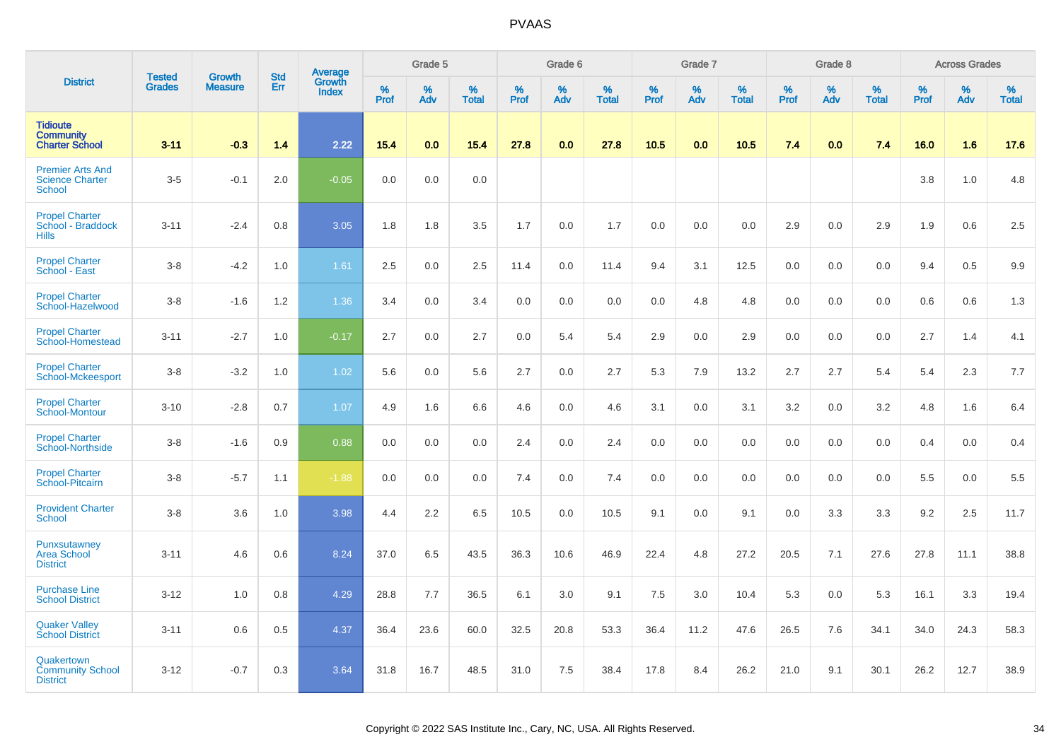# PVAAS

| District | Tested Grades | Growth Measure | Std Err | Average Growth Index | Grade 5 | | | Grade 6 | | | Grade 7 | | | Grade 8 | | | Across Grades | | |
|---|---|---|---|---|---|---|---|---|---|---|---|---|---|---|---|---|---|---|---|
| | | | | | % Prof | % Adv | % Total | % Prof | % Adv | % Total | % Prof | % Adv | % Total | % Prof | % Adv | % Total | % Prof | % Adv | % Total |
| **Tidioute Community Charter School** | **3-11** | **-0.3** | **1.4** | **2.22** | **15.4** | **0.0** | **15.4** | **27.8** | **0.0** | **27.8** | **10.5** | **0.0** | **10.5** | **7.4** | **0.0** | **7.4** | **16.0** | **1.6** | **17.6** |
| Premier Arts And Science Charter School | 3-5 | -0.1 | 2.0 | -0.05 | 0.0 | 0.0 | 0.0 | | | | | | | | | | 3.8 | 1.0 | 4.8 |
| Propel Charter School - Braddock Hills | 3-11 | -2.4 | 0.8 | 3.05 | 1.8 | 1.8 | 3.5 | 1.7 | 0.0 | 1.7 | 0.0 | 0.0 | 0.0 | 2.9 | 0.0 | 2.9 | 1.9 | 0.6 | 2.5 |
| Propel Charter School - East | 3-8 | -4.2 | 1.0 | 1.61 | 2.5 | 0.0 | 2.5 | 11.4 | 0.0 | 11.4 | 9.4 | 3.1 | 12.5 | 0.0 | 0.0 | 0.0 | 9.4 | 0.5 | 9.9 |
| Propel Charter School-Hazelwood | 3-8 | -1.6 | 1.2 | 1.36 | 3.4 | 0.0 | 3.4 | 0.0 | 0.0 | 0.0 | 0.0 | 4.8 | 4.8 | 0.0 | 0.0 | 0.0 | 0.6 | 0.6 | 1.3 |
| Propel Charter School-Homestead | 3-11 | -2.7 | 1.0 | -0.17 | 2.7 | 0.0 | 2.7 | 0.0 | 5.4 | 5.4 | 2.9 | 0.0 | 2.9 | 0.0 | 0.0 | 0.0 | 2.7 | 1.4 | 4.1 |
| Propel Charter School-Mckeesport | 3-8 | -3.2 | 1.0 | 1.02 | 5.6 | 0.0 | 5.6 | 2.7 | 0.0 | 2.7 | 5.3 | 7.9 | 13.2 | 2.7 | 2.7 | 5.4 | 5.4 | 2.3 | 7.7 |
| Propel Charter School-Montour | 3-10 | -2.8 | 0.7 | 1.07 | 4.9 | 1.6 | 6.6 | 4.6 | 0.0 | 4.6 | 3.1 | 0.0 | 3.1 | 3.2 | 0.0 | 3.2 | 4.8 | 1.6 | 6.4 |
| Propel Charter School-Northside | 3-8 | -1.6 | 0.9 | 0.88 | 0.0 | 0.0 | 0.0 | 2.4 | 0.0 | 2.4 | 0.0 | 0.0 | 0.0 | 0.0 | 0.0 | 0.0 | 0.4 | 0.0 | 0.4 |
| Propel Charter School-Pitcairn | 3-8 | -5.7 | 1.1 | -1.88 | 0.0 | 0.0 | 0.0 | 7.4 | 0.0 | 7.4 | 0.0 | 0.0 | 0.0 | 0.0 | 0.0 | 0.0 | 5.5 | 0.0 | 5.5 |
| Provident Charter School | 3-8 | 3.6 | 1.0 | 3.98 | 4.4 | 2.2 | 6.5 | 10.5 | 0.0 | 10.5 | 9.1 | 0.0 | 9.1 | 0.0 | 3.3 | 3.3 | 9.2 | 2.5 | 11.7 |
| Punxsutawney Area School District | 3-11 | 4.6 | 0.6 | 8.24 | 37.0 | 6.5 | 43.5 | 36.3 | 10.6 | 46.9 | 22.4 | 4.8 | 27.2 | 20.5 | 7.1 | 27.6 | 27.8 | 11.1 | 38.8 |
| Purchase Line School District | 3-12 | 1.0 | 0.8 | 4.29 | 28.8 | 7.7 | 36.5 | 6.1 | 3.0 | 9.1 | 7.5 | 3.0 | 10.4 | 5.3 | 0.0 | 5.3 | 16.1 | 3.3 | 19.4 |
| Quaker Valley School District | 3-11 | 0.6 | 0.5 | 4.37 | 36.4 | 23.6 | 60.0 | 32.5 | 20.8 | 53.3 | 36.4 | 11.2 | 47.6 | 26.5 | 7.6 | 34.1 | 34.0 | 24.3 | 58.3 |
| Quakertown Community School District | 3-12 | -0.7 | 0.3 | 3.64 | 31.8 | 16.7 | 48.5 | 31.0 | 7.5 | 38.4 | 17.8 | 8.4 | 26.2 | 21.0 | 9.1 | 30.1 | 26.2 | 12.7 | 38.9 |

Copyright © 2022 SAS Institute Inc., Cary, NC, USA. All Rights Reserved.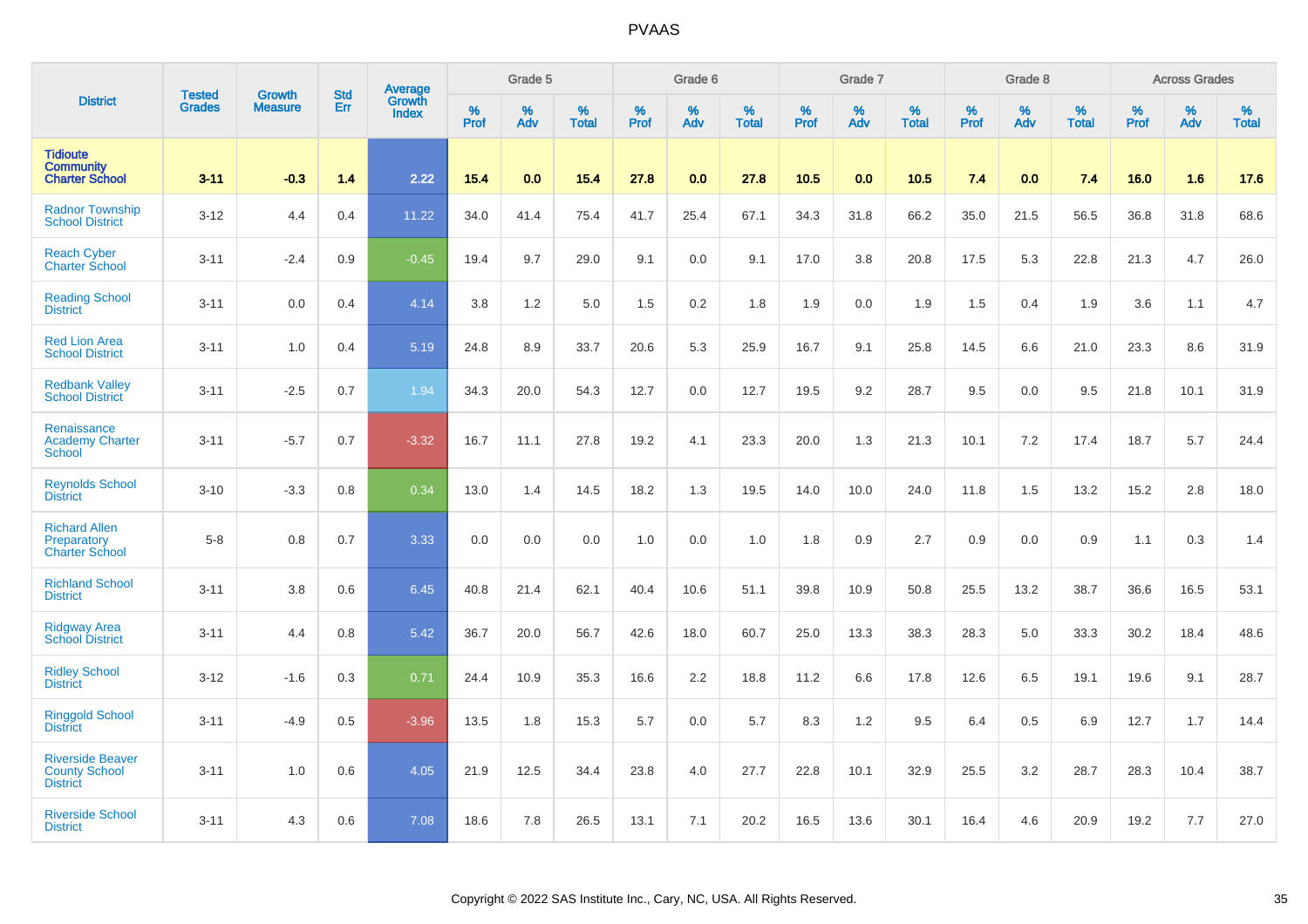| District | Tested Grades | Growth Measure | Std Err | Average Growth Index | Grade 5 | | | Grade 6 | | | Grade 7 | | | Grade 8 | | | Across Grades | | |
|---|---|---|---|---|---|---|---|---|---|---|---|---|---|---|---|---|---|---|---|
| | | | | | % Prof | % Adv | % Total | % Prof | % Adv | % Total | % Prof | % Adv | % Total | % Prof | % Adv | % Total | % Prof | % Adv | % Total |
| **Tidioute Community Charter School** | **3-11** | **-0.3** | **1.4** | **2.22** | **15.4** | **0.0** | **15.4** | **27.8** | **0.0** | **27.8** | **10.5** | **0.0** | **10.5** | **7.4** | **0.0** | **7.4** | **16.0** | **1.6** | **17.6** |
| Radnor Township School District | 3-12 | 4.4 | 0.4 | 11.22 | 34.0 | 41.4 | 75.4 | 41.7 | 25.4 | 67.1 | 34.3 | 31.8 | 66.2 | 35.0 | 21.5 | 56.5 | 36.8 | 31.8 | 68.6 |
| Reach Cyber Charter School | 3-11 | -2.4 | 0.9 | -0.45 | 19.4 | 9.7 | 29.0 | 9.1 | 0.0 | 9.1 | 17.0 | 3.8 | 20.8 | 17.5 | 5.3 | 22.8 | 21.3 | 4.7 | 26.0 |
| Reading School District | 3-11 | 0.0 | 0.4 | 4.14 | 3.8 | 1.2 | 5.0 | 1.5 | 0.2 | 1.8 | 1.9 | 0.0 | 1.9 | 1.5 | 0.4 | 1.9 | 3.6 | 1.1 | 4.7 |
| Red Lion Area School District | 3-11 | 1.0 | 0.4 | 5.19 | 24.8 | 8.9 | 33.7 | 20.6 | 5.3 | 25.9 | 16.7 | 9.1 | 25.8 | 14.5 | 6.6 | 21.0 | 23.3 | 8.6 | 31.9 |
| Redbank Valley School District | 3-11 | -2.5 | 0.7 | 1.94 | 34.3 | 20.0 | 54.3 | 12.7 | 0.0 | 12.7 | 19.5 | 9.2 | 28.7 | 9.5 | 0.0 | 9.5 | 21.8 | 10.1 | 31.9 |
| Renaissance Academy Charter School | 3-11 | -5.7 | 0.7 | -3.32 | 16.7 | 11.1 | 27.8 | 19.2 | 4.1 | 23.3 | 20.0 | 1.3 | 21.3 | 10.1 | 7.2 | 17.4 | 18.7 | 5.7 | 24.4 |
| Reynolds School District | 3-10 | -3.3 | 0.8 | 0.34 | 13.0 | 1.4 | 14.5 | 18.2 | 1.3 | 19.5 | 14.0 | 10.0 | 24.0 | 11.8 | 1.5 | 13.2 | 15.2 | 2.8 | 18.0 |
| Richard Allen Preparatory Charter School | 5-8 | 0.8 | 0.7 | 3.33 | 0.0 | 0.0 | 0.0 | 1.0 | 0.0 | 1.0 | 1.8 | 0.9 | 2.7 | 0.9 | 0.0 | 0.9 | 1.1 | 0.3 | 1.4 |
| Richland School District | 3-11 | 3.8 | 0.6 | 6.45 | 40.8 | 21.4 | 62.1 | 40.4 | 10.6 | 51.1 | 39.8 | 10.9 | 50.8 | 25.5 | 13.2 | 38.7 | 36.6 | 16.5 | 53.1 |
| Ridgway Area School District | 3-11 | 4.4 | 0.8 | 5.42 | 36.7 | 20.0 | 56.7 | 42.6 | 18.0 | 60.7 | 25.0 | 13.3 | 38.3 | 28.3 | 5.0 | 33.3 | 30.2 | 18.4 | 48.6 |
| Ridley School District | 3-12 | -1.6 | 0.3 | 0.71 | 24.4 | 10.9 | 35.3 | 16.6 | 2.2 | 18.8 | 11.2 | 6.6 | 17.8 | 12.6 | 6.5 | 19.1 | 19.6 | 9.1 | 28.7 |
| Ringgold School District | 3-11 | -4.9 | 0.5 | -3.96 | 13.5 | 1.8 | 15.3 | 5.7 | 0.0 | 5.7 | 8.3 | 1.2 | 9.5 | 6.4 | 0.5 | 6.9 | 12.7 | 1.7 | 14.4 |
| Riverside Beaver County School District | 3-11 | 1.0 | 0.6 | 4.05 | 21.9 | 12.5 | 34.4 | 23.8 | 4.0 | 27.7 | 22.8 | 10.1 | 32.9 | 25.5 | 3.2 | 28.7 | 28.3 | 10.4 | 38.7 |
| Riverside School District | 3-11 | 4.3 | 0.6 | 7.08 | 18.6 | 7.8 | 26.5 | 13.1 | 7.1 | 20.2 | 16.5 | 13.6 | 30.1 | 16.4 | 4.6 | 20.9 | 19.2 | 7.7 | 27.0 |

Copyright © 2022 SAS Institute Inc., Cary, NC, USA. All Rights Reserved.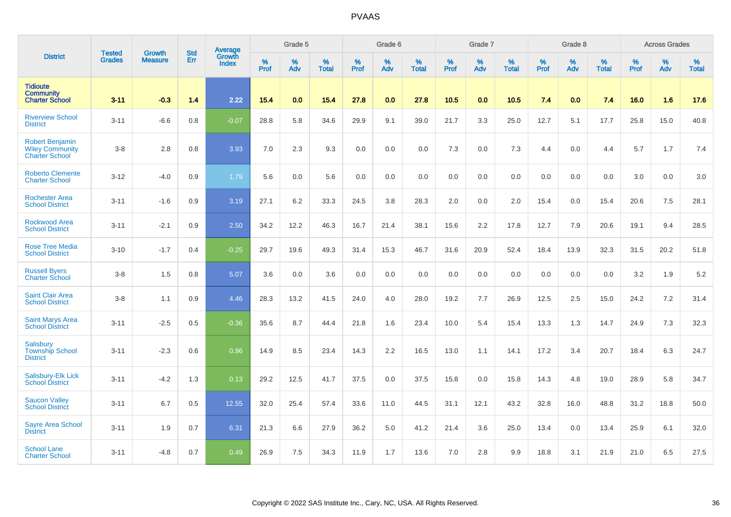# PVAAS

| District | Tested Grades | Growth Measure | Std Err | Average Growth Index | Grade 5 | | | Grade 6 | | | Grade 7 | | | Grade 8 | | | Across Grades | | |
|---|---|---|---|---|---|---|---|---|---|---|---|---|---|---|---|---|---|---|---|
| | | | | | % Prof | % Adv | % Total | % Prof | % Adv | % Total | % Prof | % Adv | % Total | % Prof | % Adv | % Total | % Prof | % Adv | % Total |
| **Tidioute Community Charter School** | **3-11** | **-0.3** | **1.4** | **2.22** | **15.4** | **0.0** | **15.4** | **27.8** | **0.0** | **27.8** | **10.5** | **0.0** | **10.5** | **7.4** | **0.0** | **7.4** | **16.0** | **1.6** | **17.6** |
| Riverview School District | 3-11 | -6.6 | 0.8 | -0.07 | 28.8 | 5.8 | 34.6 | 29.9 | 9.1 | 39.0 | 21.7 | 3.3 | 25.0 | 12.7 | 5.1 | 17.7 | 25.8 | 15.0 | 40.8 |
| Robert Benjamin Wiley Community Charter School | 3-8 | 2.8 | 0.8 | 3.93 | 7.0 | 2.3 | 9.3 | 0.0 | 0.0 | 0.0 | 7.3 | 0.0 | 7.3 | 4.4 | 0.0 | 4.4 | 5.7 | 1.7 | 7.4 |
| Roberto Clemente Charter School | 3-12 | -4.0 | 0.9 | 1.79 | 5.6 | 0.0 | 5.6 | 0.0 | 0.0 | 0.0 | 0.0 | 0.0 | 0.0 | 0.0 | 0.0 | 0.0 | 3.0 | 0.0 | 3.0 |
| Rochester Area School District | 3-11 | -1.6 | 0.9 | 3.19 | 27.1 | 6.2 | 33.3 | 24.5 | 3.8 | 28.3 | 2.0 | 0.0 | 2.0 | 15.4 | 0.0 | 15.4 | 20.6 | 7.5 | 28.1 |
| Rockwood Area School District | 3-11 | -2.1 | 0.9 | 2.50 | 34.2 | 12.2 | 46.3 | 16.7 | 21.4 | 38.1 | 15.6 | 2.2 | 17.8 | 12.7 | 7.9 | 20.6 | 19.1 | 9.4 | 28.5 |
| Rose Tree Media School District | 3-10 | -1.7 | 0.4 | -0.25 | 29.7 | 19.6 | 49.3 | 31.4 | 15.3 | 46.7 | 31.6 | 20.9 | 52.4 | 18.4 | 13.9 | 32.3 | 31.5 | 20.2 | 51.8 |
| Russell Byers Charter School | 3-8 | 1.5 | 0.8 | 5.07 | 3.6 | 0.0 | 3.6 | 0.0 | 0.0 | 0.0 | 0.0 | 0.0 | 0.0 | 0.0 | 0.0 | 0.0 | 3.2 | 1.9 | 5.2 |
| Saint Clair Area School District | 3-8 | 1.1 | 0.9 | 4.46 | 28.3 | 13.2 | 41.5 | 24.0 | 4.0 | 28.0 | 19.2 | 7.7 | 26.9 | 12.5 | 2.5 | 15.0 | 24.2 | 7.2 | 31.4 |
| Saint Marys Area School District | 3-11 | -2.5 | 0.5 | -0.36 | 35.6 | 8.7 | 44.4 | 21.8 | 1.6 | 23.4 | 10.0 | 5.4 | 15.4 | 13.3 | 1.3 | 14.7 | 24.9 | 7.3 | 32.3 |
| Salisbury Township School District | 3-11 | -2.3 | 0.6 | 0.96 | 14.9 | 8.5 | 23.4 | 14.3 | 2.2 | 16.5 | 13.0 | 1.1 | 14.1 | 17.2 | 3.4 | 20.7 | 18.4 | 6.3 | 24.7 |
| Salisbury-Elk Lick School District | 3-11 | -4.2 | 1.3 | 0.13 | 29.2 | 12.5 | 41.7 | 37.5 | 0.0 | 37.5 | 15.8 | 0.0 | 15.8 | 14.3 | 4.8 | 19.0 | 28.9 | 5.8 | 34.7 |
| Saucon Valley School District | 3-11 | 6.7 | 0.5 | 12.55 | 32.0 | 25.4 | 57.4 | 33.6 | 11.0 | 44.5 | 31.1 | 12.1 | 43.2 | 32.8 | 16.0 | 48.8 | 31.2 | 18.8 | 50.0 |
| Sayre Area School District | 3-11 | 1.9 | 0.7 | 6.31 | 21.3 | 6.6 | 27.9 | 36.2 | 5.0 | 41.2 | 21.4 | 3.6 | 25.0 | 13.4 | 0.0 | 13.4 | 25.9 | 6.1 | 32.0 |
| School Lane Charter School | 3-11 | -4.8 | 0.7 | 0.49 | 26.9 | 7.5 | 34.3 | 11.9 | 1.7 | 13.6 | 7.0 | 2.8 | 9.9 | 18.8 | 3.1 | 21.9 | 21.0 | 6.5 | 27.5 |

Copyright © 2022 SAS Institute Inc., Cary, NC, USA. All Rights Reserved.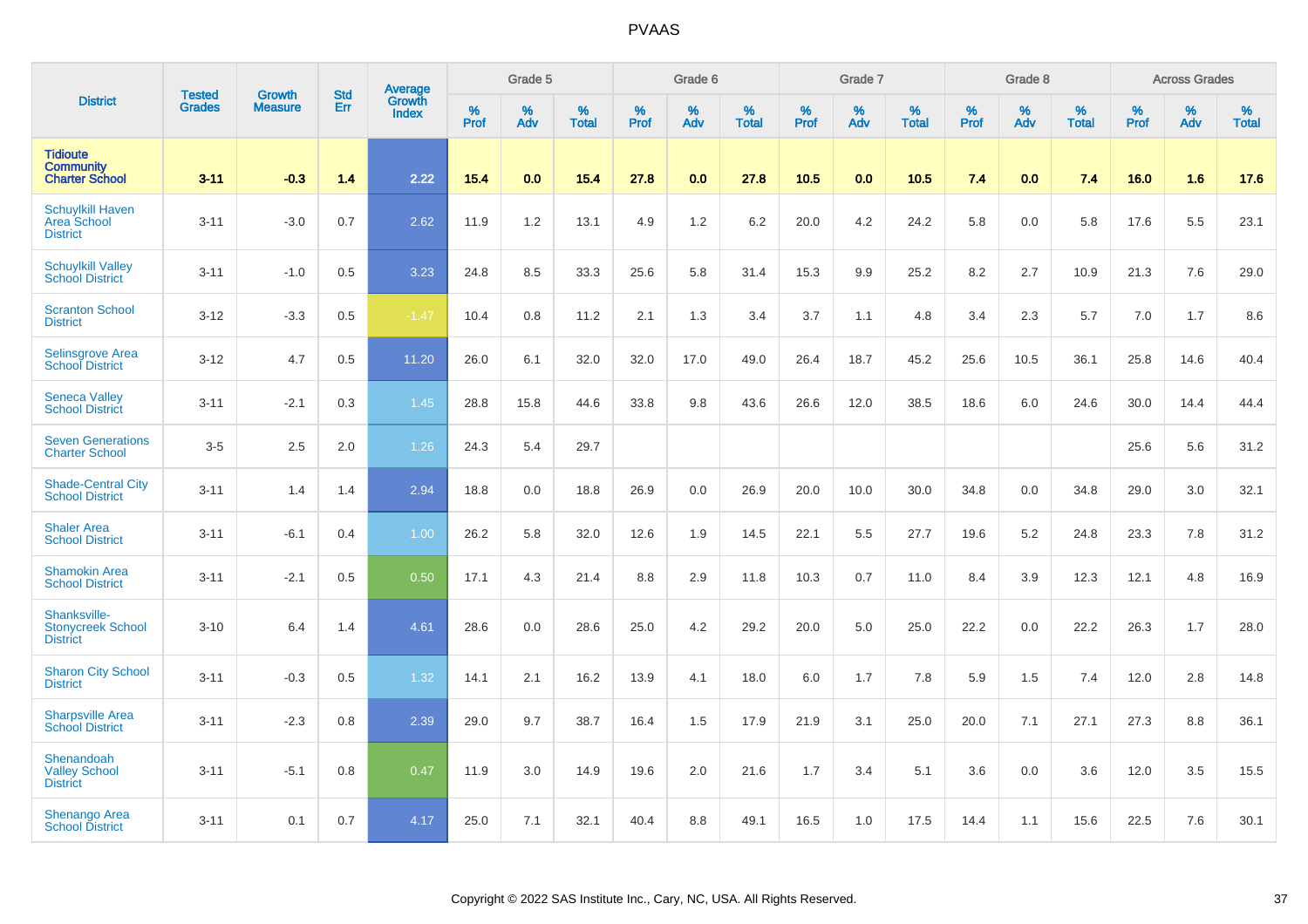# PVAAS

| District | Tested Grades | Growth Measure | Std Err | Average Growth Index | Grade 5 | | | Grade 6 | | | Grade 7 | | | Grade 8 | | | Across Grades | | |
|---|---|---|---|---|---|---|---|---|---|---|---|---|---|---|---|---|---|---|---|
| | | | | | % Prof | % Adv | % Total | % Prof | % Adv | % Total | % Prof | % Adv | % Total | % Prof | % Adv | % Total | % Prof | % Adv | % Total |
| **Tidioute Community Charter School** | **3-11** | **-0.3** | **1.4** | **2.22** | **15.4** | **0.0** | **15.4** | **27.8** | **0.0** | **27.8** | **10.5** | **0.0** | **10.5** | **7.4** | **0.0** | **7.4** | **16.0** | **1.6** | **17.6** |
| Schuylkill Haven Area School District | 3-11 | -3.0 | 0.7 | 2.62 | 11.9 | 1.2 | 13.1 | 4.9 | 1.2 | 6.2 | 20.0 | 4.2 | 24.2 | 5.8 | 0.0 | 5.8 | 17.6 | 5.5 | 23.1 |
| Schuylkill Valley School District | 3-11 | -1.0 | 0.5 | 3.23 | 24.8 | 8.5 | 33.3 | 25.6 | 5.8 | 31.4 | 15.3 | 9.9 | 25.2 | 8.2 | 2.7 | 10.9 | 21.3 | 7.6 | 29.0 |
| Scranton School District | 3-12 | -3.3 | 0.5 | -1.47 | 10.4 | 0.8 | 11.2 | 2.1 | 1.3 | 3.4 | 3.7 | 1.1 | 4.8 | 3.4 | 2.3 | 5.7 | 7.0 | 1.7 | 8.6 |
| Selinsgrove Area School District | 3-12 | 4.7 | 0.5 | 11.20 | 26.0 | 6.1 | 32.0 | 32.0 | 17.0 | 49.0 | 26.4 | 18.7 | 45.2 | 25.6 | 10.5 | 36.1 | 25.8 | 14.6 | 40.4 |
| Seneca Valley School District | 3-11 | -2.1 | 0.3 | 1.45 | 28.8 | 15.8 | 44.6 | 33.8 | 9.8 | 43.6 | 26.6 | 12.0 | 38.5 | 18.6 | 6.0 | 24.6 | 30.0 | 14.4 | 44.4 |
| Seven Generations Charter School | 3-5 | 2.5 | 2.0 | 1.26 | 24.3 | 5.4 | 29.7 | | | | | | | | | | 25.6 | 5.6 | 31.2 |
| Shade-Central City School District | 3-11 | 1.4 | 1.4 | 2.94 | 18.8 | 0.0 | 18.8 | 26.9 | 0.0 | 26.9 | 20.0 | 10.0 | 30.0 | 34.8 | 0.0 | 34.8 | 29.0 | 3.0 | 32.1 |
| Shaler Area School District | 3-11 | -6.1 | 0.4 | 1.00 | 26.2 | 5.8 | 32.0 | 12.6 | 1.9 | 14.5 | 22.1 | 5.5 | 27.7 | 19.6 | 5.2 | 24.8 | 23.3 | 7.8 | 31.2 |
| Shamokin Area School District | 3-11 | -2.1 | 0.5 | 0.50 | 17.1 | 4.3 | 21.4 | 8.8 | 2.9 | 11.8 | 10.3 | 0.7 | 11.0 | 8.4 | 3.9 | 12.3 | 12.1 | 4.8 | 16.9 |
| Shanksville-Stonycreek School District | 3-10 | 6.4 | 1.4 | 4.61 | 28.6 | 0.0 | 28.6 | 25.0 | 4.2 | 29.2 | 20.0 | 5.0 | 25.0 | 22.2 | 0.0 | 22.2 | 26.3 | 1.7 | 28.0 |
| Sharon City School District | 3-11 | -0.3 | 0.5 | 1.32 | 14.1 | 2.1 | 16.2 | 13.9 | 4.1 | 18.0 | 6.0 | 1.7 | 7.8 | 5.9 | 1.5 | 7.4 | 12.0 | 2.8 | 14.8 |
| Sharpsville Area School District | 3-11 | -2.3 | 0.8 | 2.39 | 29.0 | 9.7 | 38.7 | 16.4 | 1.5 | 17.9 | 21.9 | 3.1 | 25.0 | 20.0 | 7.1 | 27.1 | 27.3 | 8.8 | 36.1 |
| Shenandoah Valley School District | 3-11 | -5.1 | 0.8 | 0.47 | 11.9 | 3.0 | 14.9 | 19.6 | 2.0 | 21.6 | 1.7 | 3.4 | 5.1 | 3.6 | 0.0 | 3.6 | 12.0 | 3.5 | 15.5 |
| Shenango Area School District | 3-11 | 0.1 | 0.7 | 4.17 | 25.0 | 7.1 | 32.1 | 40.4 | 8.8 | 49.1 | 16.5 | 1.0 | 17.5 | 14.4 | 1.1 | 15.6 | 22.5 | 7.6 | 30.1 |

Copyright © 2022 SAS Institute Inc., Cary, NC, USA. All Rights Reserved.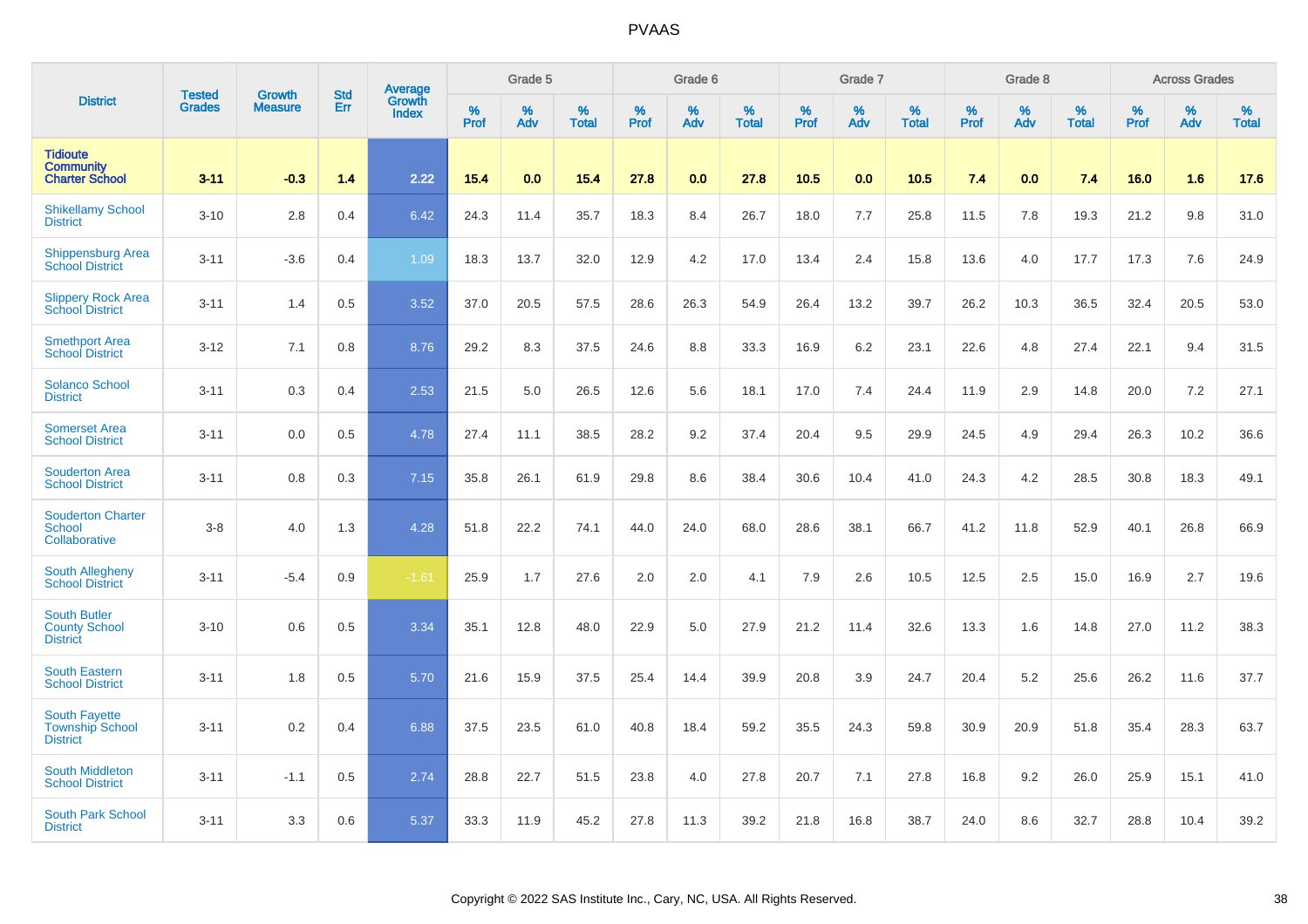# PVAAS

| District | Tested Grades | Growth Measure | Std Err | Average Growth Index | Grade 5 | | | Grade 6 | | | Grade 7 | | | Grade 8 | | | Across Grades | | |
|---|---|---|---|---|---|---|---|---|---|---|---|---|---|---|---|---|---|---|---|
| | | | | | % Prof | % Adv | % Total | % Prof | % Adv | % Total | % Prof | % Adv | % Total | % Prof | % Adv | % Total | % Prof | % Adv | % Total |
| **Tidioute Community Charter School** | **3-11** | **-0.3** | **1.4** | **2.22** | **15.4** | **0.0** | **15.4** | **27.8** | **0.0** | **27.8** | **10.5** | **0.0** | **10.5** | **7.4** | **0.0** | **7.4** | **16.0** | **1.6** | **17.6** |
| Shikellamy School District | 3-10 | 2.8 | 0.4 | 6.42 | 24.3 | 11.4 | 35.7 | 18.3 | 8.4 | 26.7 | 18.0 | 7.7 | 25.8 | 11.5 | 7.8 | 19.3 | 21.2 | 9.8 | 31.0 |
| Shippensburg Area School District | 3-11 | -3.6 | 0.4 | 1.09 | 18.3 | 13.7 | 32.0 | 12.9 | 4.2 | 17.0 | 13.4 | 2.4 | 15.8 | 13.6 | 4.0 | 17.7 | 17.3 | 7.6 | 24.9 |
| Slippery Rock Area School District | 3-11 | 1.4 | 0.5 | 3.52 | 37.0 | 20.5 | 57.5 | 28.6 | 26.3 | 54.9 | 26.4 | 13.2 | 39.7 | 26.2 | 10.3 | 36.5 | 32.4 | 20.5 | 53.0 |
| Smethport Area School District | 3-12 | 7.1 | 0.8 | 8.76 | 29.2 | 8.3 | 37.5 | 24.6 | 8.8 | 33.3 | 16.9 | 6.2 | 23.1 | 22.6 | 4.8 | 27.4 | 22.1 | 9.4 | 31.5 |
| Solanco School District | 3-11 | 0.3 | 0.4 | 2.53 | 21.5 | 5.0 | 26.5 | 12.6 | 5.6 | 18.1 | 17.0 | 7.4 | 24.4 | 11.9 | 2.9 | 14.8 | 20.0 | 7.2 | 27.1 |
| Somerset Area School District | 3-11 | 0.0 | 0.5 | 4.78 | 27.4 | 11.1 | 38.5 | 28.2 | 9.2 | 37.4 | 20.4 | 9.5 | 29.9 | 24.5 | 4.9 | 29.4 | 26.3 | 10.2 | 36.6 |
| Souderton Area School District | 3-11 | 0.8 | 0.3 | 7.15 | 35.8 | 26.1 | 61.9 | 29.8 | 8.6 | 38.4 | 30.6 | 10.4 | 41.0 | 24.3 | 4.2 | 28.5 | 30.8 | 18.3 | 49.1 |
| Souderton Charter School Collaborative | 3-8 | 4.0 | 1.3 | 4.28 | 51.8 | 22.2 | 74.1 | 44.0 | 24.0 | 68.0 | 28.6 | 38.1 | 66.7 | 41.2 | 11.8 | 52.9 | 40.1 | 26.8 | 66.9 |
| South Allegheny School District | 3-11 | -5.4 | 0.9 | -1.61 | 25.9 | 1.7 | 27.6 | 2.0 | 2.0 | 4.1 | 7.9 | 2.6 | 10.5 | 12.5 | 2.5 | 15.0 | 16.9 | 2.7 | 19.6 |
| South Butler County School District | 3-10 | 0.6 | 0.5 | 3.34 | 35.1 | 12.8 | 48.0 | 22.9 | 5.0 | 27.9 | 21.2 | 11.4 | 32.6 | 13.3 | 1.6 | 14.8 | 27.0 | 11.2 | 38.3 |
| South Eastern School District | 3-11 | 1.8 | 0.5 | 5.70 | 21.6 | 15.9 | 37.5 | 25.4 | 14.4 | 39.9 | 20.8 | 3.9 | 24.7 | 20.4 | 5.2 | 25.6 | 26.2 | 11.6 | 37.7 |
| South Fayette Township School District | 3-11 | 0.2 | 0.4 | 6.88 | 37.5 | 23.5 | 61.0 | 40.8 | 18.4 | 59.2 | 35.5 | 24.3 | 59.8 | 30.9 | 20.9 | 51.8 | 35.4 | 28.3 | 63.7 |
| South Middleton School District | 3-11 | -1.1 | 0.5 | 2.74 | 28.8 | 22.7 | 51.5 | 23.8 | 4.0 | 27.8 | 20.7 | 7.1 | 27.8 | 16.8 | 9.2 | 26.0 | 25.9 | 15.1 | 41.0 |
| South Park School District | 3-11 | 3.3 | 0.6 | 5.37 | 33.3 | 11.9 | 45.2 | 27.8 | 11.3 | 39.2 | 21.8 | 16.8 | 38.7 | 24.0 | 8.6 | 32.7 | 28.8 | 10.4 | 39.2 |

Copyright © 2022 SAS Institute Inc., Cary, NC, USA. All Rights Reserved.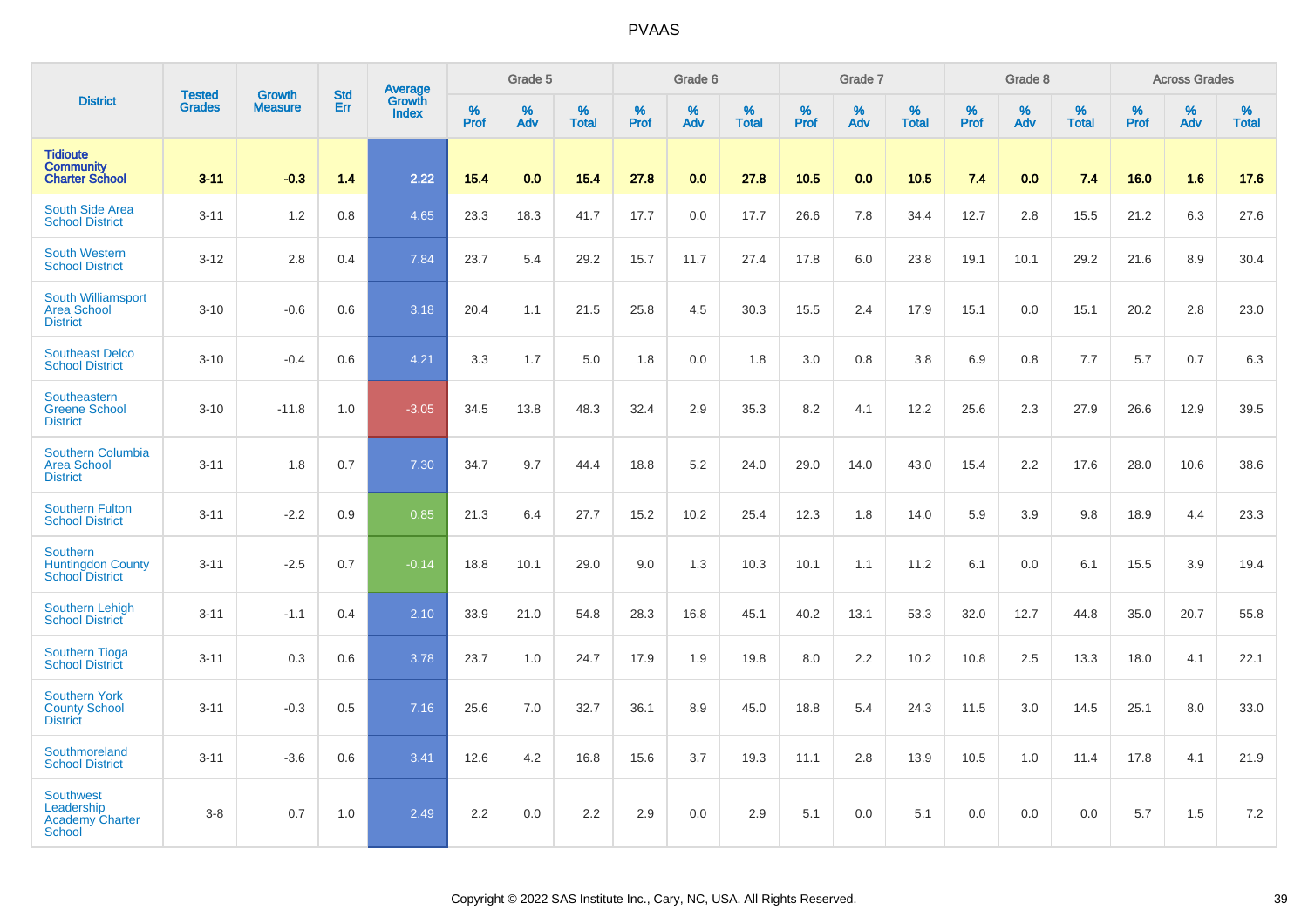# PVAAS

| District | Tested Grades | Growth Measure | Std Err | Average Growth Index | Grade 5 | | | Grade 6 | | | Grade 7 | | | Grade 8 | | | Across Grades | | |
|---|---|---|---|---|---|---|---|---|---|---|---|---|---|---|---|---|---|---|---|
| | | | | | % Prof | % Adv | % Total | % Prof | % Adv | % Total | % Prof | % Adv | % Total | % Prof | % Adv | % Total | % Prof | % Adv | % Total |
| **Tidioute Community Charter School** | **3-11** | **-0.3** | **1.4** | **2.22** | **15.4** | **0.0** | **15.4** | **27.8** | **0.0** | **27.8** | **10.5** | **0.0** | **10.5** | **7.4** | **0.0** | **7.4** | **16.0** | **1.6** | **17.6** |
| South Side Area School District | 3-11 | 1.2 | 0.8 | 4.65 | 23.3 | 18.3 | 41.7 | 17.7 | 0.0 | 17.7 | 26.6 | 7.8 | 34.4 | 12.7 | 2.8 | 15.5 | 21.2 | 6.3 | 27.6 |
| South Western School District | 3-12 | 2.8 | 0.4 | 7.84 | 23.7 | 5.4 | 29.2 | 15.7 | 11.7 | 27.4 | 17.8 | 6.0 | 23.8 | 19.1 | 10.1 | 29.2 | 21.6 | 8.9 | 30.4 |
| South Williamsport Area School District | 3-10 | -0.6 | 0.6 | 3.18 | 20.4 | 1.1 | 21.5 | 25.8 | 4.5 | 30.3 | 15.5 | 2.4 | 17.9 | 15.1 | 0.0 | 15.1 | 20.2 | 2.8 | 23.0 |
| Southeast Delco School District | 3-10 | -0.4 | 0.6 | 4.21 | 3.3 | 1.7 | 5.0 | 1.8 | 0.0 | 1.8 | 3.0 | 0.8 | 3.8 | 6.9 | 0.8 | 7.7 | 5.7 | 0.7 | 6.3 |
| Southeastern Greene School District | 3-10 | -11.8 | 1.0 | -3.05 | 34.5 | 13.8 | 48.3 | 32.4 | 2.9 | 35.3 | 8.2 | 4.1 | 12.2 | 25.6 | 2.3 | 27.9 | 26.6 | 12.9 | 39.5 |
| Southern Columbia Area School District | 3-11 | 1.8 | 0.7 | 7.30 | 34.7 | 9.7 | 44.4 | 18.8 | 5.2 | 24.0 | 29.0 | 14.0 | 43.0 | 15.4 | 2.2 | 17.6 | 28.0 | 10.6 | 38.6 |
| Southern Fulton School District | 3-11 | -2.2 | 0.9 | 0.85 | 21.3 | 6.4 | 27.7 | 15.2 | 10.2 | 25.4 | 12.3 | 1.8 | 14.0 | 5.9 | 3.9 | 9.8 | 18.9 | 4.4 | 23.3 |
| Southern Huntingdon County School District | 3-11 | -2.5 | 0.7 | -0.14 | 18.8 | 10.1 | 29.0 | 9.0 | 1.3 | 10.3 | 10.1 | 1.1 | 11.2 | 6.1 | 0.0 | 6.1 | 15.5 | 3.9 | 19.4 |
| Southern Lehigh School District | 3-11 | -1.1 | 0.4 | 2.10 | 33.9 | 21.0 | 54.8 | 28.3 | 16.8 | 45.1 | 40.2 | 13.1 | 53.3 | 32.0 | 12.7 | 44.8 | 35.0 | 20.7 | 55.8 |
| Southern Tioga School District | 3-11 | 0.3 | 0.6 | 3.78 | 23.7 | 1.0 | 24.7 | 17.9 | 1.9 | 19.8 | 8.0 | 2.2 | 10.2 | 10.8 | 2.5 | 13.3 | 18.0 | 4.1 | 22.1 |
| Southern York County School District | 3-11 | -0.3 | 0.5 | 7.16 | 25.6 | 7.0 | 32.7 | 36.1 | 8.9 | 45.0 | 18.8 | 5.4 | 24.3 | 11.5 | 3.0 | 14.5 | 25.1 | 8.0 | 33.0 |
| Southmoreland School District | 3-11 | -3.6 | 0.6 | 3.41 | 12.6 | 4.2 | 16.8 | 15.6 | 3.7 | 19.3 | 11.1 | 2.8 | 13.9 | 10.5 | 1.0 | 11.4 | 17.8 | 4.1 | 21.9 |
| Southwest Leadership Academy Charter School | 3-8 | 0.7 | 1.0 | 2.49 | 2.2 | 0.0 | 2.2 | 2.9 | 0.0 | 2.9 | 5.1 | 0.0 | 5.1 | 0.0 | 0.0 | 0.0 | 5.7 | 1.5 | 7.2 |

Copyright © 2022 SAS Institute Inc., Cary, NC, USA. All Rights Reserved.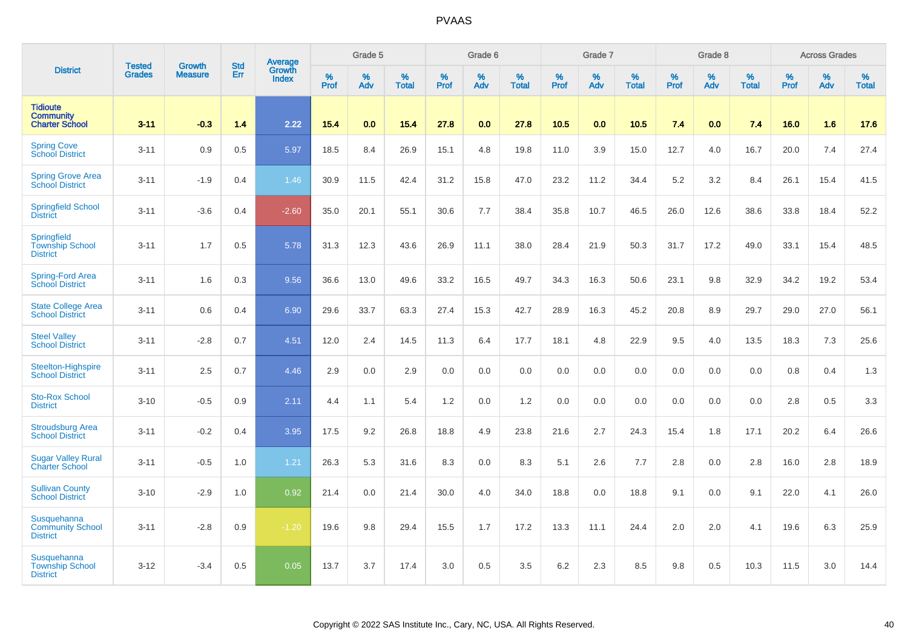# PVAAS

| District | Tested Grades | Growth Measure | Std Err | Average Growth Index | Grade 5 | | | Grade 6 | | | Grade 7 | | | Grade 8 | | | Across Grades | | |
|---|---|---|---|---|---|---|---|---|---|---|---|---|---|---|---|---|---|---|---|
| | | | | | % Prof | % Adv | % Total | % Prof | % Adv | % Total | % Prof | % Adv | % Total | % Prof | % Adv | % Total | % Prof | % Adv | % Total |
| **Tidioute Community Charter School** | **3-11** | **-0.3** | **1.4** | **2.22** | **15.4** | **0.0** | **15.4** | **27.8** | **0.0** | **27.8** | **10.5** | **0.0** | **10.5** | **7.4** | **0.0** | **7.4** | **16.0** | **1.6** | **17.6** |
| Spring Cove School District | 3-11 | 0.9 | 0.5 | 5.97 | 18.5 | 8.4 | 26.9 | 15.1 | 4.8 | 19.8 | 11.0 | 3.9 | 15.0 | 12.7 | 4.0 | 16.7 | 20.0 | 7.4 | 27.4 |
| Spring Grove Area School District | 3-11 | -1.9 | 0.4 | 1.46 | 30.9 | 11.5 | 42.4 | 31.2 | 15.8 | 47.0 | 23.2 | 11.2 | 34.4 | 5.2 | 3.2 | 8.4 | 26.1 | 15.4 | 41.5 |
| Springfield School District | 3-11 | -3.6 | 0.4 | -2.60 | 35.0 | 20.1 | 55.1 | 30.6 | 7.7 | 38.4 | 35.8 | 10.7 | 46.5 | 26.0 | 12.6 | 38.6 | 33.8 | 18.4 | 52.2 |
| Springfield Township School District | 3-11 | 1.7 | 0.5 | 5.78 | 31.3 | 12.3 | 43.6 | 26.9 | 11.1 | 38.0 | 28.4 | 21.9 | 50.3 | 31.7 | 17.2 | 49.0 | 33.1 | 15.4 | 48.5 |
| Spring-Ford Area School District | 3-11 | 1.6 | 0.3 | 9.56 | 36.6 | 13.0 | 49.6 | 33.2 | 16.5 | 49.7 | 34.3 | 16.3 | 50.6 | 23.1 | 9.8 | 32.9 | 34.2 | 19.2 | 53.4 |
| State College Area School District | 3-11 | 0.6 | 0.4 | 6.90 | 29.6 | 33.7 | 63.3 | 27.4 | 15.3 | 42.7 | 28.9 | 16.3 | 45.2 | 20.8 | 8.9 | 29.7 | 29.0 | 27.0 | 56.1 |
| Steel Valley School District | 3-11 | -2.8 | 0.7 | 4.51 | 12.0 | 2.4 | 14.5 | 11.3 | 6.4 | 17.7 | 18.1 | 4.8 | 22.9 | 9.5 | 4.0 | 13.5 | 18.3 | 7.3 | 25.6 |
| Steelton-Highspire School District | 3-11 | 2.5 | 0.7 | 4.46 | 2.9 | 0.0 | 2.9 | 0.0 | 0.0 | 0.0 | 0.0 | 0.0 | 0.0 | 0.0 | 0.0 | 0.0 | 0.8 | 0.4 | 1.3 |
| Sto-Rox School District | 3-10 | -0.5 | 0.9 | 2.11 | 4.4 | 1.1 | 5.4 | 1.2 | 0.0 | 1.2 | 0.0 | 0.0 | 0.0 | 0.0 | 0.0 | 0.0 | 2.8 | 0.5 | 3.3 |
| Stroudsburg Area School District | 3-11 | -0.2 | 0.4 | 3.95 | 17.5 | 9.2 | 26.8 | 18.8 | 4.9 | 23.8 | 21.6 | 2.7 | 24.3 | 15.4 | 1.8 | 17.1 | 20.2 | 6.4 | 26.6 |
| Sugar Valley Rural Charter School | 3-11 | -0.5 | 1.0 | 1.21 | 26.3 | 5.3 | 31.6 | 8.3 | 0.0 | 8.3 | 5.1 | 2.6 | 7.7 | 2.8 | 0.0 | 2.8 | 16.0 | 2.8 | 18.9 |
| Sullivan County School District | 3-10 | -2.9 | 1.0 | 0.92 | 21.4 | 0.0 | 21.4 | 30.0 | 4.0 | 34.0 | 18.8 | 0.0 | 18.8 | 9.1 | 0.0 | 9.1 | 22.0 | 4.1 | 26.0 |
| Susquehanna Community School District | 3-11 | -2.8 | 0.9 | -1.20 | 19.6 | 9.8 | 29.4 | 15.5 | 1.7 | 17.2 | 13.3 | 11.1 | 24.4 | 2.0 | 2.0 | 4.1 | 19.6 | 6.3 | 25.9 |
| Susquehanna Township School District | 3-12 | -3.4 | 0.5 | 0.05 | 13.7 | 3.7 | 17.4 | 3.0 | 0.5 | 3.5 | 6.2 | 2.3 | 8.5 | 9.8 | 0.5 | 10.3 | 11.5 | 3.0 | 14.4 |

Copyright © 2022 SAS Institute Inc., Cary, NC, USA. All Rights Reserved.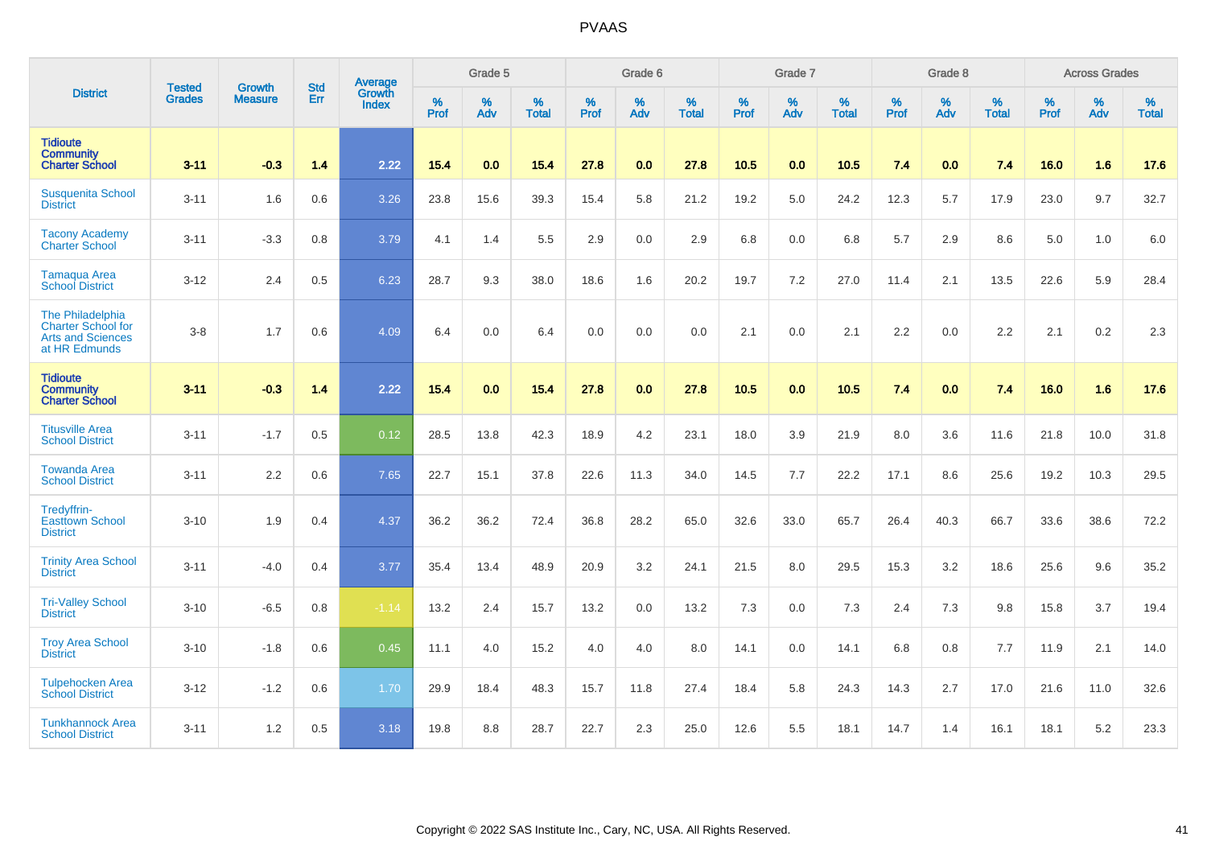# PVAAS

| District | Tested Grades | Growth Measure | Std Err | Average Growth Index | Grade 5 | | | Grade 6 | | | Grade 7 | | | Grade 8 | | | Across Grades | | |
|---|---|---|---|---|---|---|---|---|---|---|---|---|---|---|---|---|---|---|---|
| | | | | | % Prof | % Adv | % Total | % Prof | % Adv | % Total | % Prof | % Adv | % Total | % Prof | % Adv | % Total | % Prof | % Adv | % Total |
| **Tidioute Community Charter School** | **3-11** | **-0.3** | **1.4** | **2.22** | **15.4** | **0.0** | **15.4** | **27.8** | **0.0** | **27.8** | **10.5** | **0.0** | **10.5** | **7.4** | **0.0** | **7.4** | **16.0** | **1.6** | **17.6** |
| Susquenita School District | 3-11 | 1.6 | 0.6 | 3.26 | 23.8 | 15.6 | 39.3 | 15.4 | 5.8 | 21.2 | 19.2 | 5.0 | 24.2 | 12.3 | 5.7 | 17.9 | 23.0 | 9.7 | 32.7 |
| Tacony Academy Charter School | 3-11 | -3.3 | 0.8 | 3.79 | 4.1 | 1.4 | 5.5 | 2.9 | 0.0 | 2.9 | 6.8 | 0.0 | 6.8 | 5.7 | 2.9 | 8.6 | 5.0 | 1.0 | 6.0 |
| Tamaqua Area School District | 3-12 | 2.4 | 0.5 | 6.23 | 28.7 | 9.3 | 38.0 | 18.6 | 1.6 | 20.2 | 19.7 | 7.2 | 27.0 | 11.4 | 2.1 | 13.5 | 22.6 | 5.9 | 28.4 |
| The Philadelphia Charter School for Arts and Sciences at HR Edmunds | 3-8 | 1.7 | 0.6 | 4.09 | 6.4 | 0.0 | 6.4 | 0.0 | 0.0 | 0.0 | 2.1 | 0.0 | 2.1 | 2.2 | 0.0 | 2.2 | 2.1 | 0.2 | 2.3 |
| **Tidioute Community Charter School** | **3-11** | **-0.3** | **1.4** | **2.22** | **15.4** | **0.0** | **15.4** | **27.8** | **0.0** | **27.8** | **10.5** | **0.0** | **10.5** | **7.4** | **0.0** | **7.4** | **16.0** | **1.6** | **17.6** |
| Titusville Area School District | 3-11 | -1.7 | 0.5 | 0.12 | 28.5 | 13.8 | 42.3 | 18.9 | 4.2 | 23.1 | 18.0 | 3.9 | 21.9 | 8.0 | 3.6 | 11.6 | 21.8 | 10.0 | 31.8 |
| Towanda Area School District | 3-11 | 2.2 | 0.6 | 7.65 | 22.7 | 15.1 | 37.8 | 22.6 | 11.3 | 34.0 | 14.5 | 7.7 | 22.2 | 17.1 | 8.6 | 25.6 | 19.2 | 10.3 | 29.5 |
| Tredyffrin-Easttown School District | 3-10 | 1.9 | 0.4 | 4.37 | 36.2 | 36.2 | 72.4 | 36.8 | 28.2 | 65.0 | 32.6 | 33.0 | 65.7 | 26.4 | 40.3 | 66.7 | 33.6 | 38.6 | 72.2 |
| Trinity Area School District | 3-11 | -4.0 | 0.4 | 3.77 | 35.4 | 13.4 | 48.9 | 20.9 | 3.2 | 24.1 | 21.5 | 8.0 | 29.5 | 15.3 | 3.2 | 18.6 | 25.6 | 9.6 | 35.2 |
| Tri-Valley School District | 3-10 | -6.5 | 0.8 | -1.14 | 13.2 | 2.4 | 15.7 | 13.2 | 0.0 | 13.2 | 7.3 | 0.0 | 7.3 | 2.4 | 7.3 | 9.8 | 15.8 | 3.7 | 19.4 |
| Troy Area School District | 3-10 | -1.8 | 0.6 | 0.45 | 11.1 | 4.0 | 15.2 | 4.0 | 4.0 | 8.0 | 14.1 | 0.0 | 14.1 | 6.8 | 0.8 | 7.7 | 11.9 | 2.1 | 14.0 |
| Tulpehocken Area School District | 3-12 | -1.2 | 0.6 | 1.70 | 29.9 | 18.4 | 48.3 | 15.7 | 11.8 | 27.4 | 18.4 | 5.8 | 24.3 | 14.3 | 2.7 | 17.0 | 21.6 | 11.0 | 32.6 |
| Tunkhannock Area School District | 3-11 | 1.2 | 0.5 | 3.18 | 19.8 | 8.8 | 28.7 | 22.7 | 2.3 | 25.0 | 12.6 | 5.5 | 18.1 | 14.7 | 1.4 | 16.1 | 18.1 | 5.2 | 23.3 |

Copyright © 2022 SAS Institute Inc., Cary, NC, USA. All Rights Reserved.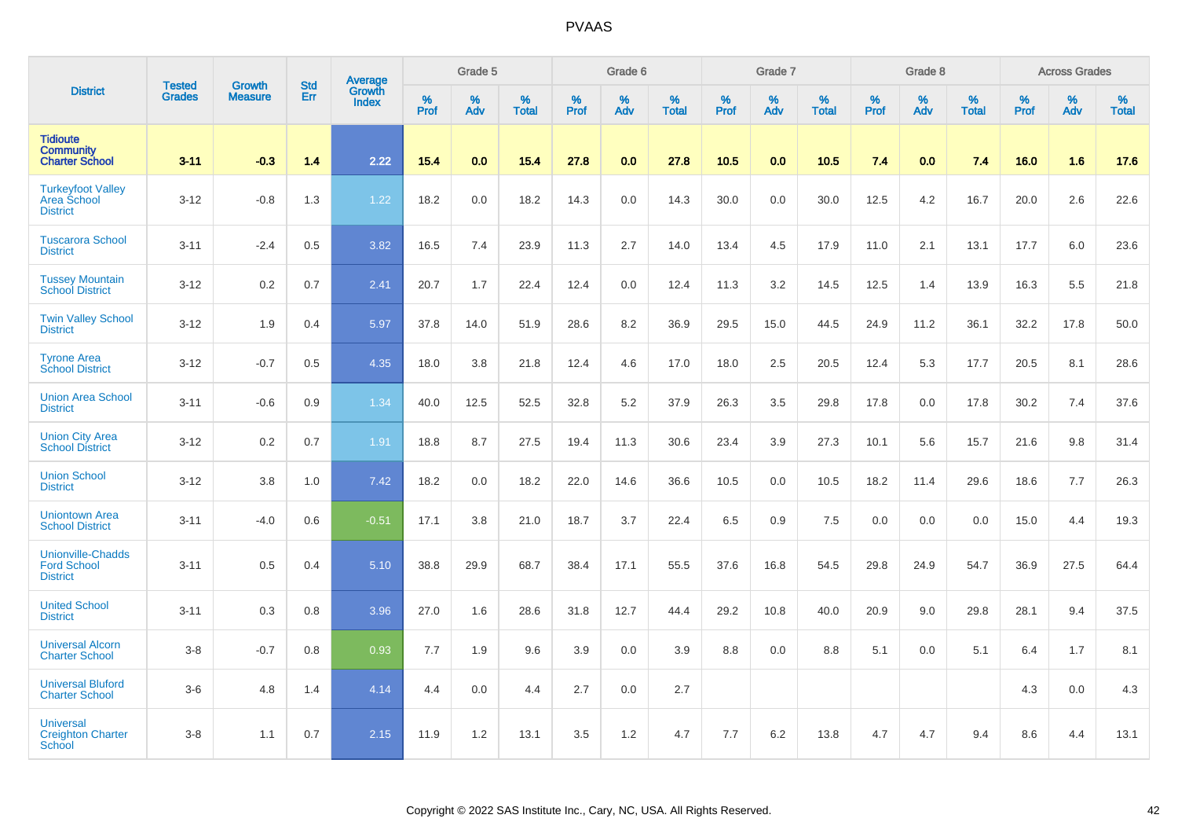# PVAAS

| District | Tested Grades | Growth Measure | Std Err | Average Growth Index | Grade 5 | | | Grade 6 | | | Grade 7 | | | Grade 8 | | | Across Grades | | |
|---|---|---|---|---|---|---|---|---|---|---|---|---|---|---|---|---|---|---|---|
| | | | | | % Prof | % Adv | % Total | % Prof | % Adv | % Total | % Prof | % Adv | % Total | % Prof | % Adv | % Total | % Prof | % Adv | % Total |
| **Tidioute Community Charter School** | **3-11** | **-0.3** | **1.4** | **2.22** | **15.4** | **0.0** | **15.4** | **27.8** | **0.0** | **27.8** | **10.5** | **0.0** | **10.5** | **7.4** | **0.0** | **7.4** | **16.0** | **1.6** | **17.6** |
| Turkeyfoot Valley Area School District | 3-12 | -0.8 | 1.3 | 1.22 | 18.2 | 0.0 | 18.2 | 14.3 | 0.0 | 14.3 | 30.0 | 0.0 | 30.0 | 12.5 | 4.2 | 16.7 | 20.0 | 2.6 | 22.6 |
| Tuscarora School District | 3-11 | -2.4 | 0.5 | 3.82 | 16.5 | 7.4 | 23.9 | 11.3 | 2.7 | 14.0 | 13.4 | 4.5 | 17.9 | 11.0 | 2.1 | 13.1 | 17.7 | 6.0 | 23.6 |
| Tussey Mountain School District | 3-12 | 0.2 | 0.7 | 2.41 | 20.7 | 1.7 | 22.4 | 12.4 | 0.0 | 12.4 | 11.3 | 3.2 | 14.5 | 12.5 | 1.4 | 13.9 | 16.3 | 5.5 | 21.8 |
| Twin Valley School District | 3-12 | 1.9 | 0.4 | 5.97 | 37.8 | 14.0 | 51.9 | 28.6 | 8.2 | 36.9 | 29.5 | 15.0 | 44.5 | 24.9 | 11.2 | 36.1 | 32.2 | 17.8 | 50.0 |
| Tyrone Area School District | 3-12 | -0.7 | 0.5 | 4.35 | 18.0 | 3.8 | 21.8 | 12.4 | 4.6 | 17.0 | 18.0 | 2.5 | 20.5 | 12.4 | 5.3 | 17.7 | 20.5 | 8.1 | 28.6 |
| Union Area School District | 3-11 | -0.6 | 0.9 | 1.34 | 40.0 | 12.5 | 52.5 | 32.8 | 5.2 | 37.9 | 26.3 | 3.5 | 29.8 | 17.8 | 0.0 | 17.8 | 30.2 | 7.4 | 37.6 |
| Union City Area School District | 3-12 | 0.2 | 0.7 | 1.91 | 18.8 | 8.7 | 27.5 | 19.4 | 11.3 | 30.6 | 23.4 | 3.9 | 27.3 | 10.1 | 5.6 | 15.7 | 21.6 | 9.8 | 31.4 |
| Union School District | 3-12 | 3.8 | 1.0 | 7.42 | 18.2 | 0.0 | 18.2 | 22.0 | 14.6 | 36.6 | 10.5 | 0.0 | 10.5 | 18.2 | 11.4 | 29.6 | 18.6 | 7.7 | 26.3 |
| Uniontown Area School District | 3-11 | -4.0 | 0.6 | -0.51 | 17.1 | 3.8 | 21.0 | 18.7 | 3.7 | 22.4 | 6.5 | 0.9 | 7.5 | 0.0 | 0.0 | 0.0 | 15.0 | 4.4 | 19.3 |
| Unionville-Chadds Ford School District | 3-11 | 0.5 | 0.4 | 5.10 | 38.8 | 29.9 | 68.7 | 38.4 | 17.1 | 55.5 | 37.6 | 16.8 | 54.5 | 29.8 | 24.9 | 54.7 | 36.9 | 27.5 | 64.4 |
| United School District | 3-11 | 0.3 | 0.8 | 3.96 | 27.0 | 1.6 | 28.6 | 31.8 | 12.7 | 44.4 | 29.2 | 10.8 | 40.0 | 20.9 | 9.0 | 29.8 | 28.1 | 9.4 | 37.5 |
| Universal Alcorn Charter School | 3-8 | -0.7 | 0.8 | 0.93 | 7.7 | 1.9 | 9.6 | 3.9 | 0.0 | 3.9 | 8.8 | 0.0 | 8.8 | 5.1 | 0.0 | 5.1 | 6.4 | 1.7 | 8.1 |
| Universal Bluford Charter School | 3-6 | 4.8 | 1.4 | 4.14 | 4.4 | 0.0 | 4.4 | 2.7 | 0.0 | 2.7 | | | | | | | 4.3 | 0.0 | 4.3 |
| Universal Creighton Charter School | 3-8 | 1.1 | 0.7 | 2.15 | 11.9 | 1.2 | 13.1 | 3.5 | 1.2 | 4.7 | 7.7 | 6.2 | 13.8 | 4.7 | 4.7 | 9.4 | 8.6 | 4.4 | 13.1 |

Copyright © 2022 SAS Institute Inc., Cary, NC, USA. All Rights Reserved.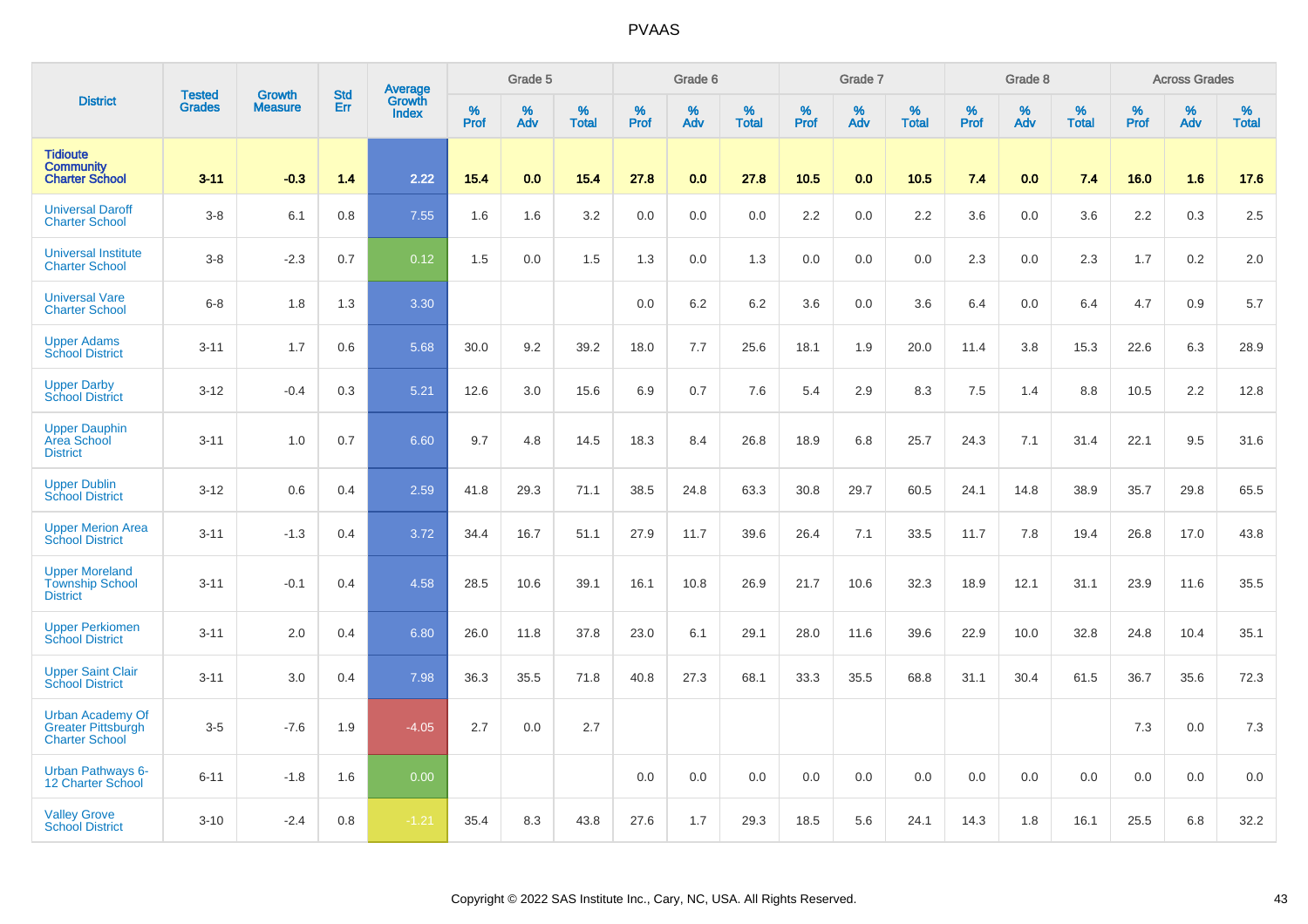# PVAAS

| District | Tested Grades | Growth Measure | Std Err | Average Growth Index | Grade 5 | | | Grade 6 | | | Grade 7 | | | Grade 8 | | | Across Grades | | |
|---|---|---|---|---|---|---|---|---|---|---|---|---|---|---|---|---|---|---|---|
| | | | | | % Prof | % Adv | % Total | % Prof | % Adv | % Total | % Prof | % Adv | % Total | % Prof | % Adv | % Total | % Prof | % Adv | % Total |
| **Tidioute Community Charter School** | **3-11** | **-0.3** | **1.4** | **2.22** | **15.4** | **0.0** | **15.4** | **27.8** | **0.0** | **27.8** | **10.5** | **0.0** | **10.5** | **7.4** | **0.0** | **7.4** | **16.0** | **1.6** | **17.6** |
| Universal Daroff Charter School | 3-8 | 6.1 | 0.8 | 7.55 | 1.6 | 1.6 | 3.2 | 0.0 | 0.0 | 0.0 | 2.2 | 0.0 | 2.2 | 3.6 | 0.0 | 3.6 | 2.2 | 0.3 | 2.5 |
| Universal Institute Charter School | 3-8 | -2.3 | 0.7 | 0.12 | 1.5 | 0.0 | 1.5 | 1.3 | 0.0 | 1.3 | 0.0 | 0.0 | 0.0 | 2.3 | 0.0 | 2.3 | 1.7 | 0.2 | 2.0 |
| Universal Vare Charter School | 6-8 | 1.8 | 1.3 | 3.30 | | | | 0.0 | 6.2 | 6.2 | 3.6 | 0.0 | 3.6 | 6.4 | 0.0 | 6.4 | 4.7 | 0.9 | 5.7 |
| Upper Adams School District | 3-11 | 1.7 | 0.6 | 5.68 | 30.0 | 9.2 | 39.2 | 18.0 | 7.7 | 25.6 | 18.1 | 1.9 | 20.0 | 11.4 | 3.8 | 15.3 | 22.6 | 6.3 | 28.9 |
| Upper Darby School District | 3-12 | -0.4 | 0.3 | 5.21 | 12.6 | 3.0 | 15.6 | 6.9 | 0.7 | 7.6 | 5.4 | 2.9 | 8.3 | 7.5 | 1.4 | 8.8 | 10.5 | 2.2 | 12.8 |
| Upper Dauphin Area School District | 3-11 | 1.0 | 0.7 | 6.60 | 9.7 | 4.8 | 14.5 | 18.3 | 8.4 | 26.8 | 18.9 | 6.8 | 25.7 | 24.3 | 7.1 | 31.4 | 22.1 | 9.5 | 31.6 |
| Upper Dublin School District | 3-12 | 0.6 | 0.4 | 2.59 | 41.8 | 29.3 | 71.1 | 38.5 | 24.8 | 63.3 | 30.8 | 29.7 | 60.5 | 24.1 | 14.8 | 38.9 | 35.7 | 29.8 | 65.5 |
| Upper Merion Area School District | 3-11 | -1.3 | 0.4 | 3.72 | 34.4 | 16.7 | 51.1 | 27.9 | 11.7 | 39.6 | 26.4 | 7.1 | 33.5 | 11.7 | 7.8 | 19.4 | 26.8 | 17.0 | 43.8 |
| Upper Moreland Township School District | 3-11 | -0.1 | 0.4 | 4.58 | 28.5 | 10.6 | 39.1 | 16.1 | 10.8 | 26.9 | 21.7 | 10.6 | 32.3 | 18.9 | 12.1 | 31.1 | 23.9 | 11.6 | 35.5 |
| Upper Perkiomen School District | 3-11 | 2.0 | 0.4 | 6.80 | 26.0 | 11.8 | 37.8 | 23.0 | 6.1 | 29.1 | 28.0 | 11.6 | 39.6 | 22.9 | 10.0 | 32.8 | 24.8 | 10.4 | 35.1 |
| Upper Saint Clair School District | 3-11 | 3.0 | 0.4 | 7.98 | 36.3 | 35.5 | 71.8 | 40.8 | 27.3 | 68.1 | 33.3 | 35.5 | 68.8 | 31.1 | 30.4 | 61.5 | 36.7 | 35.6 | 72.3 |
| Urban Academy Of Greater Pittsburgh Charter School | 3-5 | -7.6 | 1.9 | -4.05 | 2.7 | 0.0 | 2.7 | | | | | | | | | | 7.3 | 0.0 | 7.3 |
| Urban Pathways 6-12 Charter School | 6-11 | -1.8 | 1.6 | 0.00 | | | | 0.0 | 0.0 | 0.0 | 0.0 | 0.0 | 0.0 | 0.0 | 0.0 | 0.0 | 0.0 | 0.0 | 0.0 |
| Valley Grove School District | 3-10 | -2.4 | 0.8 | -1.21 | 35.4 | 8.3 | 43.8 | 27.6 | 1.7 | 29.3 | 18.5 | 5.6 | 24.1 | 14.3 | 1.8 | 16.1 | 25.5 | 6.8 | 32.2 |

Copyright © 2022 SAS Institute Inc., Cary, NC, USA. All Rights Reserved.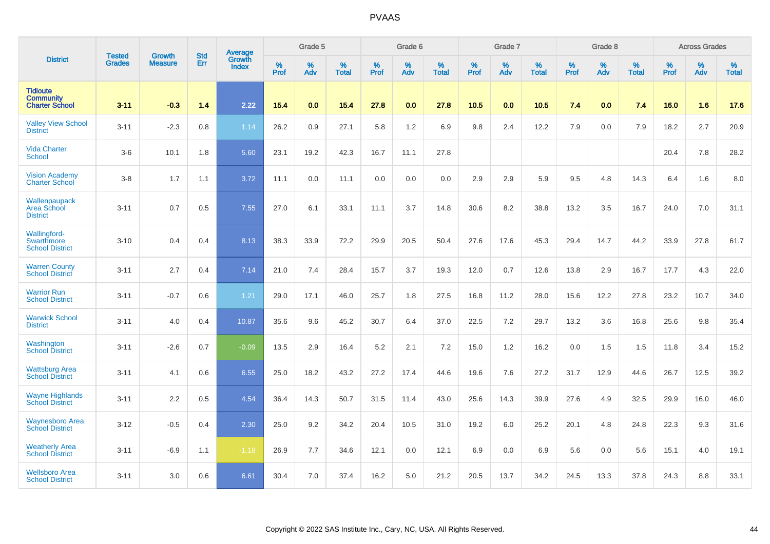# PVAAS

| District | Tested Grades | Growth Measure | Std Err | Average Growth Index | Grade 5 | | | Grade 6 | | | Grade 7 | | | Grade 8 | | | Across Grades | | |
|---|---|---|---|---|---|---|---|---|---|---|---|---|---|---|---|---|---|---|---|
| | | | | | % Prof | % Adv | % Total | % Prof | % Adv | % Total | % Prof | % Adv | % Total | % Prof | % Adv | % Total | % Prof | % Adv | % Total |
| **Tidioute Community Charter School** | **3-11** | **-0.3** | **1.4** | **2.22** | **15.4** | **0.0** | **15.4** | **27.8** | **0.0** | **27.8** | **10.5** | **0.0** | **10.5** | **7.4** | **0.0** | **7.4** | **16.0** | **1.6** | **17.6** |
| Valley View School District | 3-11 | -2.3 | 0.8 | 1.14 | 26.2 | 0.9 | 27.1 | 5.8 | 1.2 | 6.9 | 9.8 | 2.4 | 12.2 | 7.9 | 0.0 | 7.9 | 18.2 | 2.7 | 20.9 |
| Vida Charter School | 3-6 | 10.1 | 1.8 | 5.60 | 23.1 | 19.2 | 42.3 | 16.7 | 11.1 | 27.8 | | | | | | | 20.4 | 7.8 | 28.2 |
| Vision Academy Charter School | 3-8 | 1.7 | 1.1 | 3.72 | 11.1 | 0.0 | 11.1 | 0.0 | 0.0 | 0.0 | 2.9 | 2.9 | 5.9 | 9.5 | 4.8 | 14.3 | 6.4 | 1.6 | 8.0 |
| Wallenpaupack Area School District | 3-11 | 0.7 | 0.5 | 7.55 | 27.0 | 6.1 | 33.1 | 11.1 | 3.7 | 14.8 | 30.6 | 8.2 | 38.8 | 13.2 | 3.5 | 16.7 | 24.0 | 7.0 | 31.1 |
| Wallingford-Swarthmore School District | 3-10 | 0.4 | 0.4 | 8.13 | 38.3 | 33.9 | 72.2 | 29.9 | 20.5 | 50.4 | 27.6 | 17.6 | 45.3 | 29.4 | 14.7 | 44.2 | 33.9 | 27.8 | 61.7 |
| Warren County School District | 3-11 | 2.7 | 0.4 | 7.14 | 21.0 | 7.4 | 28.4 | 15.7 | 3.7 | 19.3 | 12.0 | 0.7 | 12.6 | 13.8 | 2.9 | 16.7 | 17.7 | 4.3 | 22.0 |
| Warrior Run School District | 3-11 | -0.7 | 0.6 | 1.21 | 29.0 | 17.1 | 46.0 | 25.7 | 1.8 | 27.5 | 16.8 | 11.2 | 28.0 | 15.6 | 12.2 | 27.8 | 23.2 | 10.7 | 34.0 |
| Warwick School District | 3-11 | 4.0 | 0.4 | 10.87 | 35.6 | 9.6 | 45.2 | 30.7 | 6.4 | 37.0 | 22.5 | 7.2 | 29.7 | 13.2 | 3.6 | 16.8 | 25.6 | 9.8 | 35.4 |
| Washington School District | 3-11 | -2.6 | 0.7 | -0.09 | 13.5 | 2.9 | 16.4 | 5.2 | 2.1 | 7.2 | 15.0 | 1.2 | 16.2 | 0.0 | 1.5 | 1.5 | 11.8 | 3.4 | 15.2 |
| Wattsburg Area School District | 3-11 | 4.1 | 0.6 | 6.55 | 25.0 | 18.2 | 43.2 | 27.2 | 17.4 | 44.6 | 19.6 | 7.6 | 27.2 | 31.7 | 12.9 | 44.6 | 26.7 | 12.5 | 39.2 |
| Wayne Highlands School District | 3-11 | 2.2 | 0.5 | 4.54 | 36.4 | 14.3 | 50.7 | 31.5 | 11.4 | 43.0 | 25.6 | 14.3 | 39.9 | 27.6 | 4.9 | 32.5 | 29.9 | 16.0 | 46.0 |
| Waynesboro Area School District | 3-12 | -0.5 | 0.4 | 2.30 | 25.0 | 9.2 | 34.2 | 20.4 | 10.5 | 31.0 | 19.2 | 6.0 | 25.2 | 20.1 | 4.8 | 24.8 | 22.3 | 9.3 | 31.6 |
| Weatherly Area School District | 3-11 | -6.9 | 1.1 | -1.18 | 26.9 | 7.7 | 34.6 | 12.1 | 0.0 | 12.1 | 6.9 | 0.0 | 6.9 | 5.6 | 0.0 | 5.6 | 15.1 | 4.0 | 19.1 |
| Wellsboro Area School District | 3-11 | 3.0 | 0.6 | 6.61 | 30.4 | 7.0 | 37.4 | 16.2 | 5.0 | 21.2 | 20.5 | 13.7 | 34.2 | 24.5 | 13.3 | 37.8 | 24.3 | 8.8 | 33.1 |

Copyright © 2022 SAS Institute Inc., Cary, NC, USA. All Rights Reserved.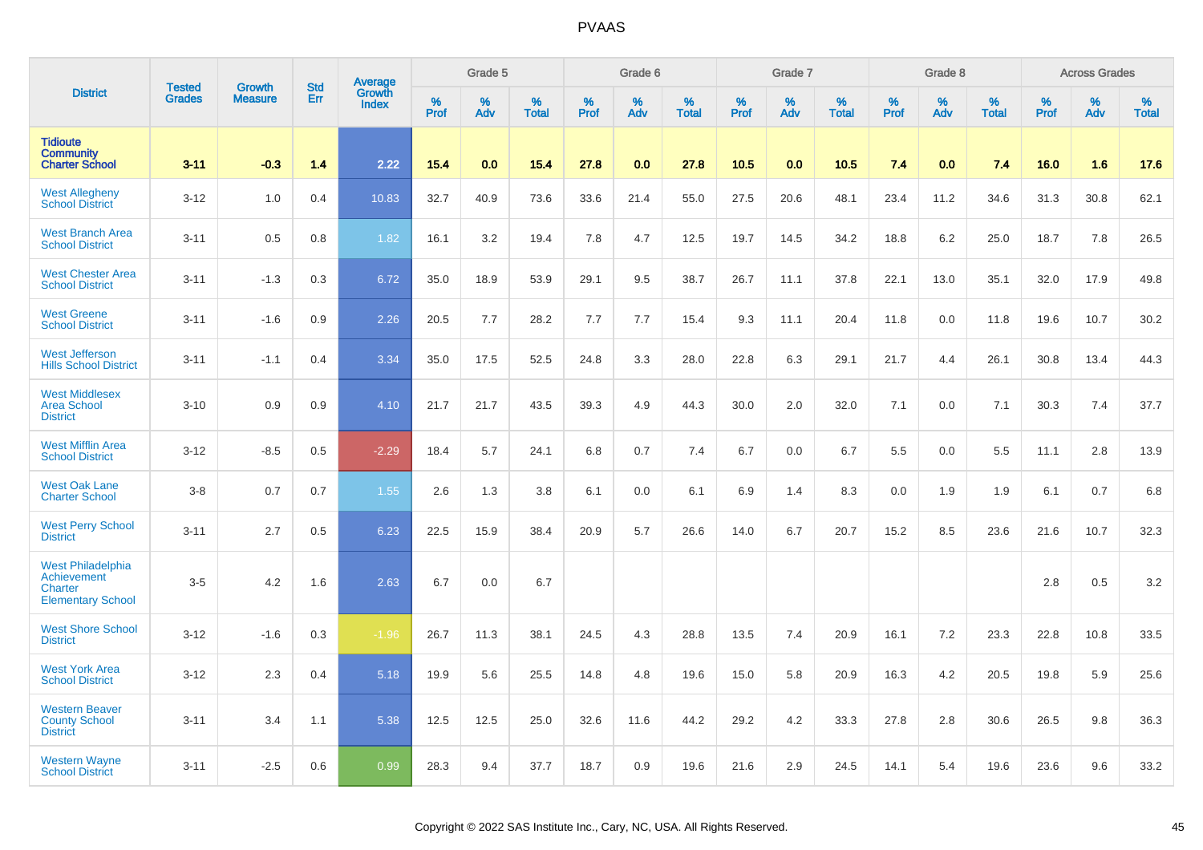# PVAAS

| District | Tested Grades | Growth Measure | Std Err | Average Growth Index | Grade 5 | | | Grade 6 | | | Grade 7 | | | Grade 8 | | | Across Grades | | |
|---|---|---|---|---|---|---|---|---|---|---|---|---|---|---|---|---|---|---|---|
| | | | | | % Prof | % Adv | % Total | % Prof | % Adv | % Total | % Prof | % Adv | % Total | % Prof | % Adv | % Total | % Prof | % Adv | % Total |
| **Tidioute Community Charter School** | **3-11** | **-0.3** | **1.4** | **2.22** | **15.4** | **0.0** | **15.4** | **27.8** | **0.0** | **27.8** | **10.5** | **0.0** | **10.5** | **7.4** | **0.0** | **7.4** | **16.0** | **1.6** | **17.6** |
| West Allegheny School District | 3-12 | 1.0 | 0.4 | 10.83 | 32.7 | 40.9 | 73.6 | 33.6 | 21.4 | 55.0 | 27.5 | 20.6 | 48.1 | 23.4 | 11.2 | 34.6 | 31.3 | 30.8 | 62.1 |
| West Branch Area School District | 3-11 | 0.5 | 0.8 | 1.82 | 16.1 | 3.2 | 19.4 | 7.8 | 4.7 | 12.5 | 19.7 | 14.5 | 34.2 | 18.8 | 6.2 | 25.0 | 18.7 | 7.8 | 26.5 |
| West Chester Area School District | 3-11 | -1.3 | 0.3 | 6.72 | 35.0 | 18.9 | 53.9 | 29.1 | 9.5 | 38.7 | 26.7 | 11.1 | 37.8 | 22.1 | 13.0 | 35.1 | 32.0 | 17.9 | 49.8 |
| West Greene School District | 3-11 | -1.6 | 0.9 | 2.26 | 20.5 | 7.7 | 28.2 | 7.7 | 7.7 | 15.4 | 9.3 | 11.1 | 20.4 | 11.8 | 0.0 | 11.8 | 19.6 | 10.7 | 30.2 |
| West Jefferson Hills School District | 3-11 | -1.1 | 0.4 | 3.34 | 35.0 | 17.5 | 52.5 | 24.8 | 3.3 | 28.0 | 22.8 | 6.3 | 29.1 | 21.7 | 4.4 | 26.1 | 30.8 | 13.4 | 44.3 |
| West Middlesex Area School District | 3-10 | 0.9 | 0.9 | 4.10 | 21.7 | 21.7 | 43.5 | 39.3 | 4.9 | 44.3 | 30.0 | 2.0 | 32.0 | 7.1 | 0.0 | 7.1 | 30.3 | 7.4 | 37.7 |
| West Mifflin Area School District | 3-12 | -8.5 | 0.5 | -2.29 | 18.4 | 5.7 | 24.1 | 6.8 | 0.7 | 7.4 | 6.7 | 0.0 | 6.7 | 5.5 | 0.0 | 5.5 | 11.1 | 2.8 | 13.9 |
| West Oak Lane Charter School | 3-8 | 0.7 | 0.7 | 1.55 | 2.6 | 1.3 | 3.8 | 6.1 | 0.0 | 6.1 | 6.9 | 1.4 | 8.3 | 0.0 | 1.9 | 1.9 | 6.1 | 0.7 | 6.8 |
| West Perry School District | 3-11 | 2.7 | 0.5 | 6.23 | 22.5 | 15.9 | 38.4 | 20.9 | 5.7 | 26.6 | 14.0 | 6.7 | 20.7 | 15.2 | 8.5 | 23.6 | 21.6 | 10.7 | 32.3 |
| West Philadelphia Achievement Charter Elementary School | 3-5 | 4.2 | 1.6 | 2.63 | 6.7 | 0.0 | 6.7 | | | | | | | | | | 2.8 | 0.5 | 3.2 |
| West Shore School District | 3-12 | -1.6 | 0.3 | -1.96 | 26.7 | 11.3 | 38.1 | 24.5 | 4.3 | 28.8 | 13.5 | 7.4 | 20.9 | 16.1 | 7.2 | 23.3 | 22.8 | 10.8 | 33.5 |
| West York Area School District | 3-12 | 2.3 | 0.4 | 5.18 | 19.9 | 5.6 | 25.5 | 14.8 | 4.8 | 19.6 | 15.0 | 5.8 | 20.9 | 16.3 | 4.2 | 20.5 | 19.8 | 5.9 | 25.6 |
| Western Beaver County School District | 3-11 | 3.4 | 1.1 | 5.38 | 12.5 | 12.5 | 25.0 | 32.6 | 11.6 | 44.2 | 29.2 | 4.2 | 33.3 | 27.8 | 2.8 | 30.6 | 26.5 | 9.8 | 36.3 |
| Western Wayne School District | 3-11 | -2.5 | 0.6 | 0.99 | 28.3 | 9.4 | 37.7 | 18.7 | 0.9 | 19.6 | 21.6 | 2.9 | 24.5 | 14.1 | 5.4 | 19.6 | 23.6 | 9.6 | 33.2 |

Copyright © 2022 SAS Institute Inc., Cary, NC, USA. All Rights Reserved.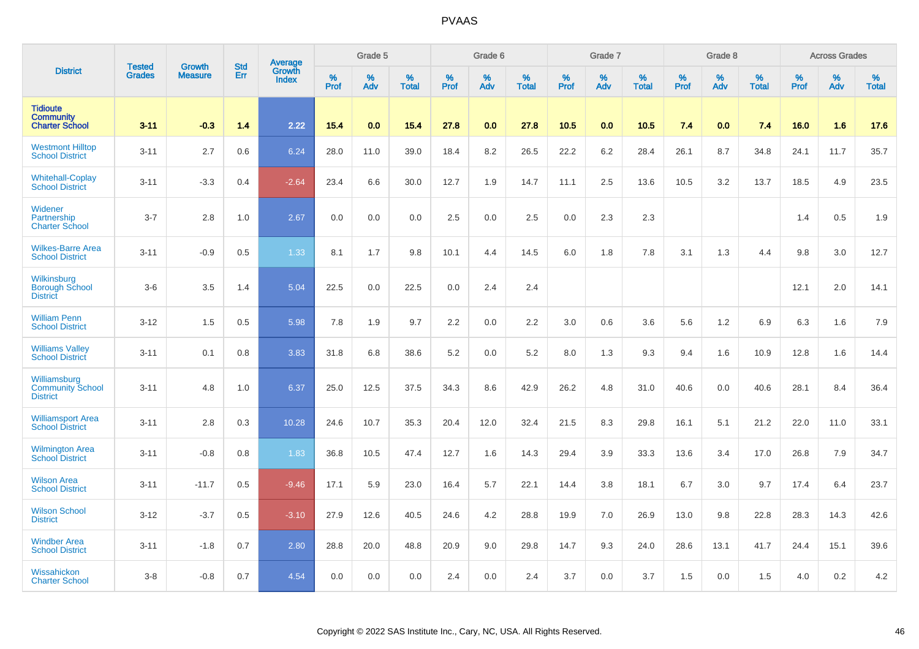PVAAS

| District | Tested Grades | Growth Measure | Std Err | Average Growth Index | Grade 5 | | | Grade 6 | | | Grade 7 | | | Grade 8 | | | Across Grades | | |
|---|---|---|---|---|---|---|---|---|---|---|---|---|---|---|---|---|---|---|---|
| | | | | | % Prof | % Adv | % Total | % Prof | % Adv | % Total | % Prof | % Adv | % Total | % Prof | % Adv | % Total | % Prof | % Adv | % Total |
| **Tidioute Community Charter School** | **3-11** | **-0.3** | **1.4** | **2.22** | **15.4** | **0.0** | **15.4** | **27.8** | **0.0** | **27.8** | **10.5** | **0.0** | **10.5** | **7.4** | **0.0** | **7.4** | **16.0** | **1.6** | **17.6** |
| Westmont Hilltop School District | 3-11 | 2.7 | 0.6 | 6.24 | 28.0 | 11.0 | 39.0 | 18.4 | 8.2 | 26.5 | 22.2 | 6.2 | 28.4 | 26.1 | 8.7 | 34.8 | 24.1 | 11.7 | 35.7 |
| Whitehall-Coplay School District | 3-11 | -3.3 | 0.4 | -2.64 | 23.4 | 6.6 | 30.0 | 12.7 | 1.9 | 14.7 | 11.1 | 2.5 | 13.6 | 10.5 | 3.2 | 13.7 | 18.5 | 4.9 | 23.5 |
| Widener Partnership Charter School | 3-7 | 2.8 | 1.0 | 2.67 | 0.0 | 0.0 | 0.0 | 2.5 | 0.0 | 2.5 | 0.0 | 2.3 | 2.3 | | | | 1.4 | 0.5 | 1.9 |
| Wilkes-Barre Area School District | 3-11 | -0.9 | 0.5 | 1.33 | 8.1 | 1.7 | 9.8 | 10.1 | 4.4 | 14.5 | 6.0 | 1.8 | 7.8 | 3.1 | 1.3 | 4.4 | 9.8 | 3.0 | 12.7 |
| Wilkinsburg Borough School District | 3-6 | 3.5 | 1.4 | 5.04 | 22.5 | 0.0 | 22.5 | 0.0 | 2.4 | 2.4 | | | | | | | 12.1 | 2.0 | 14.1 |
| William Penn School District | 3-12 | 1.5 | 0.5 | 5.98 | 7.8 | 1.9 | 9.7 | 2.2 | 0.0 | 2.2 | 3.0 | 0.6 | 3.6 | 5.6 | 1.2 | 6.9 | 6.3 | 1.6 | 7.9 |
| Williams Valley School District | 3-11 | 0.1 | 0.8 | 3.83 | 31.8 | 6.8 | 38.6 | 5.2 | 0.0 | 5.2 | 8.0 | 1.3 | 9.3 | 9.4 | 1.6 | 10.9 | 12.8 | 1.6 | 14.4 |
| Williamsburg Community School District | 3-11 | 4.8 | 1.0 | 6.37 | 25.0 | 12.5 | 37.5 | 34.3 | 8.6 | 42.9 | 26.2 | 4.8 | 31.0 | 40.6 | 0.0 | 40.6 | 28.1 | 8.4 | 36.4 |
| Williamsport Area School District | 3-11 | 2.8 | 0.3 | 10.28 | 24.6 | 10.7 | 35.3 | 20.4 | 12.0 | 32.4 | 21.5 | 8.3 | 29.8 | 16.1 | 5.1 | 21.2 | 22.0 | 11.0 | 33.1 |
| Wilmington Area School District | 3-11 | -0.8 | 0.8 | 1.83 | 36.8 | 10.5 | 47.4 | 12.7 | 1.6 | 14.3 | 29.4 | 3.9 | 33.3 | 13.6 | 3.4 | 17.0 | 26.8 | 7.9 | 34.7 |
| Wilson Area School District | 3-11 | -11.7 | 0.5 | -9.46 | 17.1 | 5.9 | 23.0 | 16.4 | 5.7 | 22.1 | 14.4 | 3.8 | 18.1 | 6.7 | 3.0 | 9.7 | 17.4 | 6.4 | 23.7 |
| Wilson School District | 3-12 | -3.7 | 0.5 | -3.10 | 27.9 | 12.6 | 40.5 | 24.6 | 4.2 | 28.8 | 19.9 | 7.0 | 26.9 | 13.0 | 9.8 | 22.8 | 28.3 | 14.3 | 42.6 |
| Windber Area School District | 3-11 | -1.8 | 0.7 | 2.80 | 28.8 | 20.0 | 48.8 | 20.9 | 9.0 | 29.8 | 14.7 | 9.3 | 24.0 | 28.6 | 13.1 | 41.7 | 24.4 | 15.1 | 39.6 |
| Wissahickon Charter School | 3-8 | -0.8 | 0.7 | 4.54 | 0.0 | 0.0 | 0.0 | 2.4 | 0.0 | 2.4 | 3.7 | 0.0 | 3.7 | 1.5 | 0.0 | 1.5 | 4.0 | 0.2 | 4.2 |

Copyright © 2022 SAS Institute Inc., Cary, NC, USA. All Rights Reserved.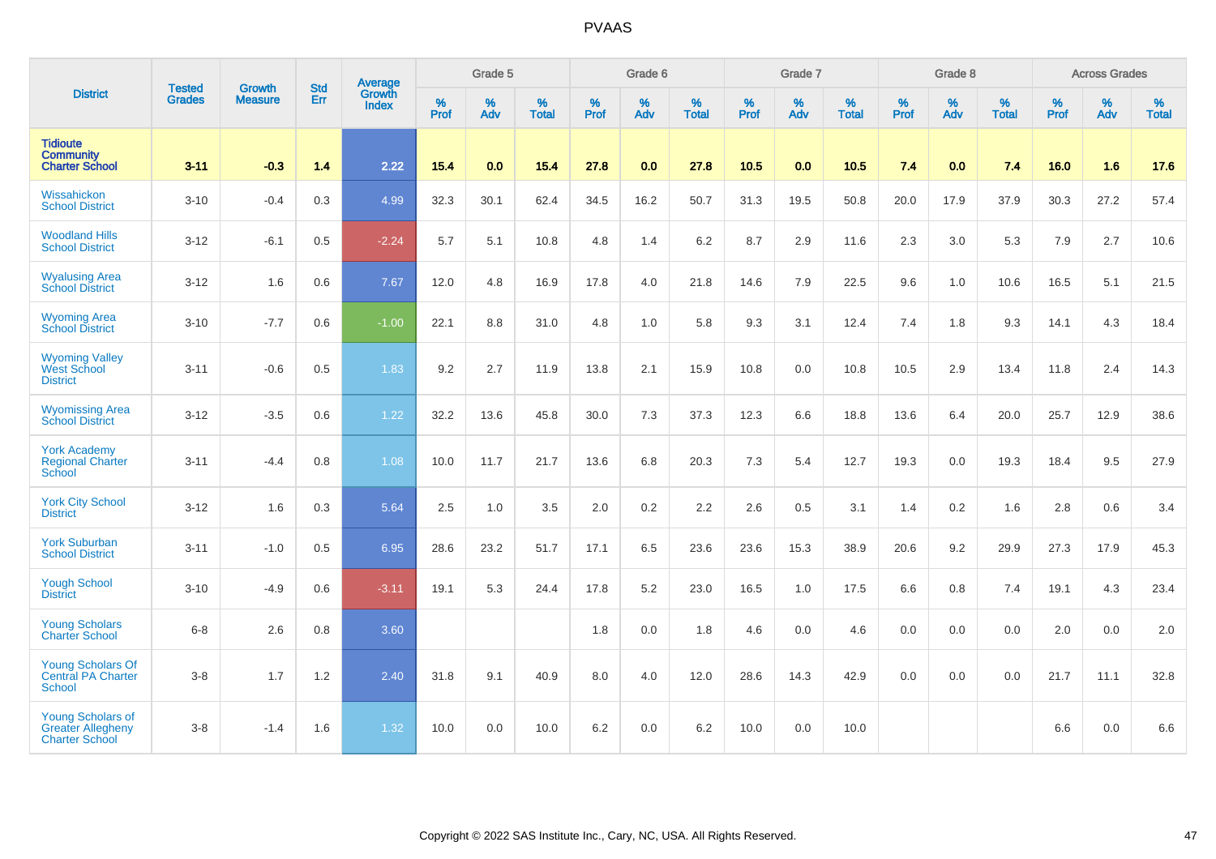# PVAAS

| District | Tested Grades | Growth Measure | Std Err | Average Growth Index | Grade 5 | | | Grade 6 | | | Grade 7 | | | Grade 8 | | | Across Grades | | |
|---|---|---|---|---|---|---|---|---|---|---|---|---|---|---|---|---|---|---|---|
| | | | | | % Prof | % Adv | % Total | % Prof | % Adv | % Total | % Prof | % Adv | % Total | % Prof | % Adv | % Total | % Prof | % Adv | % Total |
| **Tidioute Community Charter School** | **3-11** | **-0.3** | **1.4** | **2.22** | **15.4** | **0.0** | **15.4** | **27.8** | **0.0** | **27.8** | **10.5** | **0.0** | **10.5** | **7.4** | **0.0** | **7.4** | **16.0** | **1.6** | **17.6** |
| Wissahickon School District | 3-10 | -0.4 | 0.3 | 4.99 | 32.3 | 30.1 | 62.4 | 34.5 | 16.2 | 50.7 | 31.3 | 19.5 | 50.8 | 20.0 | 17.9 | 37.9 | 30.3 | 27.2 | 57.4 |
| Woodland Hills School District | 3-12 | -6.1 | 0.5 | -2.24 | 5.7 | 5.1 | 10.8 | 4.8 | 1.4 | 6.2 | 8.7 | 2.9 | 11.6 | 2.3 | 3.0 | 5.3 | 7.9 | 2.7 | 10.6 |
| Wyalusing Area School District | 3-12 | 1.6 | 0.6 | 7.67 | 12.0 | 4.8 | 16.9 | 17.8 | 4.0 | 21.8 | 14.6 | 7.9 | 22.5 | 9.6 | 1.0 | 10.6 | 16.5 | 5.1 | 21.5 |
| Wyoming Area School District | 3-10 | -7.7 | 0.6 | -1.00 | 22.1 | 8.8 | 31.0 | 4.8 | 1.0 | 5.8 | 9.3 | 3.1 | 12.4 | 7.4 | 1.8 | 9.3 | 14.1 | 4.3 | 18.4 |
| Wyoming Valley West School District | 3-11 | -0.6 | 0.5 | 1.83 | 9.2 | 2.7 | 11.9 | 13.8 | 2.1 | 15.9 | 10.8 | 0.0 | 10.8 | 10.5 | 2.9 | 13.4 | 11.8 | 2.4 | 14.3 |
| Wyomissing Area School District | 3-12 | -3.5 | 0.6 | 1.22 | 32.2 | 13.6 | 45.8 | 30.0 | 7.3 | 37.3 | 12.3 | 6.6 | 18.8 | 13.6 | 6.4 | 20.0 | 25.7 | 12.9 | 38.6 |
| York Academy Regional Charter School | 3-11 | -4.4 | 0.8 | 1.08 | 10.0 | 11.7 | 21.7 | 13.6 | 6.8 | 20.3 | 7.3 | 5.4 | 12.7 | 19.3 | 0.0 | 19.3 | 18.4 | 9.5 | 27.9 |
| York City School District | 3-12 | 1.6 | 0.3 | 5.64 | 2.5 | 1.0 | 3.5 | 2.0 | 0.2 | 2.2 | 2.6 | 0.5 | 3.1 | 1.4 | 0.2 | 1.6 | 2.8 | 0.6 | 3.4 |
| York Suburban School District | 3-11 | -1.0 | 0.5 | 6.95 | 28.6 | 23.2 | 51.7 | 17.1 | 6.5 | 23.6 | 23.6 | 15.3 | 38.9 | 20.6 | 9.2 | 29.9 | 27.3 | 17.9 | 45.3 |
| Yough School District | 3-10 | -4.9 | 0.6 | -3.11 | 19.1 | 5.3 | 24.4 | 17.8 | 5.2 | 23.0 | 16.5 | 1.0 | 17.5 | 6.6 | 0.8 | 7.4 | 19.1 | 4.3 | 23.4 |
| Young Scholars Charter School | 6-8 | 2.6 | 0.8 | 3.60 | | | | 1.8 | 0.0 | 1.8 | 4.6 | 0.0 | 4.6 | 0.0 | 0.0 | 0.0 | 2.0 | 0.0 | 2.0 |
| Young Scholars Of Central PA Charter School | 3-8 | 1.7 | 1.2 | 2.40 | 31.8 | 9.1 | 40.9 | 8.0 | 4.0 | 12.0 | 28.6 | 14.3 | 42.9 | 0.0 | 0.0 | 0.0 | 21.7 | 11.1 | 32.8 |
| Young Scholars of Greater Allegheny Charter School | 3-8 | -1.4 | 1.6 | 1.32 | 10.0 | 0.0 | 10.0 | 6.2 | 0.0 | 6.2 | 10.0 | 0.0 | 10.0 | | | | 6.6 | 0.0 | 6.6 |

Copyright © 2022 SAS Institute Inc., Cary, NC, USA. All Rights Reserved.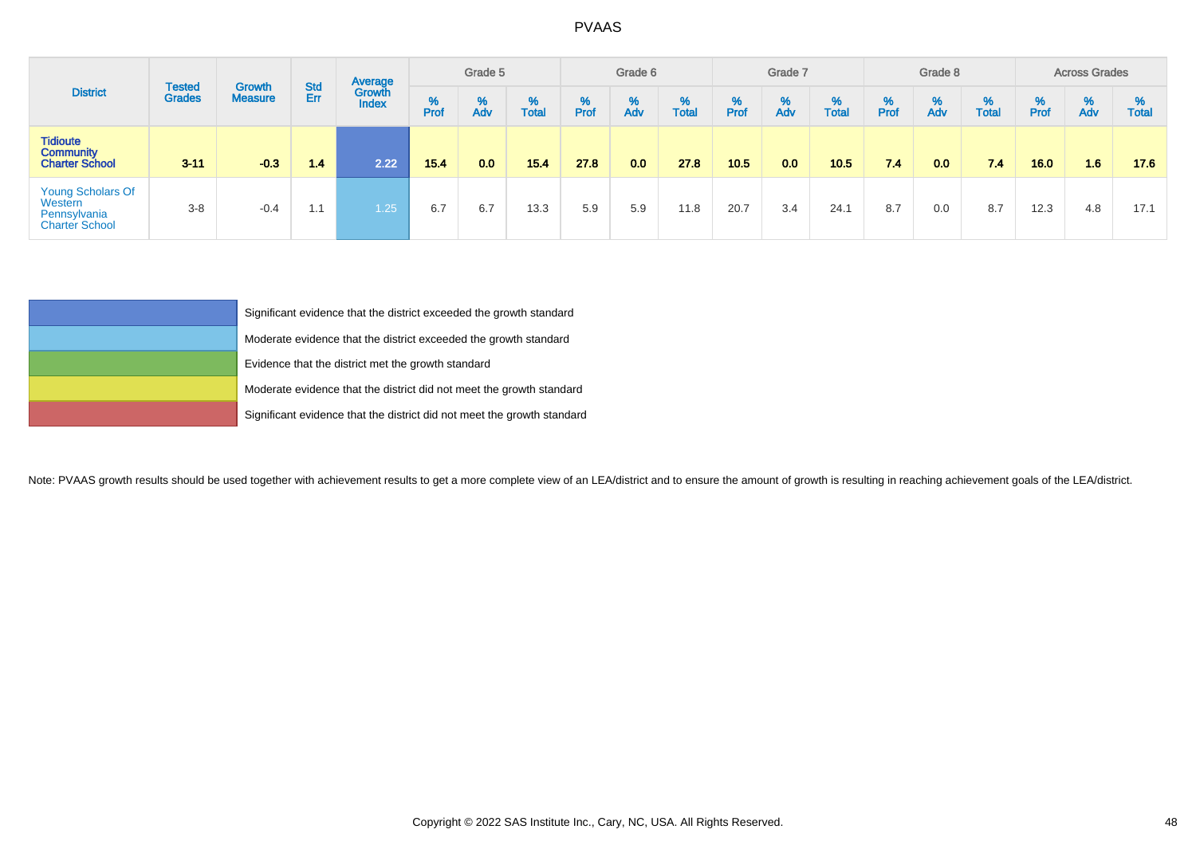# PVAAS

| District | Tested Grades | Growth Measure | Std Err | Average Growth Index | Grade 5 | | | Grade 6 | | | Grade 7 | | | Grade 8 | | | Across Grades | | |
|---|---|---|---|---|---|---|---|---|---|---|---|---|---|---|---|---|---|---|---|
| | | | | | % Prof | % Adv | % Total | % Prof | % Adv | % Total | % Prof | % Adv | % Total | % Prof | % Adv | % Total | % Prof | % Adv | % Total |
| **Tidioute Community Charter School** | **3-11** | **-0.3** | **1.4** | **2.22** | **15.4** | **0.0** | **15.4** | **27.8** | **0.0** | **27.8** | **10.5** | **0.0** | **10.5** | **7.4** | **0.0** | **7.4** | **16.0** | **1.6** | **17.6** |
| Young Scholars Of Western Pennsylvania Charter School | 3-8 | -0.4 | 1.1 | 1.25 | 6.7 | 6.7 | 13.3 | 5.9 | 5.9 | 11.8 | 20.7 | 3.4 | 24.1 | 8.7 | 0.0 | 8.7 | 12.3 | 4.8 | 17.1 |

Significant evidence that the district exceeded the growth standard

Moderate evidence that the district exceeded the growth standard

Evidence that the district met the growth standard

Moderate evidence that the district did not meet the growth standard

Significant evidence that the district did not meet the growth standard

Note: PVAAS growth results should be used together with achievement results to get a more complete view of an LEA/district and to ensure the amount of growth is resulting in reaching achievement goals of the LEA/district.

Copyright © 2022 SAS Institute Inc., Cary, NC, USA. All Rights Reserved.